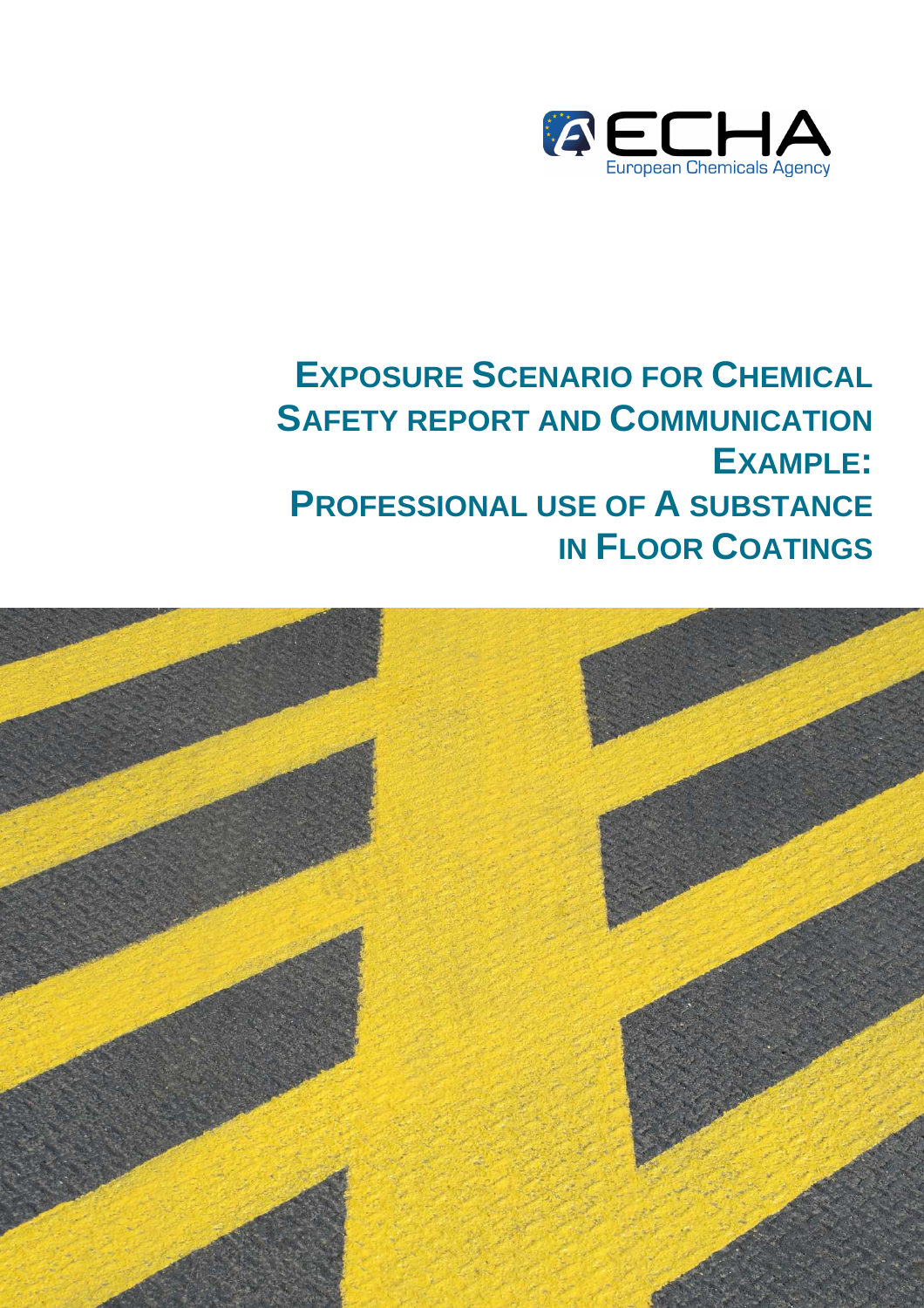ECHA

European Chemicals Agency

# EXPOSURE SCENARIO FOR CHEMICAL SAFETY REPORT AND COMMUNICATION EXAMPLE: PROFESSIONAL USE OF A SUBSTANCE IN FLOOR COATINGS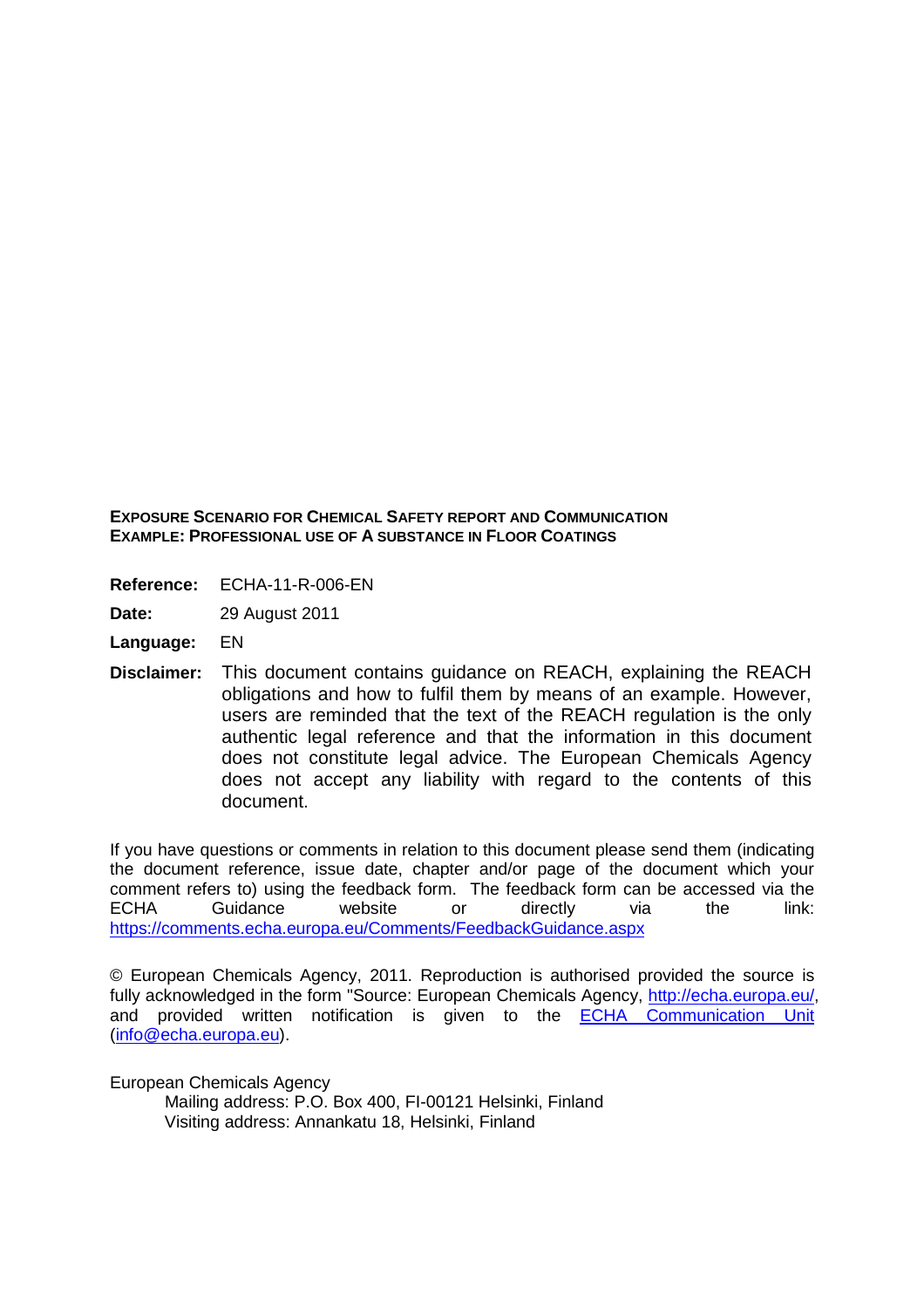**EXPOSURE SCENARIO FOR CHEMICAL SAFETY REPORT AND COMMUNICATION**
**EXAMPLE: PROFESSIONAL USE OF A SUBSTANCE IN FLOOR COATINGS**

**Reference:** ECHA-11-R-006-EN

**Date:** 29 August 2011

**Language:** EN

**Disclaimer:** This document contains guidance on REACH, explaining the REACH obligations and how to fulfil them by means of an example. However, users are reminded that the text of the REACH regulation is the only authentic legal reference and that the information in this document does not constitute legal advice. The European Chemicals Agency does not accept any liability with regard to the contents of this document.

If you have questions or comments in relation to this document please send them (indicating the document reference, issue date, chapter and/or page of the document which your comment refers to) using the feedback form. The feedback form can be accessed via the ECHA Guidance website or directly via the link: https://comments.echa.europa.eu/Comments/FeedbackGuidance.aspx

© European Chemicals Agency, 2011. Reproduction is authorised provided the source is fully acknowledged in the form "Source: European Chemicals Agency, http://echa.europa.eu/, and provided written notification is given to the ECHA Communication Unit (info@echa.europa.eu).

European Chemicals Agency
Mailing address: P.O. Box 400, FI-00121 Helsinki, Finland
Visiting address: Annankatu 18, Helsinki, Finland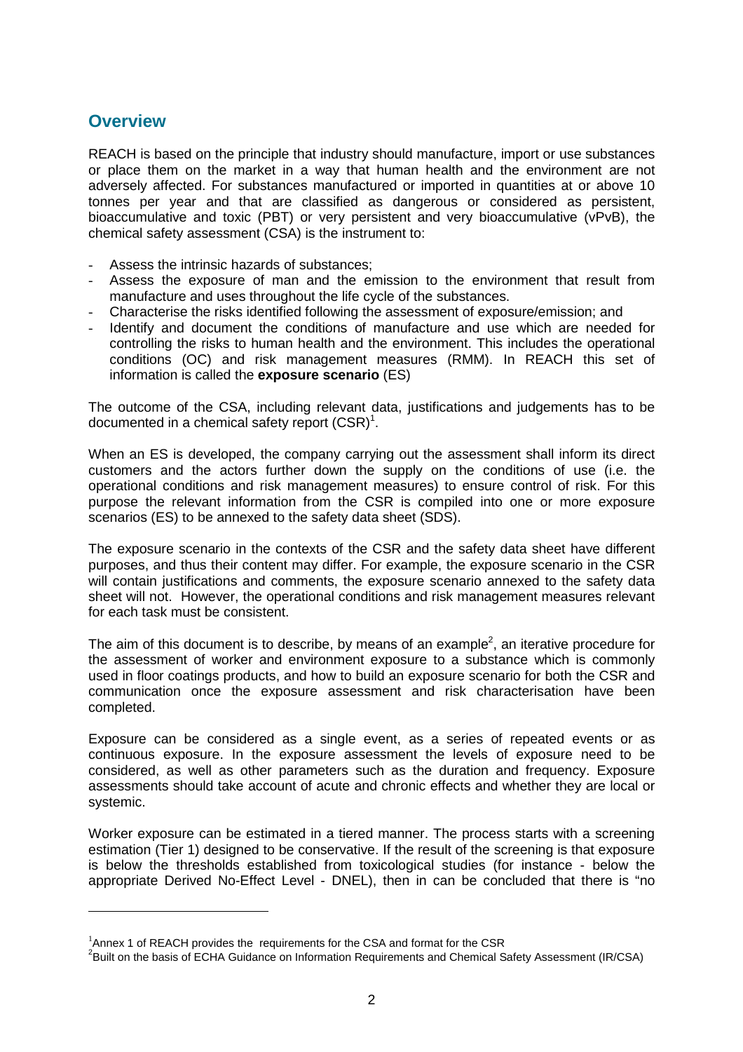## Overview

REACH is based on the principle that industry should manufacture, import or use substances or place them on the market in a way that human health and the environment are not adversely affected. For substances manufactured or imported in quantities at or above 10 tonnes per year and that are classified as dangerous or considered as persistent, bioaccumulative and toxic (PBT) or very persistent and very bioaccumulative (vPvB), the chemical safety assessment (CSA) is the instrument to:

- Assess the intrinsic hazards of substances;
- Assess the exposure of man and the emission to the environment that result from manufacture and uses throughout the life cycle of the substances.
- Characterise the risks identified following the assessment of exposure/emission; and
- Identify and document the conditions of manufacture and use which are needed for controlling the risks to human health and the environment. This includes the operational conditions (OC) and risk management measures (RMM). In REACH this set of information is called the **exposure scenario** (ES)

The outcome of the CSA, including relevant data, justifications and judgements has to be documented in a chemical safety report (CSR)[1].

When an ES is developed, the company carrying out the assessment shall inform its direct customers and the actors further down the supply on the conditions of use (i.e. the operational conditions and risk management measures) to ensure control of risk. For this purpose the relevant information from the CSR is compiled into one or more exposure scenarios (ES) to be annexed to the safety data sheet (SDS).

The exposure scenario in the contexts of the CSR and the safety data sheet have different purposes, and thus their content may differ. For example, the exposure scenario in the CSR will contain justifications and comments, the exposure scenario annexed to the safety data sheet will not. However, the operational conditions and risk management measures relevant for each task must be consistent.

The aim of this document is to describe, by means of an example[2], an iterative procedure for the assessment of worker and environment exposure to a substance which is commonly used in floor coatings products, and how to build an exposure scenario for both the CSR and communication once the exposure assessment and risk characterisation have been completed.

Exposure can be considered as a single event, as a series of repeated events or as continuous exposure. In the exposure assessment the levels of exposure need to be considered, as well as other parameters such as the duration and frequency. Exposure assessments should take account of acute and chronic effects and whether they are local or systemic.

Worker exposure can be estimated in a tiered manner. The process starts with a screening estimation (Tier 1) designed to be conservative. If the result of the screening is that exposure is below the thresholds established from toxicological studies (for instance - below the appropriate Derived No-Effect Level - DNEL), then in can be concluded that there is "no

---

[1] Annex 1 of REACH provides the requirements for the CSA and format for the CSR

[2] Built on the basis of ECHA Guidance on Information Requirements and Chemical Safety Assessment (IR/CSA)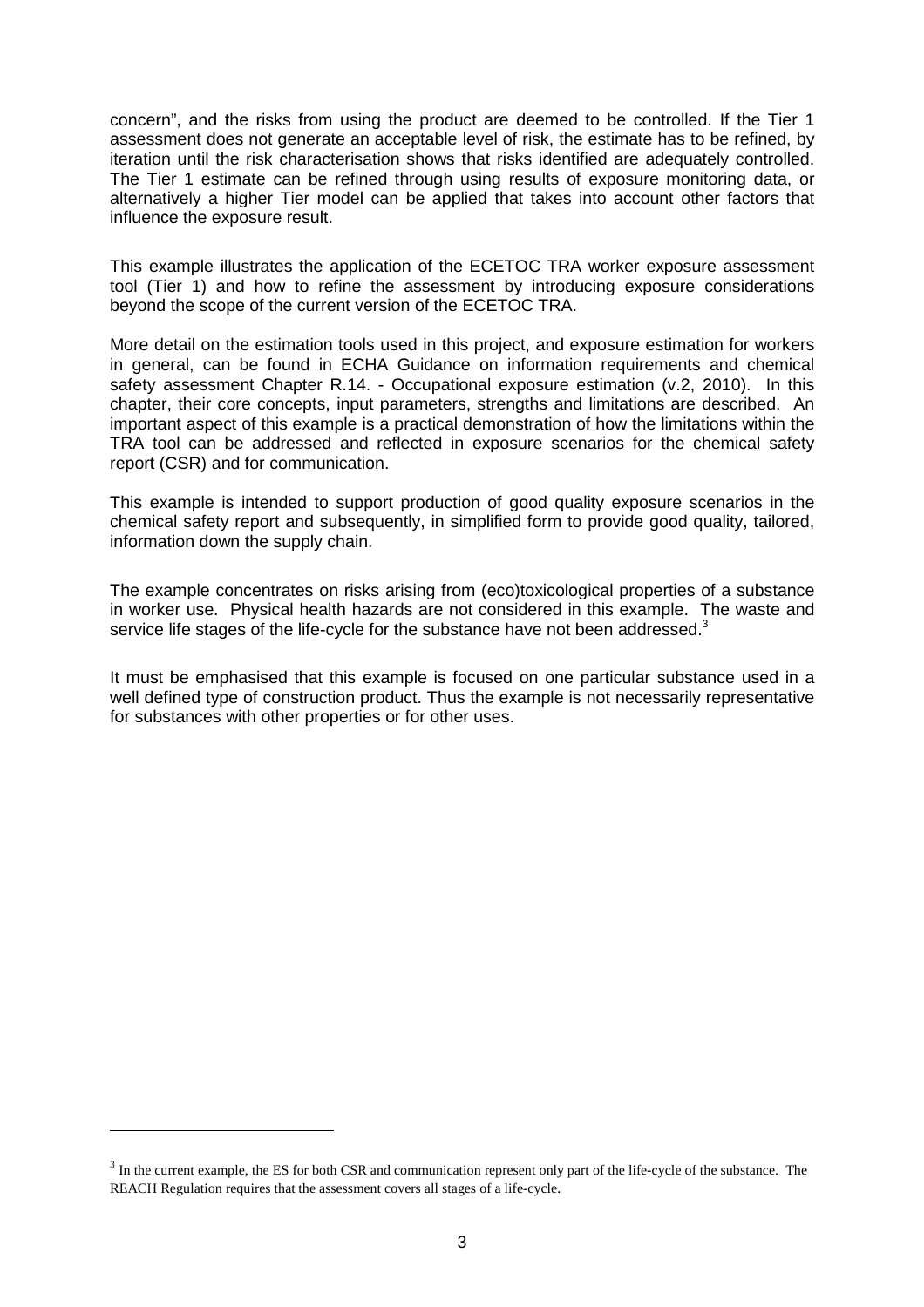concern", and the risks from using the product are deemed to be controlled. If the Tier 1 assessment does not generate an acceptable level of risk, the estimate has to be refined, by iteration until the risk characterisation shows that risks identified are adequately controlled. The Tier 1 estimate can be refined through using results of exposure monitoring data, or alternatively a higher Tier model can be applied that takes into account other factors that influence the exposure result.

This example illustrates the application of the ECETOC TRA worker exposure assessment tool (Tier 1) and how to refine the assessment by introducing exposure considerations beyond the scope of the current version of the ECETOC TRA.

More detail on the estimation tools used in this project, and exposure estimation for workers in general, can be found in ECHA Guidance on information requirements and chemical safety assessment Chapter R.14. - Occupational exposure estimation (v.2, 2010). In this chapter, their core concepts, input parameters, strengths and limitations are described. An important aspect of this example is a practical demonstration of how the limitations within the TRA tool can be addressed and reflected in exposure scenarios for the chemical safety report (CSR) and for communication.

This example is intended to support production of good quality exposure scenarios in the chemical safety report and subsequently, in simplified form to provide good quality, tailored, information down the supply chain.

The example concentrates on risks arising from (eco)toxicological properties of a substance in worker use. Physical health hazards are not considered in this example. The waste and service life stages of the life-cycle for the substance have not been addressed.[3]

It must be emphasised that this example is focused on one particular substance used in a well defined type of construction product. Thus the example is not necessarily representative for substances with other properties or for other uses.

---

[3] In the current example, the ES for both CSR and communication represent only part of the life-cycle of the substance. The REACH Regulation requires that the assessment covers all stages of a life-cycle.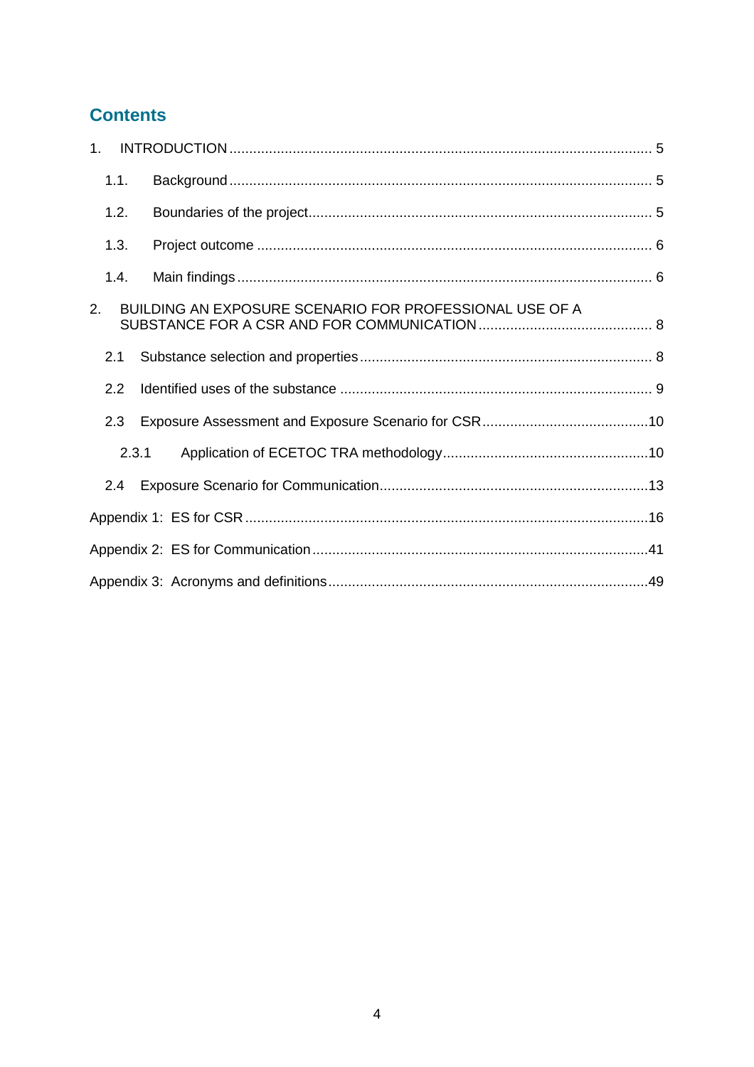## Contents

1. INTRODUCTION ........................................................................................................... 5
   - 1.1. Background ........................................................................................................... 5
   - 1.2. Boundaries of the project ...................................................................................... 5
   - 1.3. Project outcome .................................................................................................... 6
   - 1.4. Main findings ......................................................................................................... 6
2. BUILDING AN EXPOSURE SCENARIO FOR PROFESSIONAL USE OF A SUBSTANCE FOR A CSR AND FOR COMMUNICATION ............................................ 8
   - 2.1 Substance selection and properties ......................................................................... 8
   - 2.2 Identified uses of the substance .............................................................................. 9
   - 2.3 Exposure Assessment and Exposure Scenario for CSR ..........................................10
     - 2.3.1 Application of ECETOC TRA methodology ....................................................10
   - 2.4 Exposure Scenario for Communication ...................................................................13

Appendix 1: ES for CSR .....................................................................................................16

Appendix 2: ES for Communication ....................................................................................41

Appendix 3: Acronyms and definitions ................................................................................49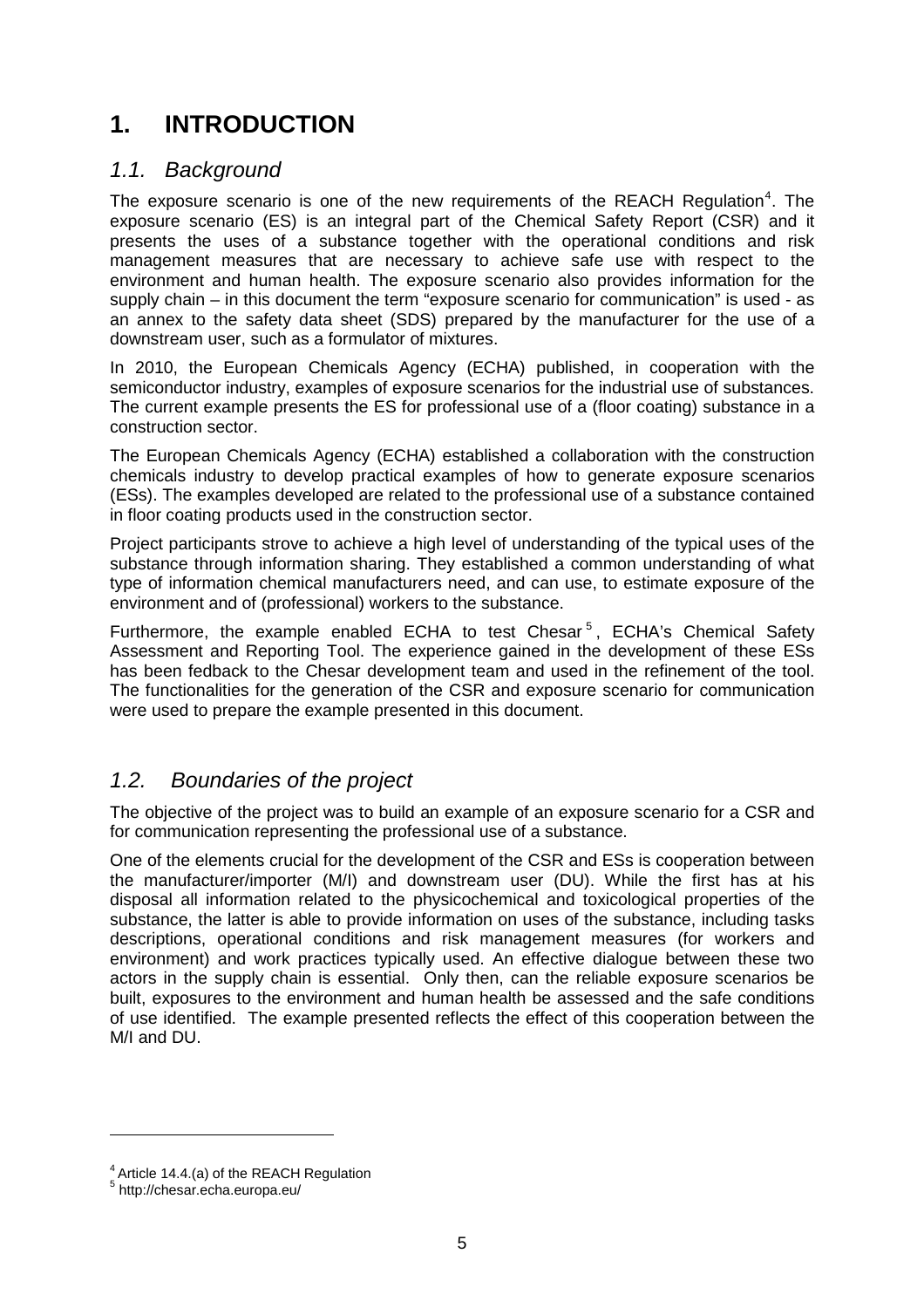# 1. INTRODUCTION

## *1.1. Background*

The exposure scenario is one of the new requirements of the REACH Regulation[4]. The exposure scenario (ES) is an integral part of the Chemical Safety Report (CSR) and it presents the uses of a substance together with the operational conditions and risk management measures that are necessary to achieve safe use with respect to the environment and human health. The exposure scenario also provides information for the supply chain – in this document the term "exposure scenario for communication" is used - as an annex to the safety data sheet (SDS) prepared by the manufacturer for the use of a downstream user, such as a formulator of mixtures.

In 2010, the European Chemicals Agency (ECHA) published, in cooperation with the semiconductor industry, examples of exposure scenarios for the industrial use of substances. The current example presents the ES for professional use of a (floor coating) substance in a construction sector.

The European Chemicals Agency (ECHA) established a collaboration with the construction chemicals industry to develop practical examples of how to generate exposure scenarios (ESs). The examples developed are related to the professional use of a substance contained in floor coating products used in the construction sector.

Project participants strove to achieve a high level of understanding of the typical uses of the substance through information sharing. They established a common understanding of what type of information chemical manufacturers need, and can use, to estimate exposure of the environment and of (professional) workers to the substance.

Furthermore, the example enabled ECHA to test Chesar[5], ECHA's Chemical Safety Assessment and Reporting Tool. The experience gained in the development of these ESs has been fedback to the Chesar development team and used in the refinement of the tool. The functionalities for the generation of the CSR and exposure scenario for communication were used to prepare the example presented in this document.

## *1.2. Boundaries of the project*

The objective of the project was to build an example of an exposure scenario for a CSR and for communication representing the professional use of a substance.

One of the elements crucial for the development of the CSR and ESs is cooperation between the manufacturer/importer (M/I) and downstream user (DU). While the first has at his disposal all information related to the physicochemical and toxicological properties of the substance, the latter is able to provide information on uses of the substance, including tasks descriptions, operational conditions and risk management measures (for workers and environment) and work practices typically used. An effective dialogue between these two actors in the supply chain is essential. Only then, can the reliable exposure scenarios be built, exposures to the environment and human health be assessed and the safe conditions of use identified. The example presented reflects the effect of this cooperation between the M/I and DU.

---

[4] Article 14.4.(a) of the REACH Regulation

[5] http://chesar.echa.europa.eu/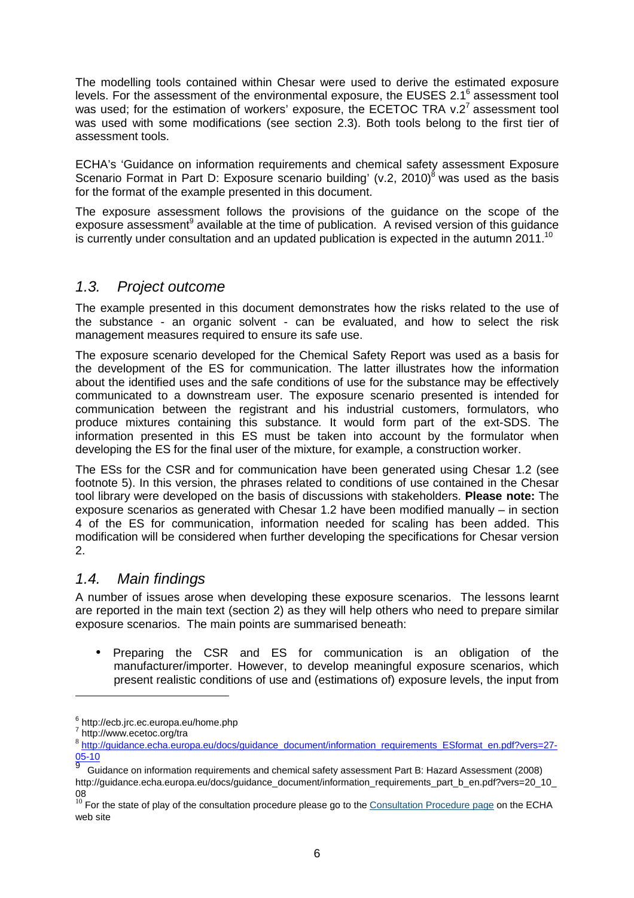The modelling tools contained within Chesar were used to derive the estimated exposure levels. For the assessment of the environmental exposure, the EUSES 2.1[6] assessment tool was used; for the estimation of workers' exposure, the ECETOC TRA v.2[7] assessment tool was used with some modifications (see section 2.3). Both tools belong to the first tier of assessment tools.

ECHA's 'Guidance on information requirements and chemical safety assessment Exposure Scenario Format in Part D: Exposure scenario building' (v.2, 2010)[8] was used as the basis for the format of the example presented in this document.

The exposure assessment follows the provisions of the guidance on the scope of the exposure assessment[9] available at the time of publication. A revised version of this guidance is currently under consultation and an updated publication is expected in the autumn 2011.[10]

## *1.3. Project outcome*

The example presented in this document demonstrates how the risks related to the use of the substance - an organic solvent - can be evaluated, and how to select the risk management measures required to ensure its safe use.

The exposure scenario developed for the Chemical Safety Report was used as a basis for the development of the ES for communication. The latter illustrates how the information about the identified uses and the safe conditions of use for the substance may be effectively communicated to a downstream user. The exposure scenario presented is intended for communication between the registrant and his industrial customers, formulators, who produce mixtures containing this substance*.* It would form part of the ext-SDS. The information presented in this ES must be taken into account by the formulator when developing the ES for the final user of the mixture, for example, a construction worker.

The ESs for the CSR and for communication have been generated using Chesar 1.2 (see footnote 5). In this version, the phrases related to conditions of use contained in the Chesar tool library were developed on the basis of discussions with stakeholders. **Please note:** The exposure scenarios as generated with Chesar 1.2 have been modified manually – in section 4 of the ES for communication, information needed for scaling has been added. This modification will be considered when further developing the specifications for Chesar version 2.

## *1.4. Main findings*

A number of issues arose when developing these exposure scenarios. The lessons learnt are reported in the main text (section 2) as they will help others who need to prepare similar exposure scenarios. The main points are summarised beneath:

- Preparing the CSR and ES for communication is an obligation of the manufacturer/importer. However, to develop meaningful exposure scenarios, which present realistic conditions of use and (estimations of) exposure levels, the input from

---

[6] http://ecb.jrc.ec.europa.eu/home.php

[7] http://www.ecetoc.org/tra

[8] http://guidance.echa.europa.eu/docs/guidance_document/information_requirements_ESformat_en.pdf?vers=27-05-10

[9] Guidance on information requirements and chemical safety assessment Part B: Hazard Assessment (2008) http://guidance.echa.europa.eu/docs/guidance_document/information_requirements_part_b_en.pdf?vers=20_10_08

[10] For the state of play of the consultation procedure please go to the Consultation Procedure page on the ECHA web site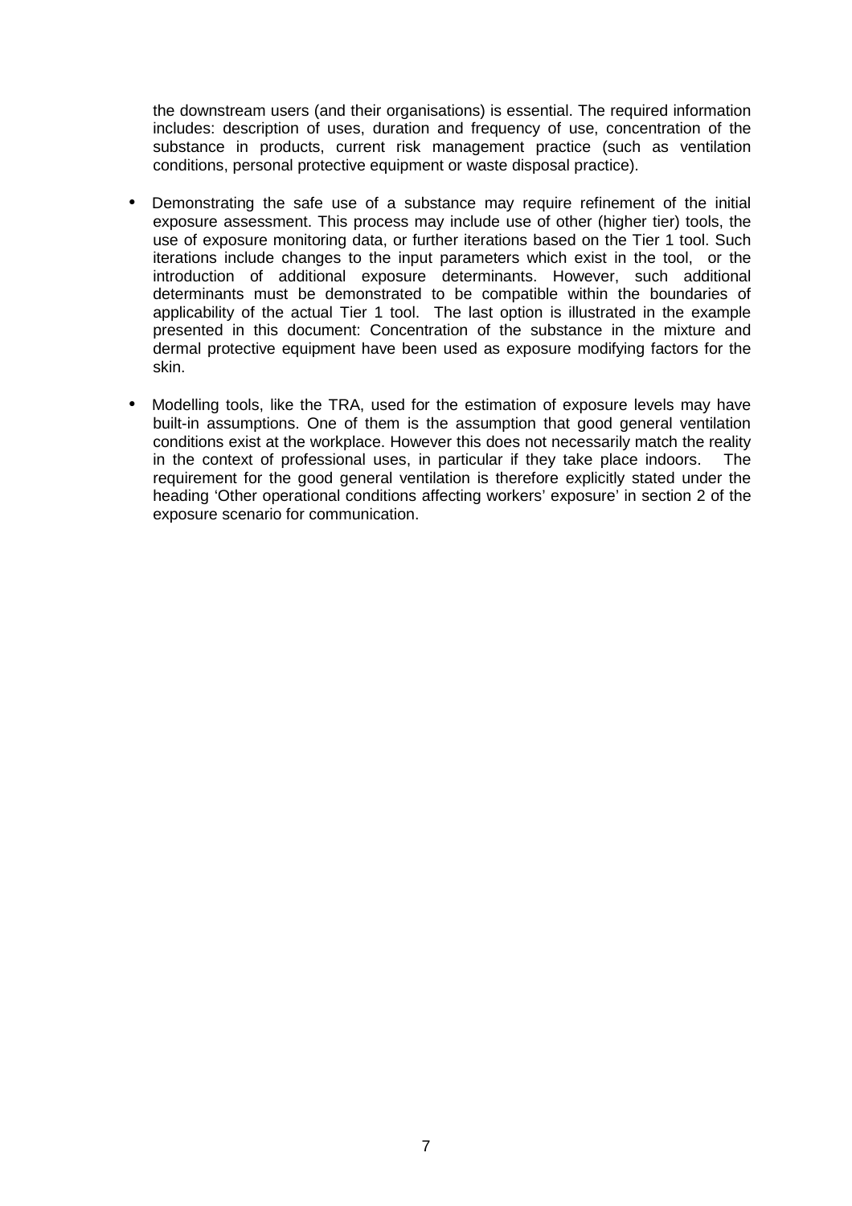the downstream users (and their organisations) is essential. The required information includes: description of uses, duration and frequency of use, concentration of the substance in products, current risk management practice (such as ventilation conditions, personal protective equipment or waste disposal practice).

- Demonstrating the safe use of a substance may require refinement of the initial exposure assessment. This process may include use of other (higher tier) tools, the use of exposure monitoring data, or further iterations based on the Tier 1 tool. Such iterations include changes to the input parameters which exist in the tool, or the introduction of additional exposure determinants. However, such additional determinants must be demonstrated to be compatible within the boundaries of applicability of the actual Tier 1 tool. The last option is illustrated in the example presented in this document: Concentration of the substance in the mixture and dermal protective equipment have been used as exposure modifying factors for the skin.

- Modelling tools, like the TRA, used for the estimation of exposure levels may have built-in assumptions. One of them is the assumption that good general ventilation conditions exist at the workplace. However this does not necessarily match the reality in the context of professional uses, in particular if they take place indoors. The requirement for the good general ventilation is therefore explicitly stated under the heading 'Other operational conditions affecting workers' exposure' in section 2 of the exposure scenario for communication.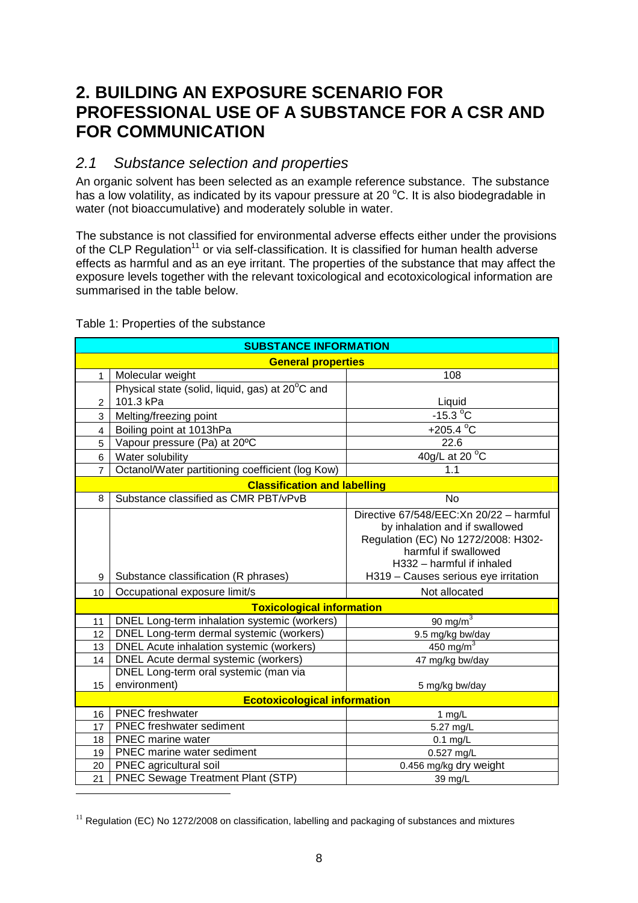# 2. BUILDING AN EXPOSURE SCENARIO FOR PROFESSIONAL USE OF A SUBSTANCE FOR A CSR AND FOR COMMUNICATION

## *2.1 Substance selection and properties*

An organic solvent has been selected as an example reference substance. The substance has a low volatility, as indicated by its vapour pressure at 20 °C. It is also biodegradable in water (not bioaccumulative) and moderately soluble in water.

The substance is not classified for environmental adverse effects either under the provisions of the CLP Regulation[11] or via self-classification. It is classified for human health adverse effects as harmful and as an eye irritant. The properties of the substance that may affect the exposure levels together with the relevant toxicological and ecotoxicological information are summarised in the table below.

Table 1: Properties of the substance

| | **SUBSTANCE INFORMATION** | |
|---|---|---|
| | **General properties** | |
| 1 | Molecular weight | 108 |
| 2 | Physical state (solid, liquid, gas) at 20°C and 101.3 kPa | Liquid |
| 3 | Melting/freezing point | -15.3 °C |
| 4 | Boiling point at 1013hPa | +205.4 °C |
| 5 | Vapour pressure (Pa) at 20ºC | 22.6 |
| 6 | Water solubility | 40g/L at 20 °C |
| 7 | Octanol/Water partitioning coefficient (log Kow) | 1.1 |
| | **Classification and labelling** | |
| 8 | Substance classified as CMR PBT/vPvB | No |
| 9 | Substance classification (R phrases) | Directive 67/548/EEC:Xn 20/22 – harmful by inhalation and if swallowed Regulation (EC) No 1272/2008: H302- harmful if swallowed H332 – harmful if inhaled H319 – Causes serious eye irritation |
| 10 | Occupational exposure limit/s | Not allocated |
| | **Toxicological information** | |
| 11 | DNEL Long-term inhalation systemic (workers) | 90 mg/m$^3$ |
| 12 | DNEL Long-term dermal systemic (workers) | 9.5 mg/kg bw/day |
| 13 | DNEL Acute inhalation systemic (workers) | 450 mg/m$^3$ |
| 14 | DNEL Acute dermal systemic (workers) | 47 mg/kg bw/day |
| 15 | DNEL Long-term oral systemic (man via environment) | 5 mg/kg bw/day |
| | **Ecotoxicological information** | |
| 16 | PNEC freshwater | 1 mg/L |
| 17 | PNEC freshwater sediment | 5.27 mg/L |
| 18 | PNEC marine water | 0.1 mg/L |
| 19 | PNEC marine water sediment | 0.527 mg/L |
| 20 | PNEC agricultural soil | 0.456 mg/kg dry weight |
| 21 | PNEC Sewage Treatment Plant (STP) | 39 mg/L |

[11] Regulation (EC) No 1272/2008 on classification, labelling and packaging of substances and mixtures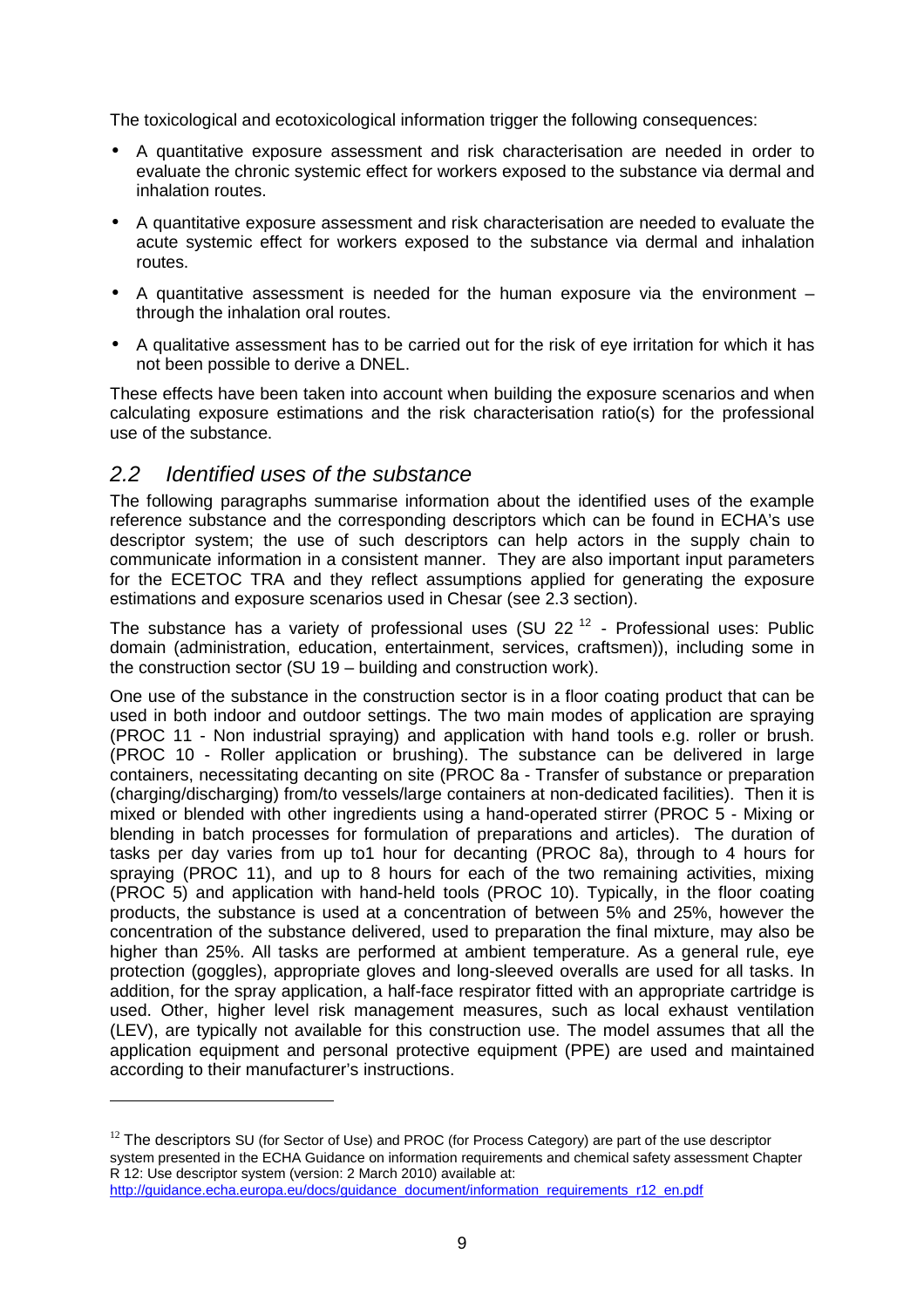The toxicological and ecotoxicological information trigger the following consequences:

- A quantitative exposure assessment and risk characterisation are needed in order to evaluate the chronic systemic effect for workers exposed to the substance via dermal and inhalation routes.
- A quantitative exposure assessment and risk characterisation are needed to evaluate the acute systemic effect for workers exposed to the substance via dermal and inhalation routes.
- A quantitative assessment is needed for the human exposure via the environment – through the inhalation oral routes.
- A qualitative assessment has to be carried out for the risk of eye irritation for which it has not been possible to derive a DNEL.

These effects have been taken into account when building the exposure scenarios and when calculating exposure estimations and the risk characterisation ratio(s) for the professional use of the substance.

## *2.2 Identified uses of the substance*

The following paragraphs summarise information about the identified uses of the example reference substance and the corresponding descriptors which can be found in ECHA's use descriptor system; the use of such descriptors can help actors in the supply chain to communicate information in a consistent manner. They are also important input parameters for the ECETOC TRA and they reflect assumptions applied for generating the exposure estimations and exposure scenarios used in Chesar (see 2.3 section).

The substance has a variety of professional uses (SU 22 [12] - Professional uses: Public domain (administration, education, entertainment, services, craftsmen)), including some in the construction sector (SU 19 – building and construction work).

One use of the substance in the construction sector is in a floor coating product that can be used in both indoor and outdoor settings. The two main modes of application are spraying (PROC 11 - Non industrial spraying) and application with hand tools e.g. roller or brush. (PROC 10 - Roller application or brushing). The substance can be delivered in large containers, necessitating decanting on site (PROC 8a - Transfer of substance or preparation (charging/discharging) from/to vessels/large containers at non-dedicated facilities). Then it is mixed or blended with other ingredients using a hand-operated stirrer (PROC 5 - Mixing or blending in batch processes for formulation of preparations and articles). The duration of tasks per day varies from up to1 hour for decanting (PROC 8a), through to 4 hours for spraying (PROC 11), and up to 8 hours for each of the two remaining activities, mixing (PROC 5) and application with hand-held tools (PROC 10). Typically, in the floor coating products, the substance is used at a concentration of between 5% and 25%, however the concentration of the substance delivered, used to preparation the final mixture, may also be higher than 25%. All tasks are performed at ambient temperature. As a general rule, eye protection (goggles), appropriate gloves and long-sleeved overalls are used for all tasks. In addition, for the spray application, a half-face respirator fitted with an appropriate cartridge is used. Other, higher level risk management measures, such as local exhaust ventilation (LEV), are typically not available for this construction use. The model assumes that all the application equipment and personal protective equipment (PPE) are used and maintained according to their manufacturer's instructions.

---

[12] The descriptors SU (for Sector of Use) and PROC (for Process Category) are part of the use descriptor system presented in the ECHA Guidance on information requirements and chemical safety assessment Chapter R 12: Use descriptor system (version: 2 March 2010) available at: http://guidance.echa.europa.eu/docs/guidance_document/information_requirements_r12_en.pdf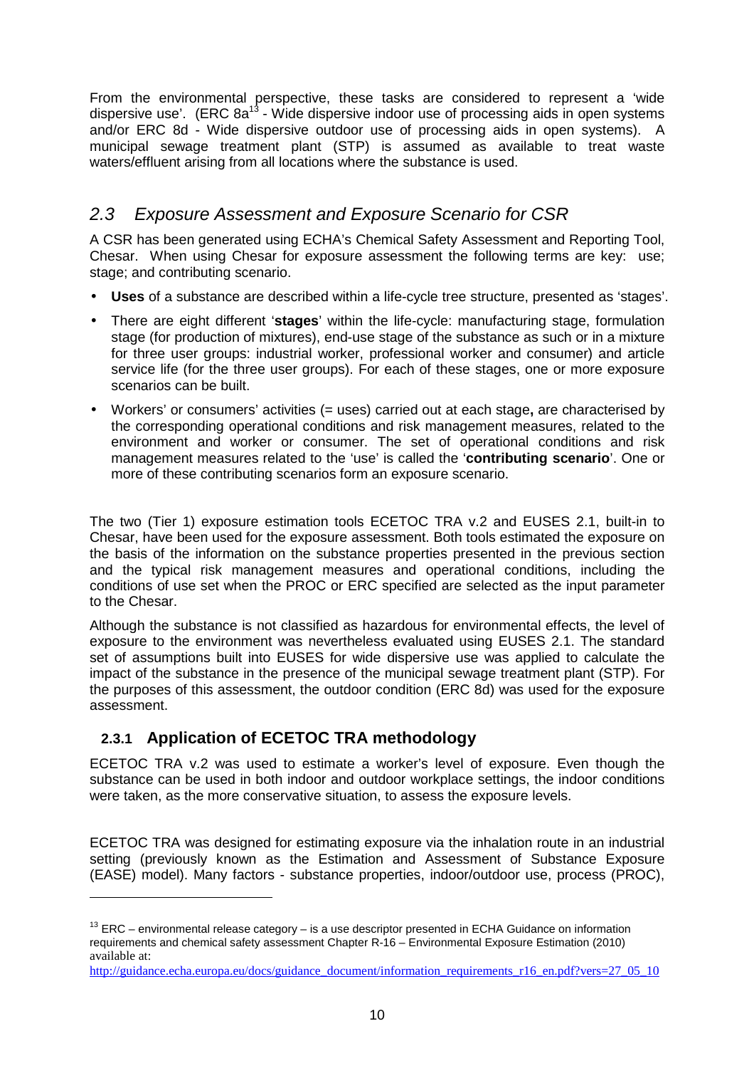From the environmental perspective, these tasks are considered to represent a 'wide dispersive use'. (ERC 8a[13] - Wide dispersive indoor use of processing aids in open systems and/or ERC 8d - Wide dispersive outdoor use of processing aids in open systems). A municipal sewage treatment plant (STP) is assumed as available to treat waste waters/effluent arising from all locations where the substance is used.

## *2.3 Exposure Assessment and Exposure Scenario for CSR*

A CSR has been generated using ECHA's Chemical Safety Assessment and Reporting Tool, Chesar. When using Chesar for exposure assessment the following terms are key: use; stage; and contributing scenario.

- **Uses** of a substance are described within a life-cycle tree structure, presented as 'stages'.
- There are eight different '**stages**' within the life-cycle: manufacturing stage, formulation stage (for production of mixtures), end-use stage of the substance as such or in a mixture for three user groups: industrial worker, professional worker and consumer) and article service life (for the three user groups). For each of these stages, one or more exposure scenarios can be built.
- Workers' or consumers' activities (= uses) carried out at each stage**,** are characterised by the corresponding operational conditions and risk management measures, related to the environment and worker or consumer. The set of operational conditions and risk management measures related to the 'use' is called the '**contributing scenario**'. One or more of these contributing scenarios form an exposure scenario.

The two (Tier 1) exposure estimation tools ECETOC TRA v.2 and EUSES 2.1, built-in to Chesar, have been used for the exposure assessment. Both tools estimated the exposure on the basis of the information on the substance properties presented in the previous section and the typical risk management measures and operational conditions, including the conditions of use set when the PROC or ERC specified are selected as the input parameter to the Chesar.

Although the substance is not classified as hazardous for environmental effects, the level of exposure to the environment was nevertheless evaluated using EUSES 2.1. The standard set of assumptions built into EUSES for wide dispersive use was applied to calculate the impact of the substance in the presence of the municipal sewage treatment plant (STP). For the purposes of this assessment, the outdoor condition (ERC 8d) was used for the exposure assessment.

### 2.3.1 Application of ECETOC TRA methodology

ECETOC TRA v.2 was used to estimate a worker's level of exposure. Even though the substance can be used in both indoor and outdoor workplace settings, the indoor conditions were taken, as the more conservative situation, to assess the exposure levels.

ECETOC TRA was designed for estimating exposure via the inhalation route in an industrial setting (previously known as the Estimation and Assessment of Substance Exposure (EASE) model). Many factors - substance properties, indoor/outdoor use, process (PROC),

---

[13] ERC – environmental release category – is a use descriptor presented in ECHA Guidance on information requirements and chemical safety assessment Chapter R-16 – Environmental Exposure Estimation (2010) available at: http://guidance.echa.europa.eu/docs/guidance_document/information_requirements_r16_en.pdf?vers=27_05_10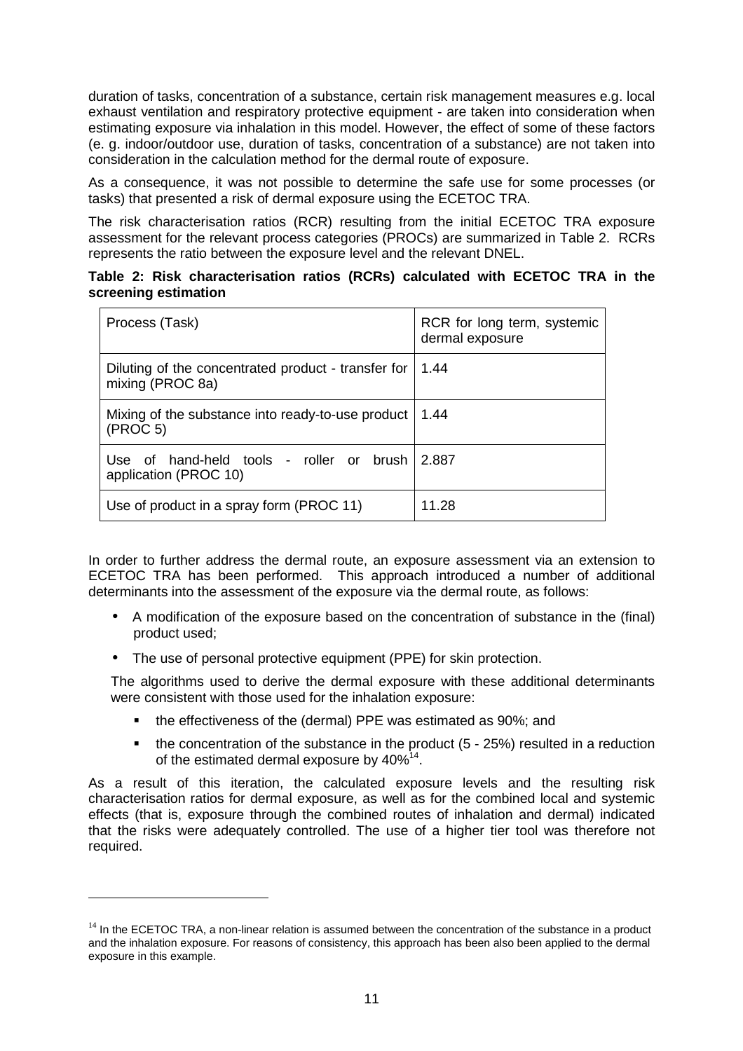duration of tasks, concentration of a substance, certain risk management measures e.g. local exhaust ventilation and respiratory protective equipment - are taken into consideration when estimating exposure via inhalation in this model. However, the effect of some of these factors (e. g. indoor/outdoor use, duration of tasks, concentration of a substance) are not taken into consideration in the calculation method for the dermal route of exposure.

As a consequence, it was not possible to determine the safe use for some processes (or tasks) that presented a risk of dermal exposure using the ECETOC TRA.

The risk characterisation ratios (RCR) resulting from the initial ECETOC TRA exposure assessment for the relevant process categories (PROCs) are summarized in Table 2. RCRs represents the ratio between the exposure level and the relevant DNEL.

**Table 2: Risk characterisation ratios (RCRs) calculated with ECETOC TRA in the screening estimation**

| Process (Task) | RCR for long term, systemic dermal exposure |
|---|---|
| Diluting of the concentrated product - transfer for mixing (PROC 8a) | 1.44 |
| Mixing of the substance into ready-to-use product (PROC 5) | 1.44 |
| Use of hand-held tools - roller or brush application (PROC 10) | 2.887 |
| Use of product in a spray form (PROC 11) | 11.28 |

In order to further address the dermal route, an exposure assessment via an extension to ECETOC TRA has been performed. This approach introduced a number of additional determinants into the assessment of the exposure via the dermal route, as follows:

- A modification of the exposure based on the concentration of substance in the (final) product used;
- The use of personal protective equipment (PPE) for skin protection.

The algorithms used to derive the dermal exposure with these additional determinants were consistent with those used for the inhalation exposure:

- the effectiveness of the (dermal) PPE was estimated as 90%; and
- the concentration of the substance in the product (5 - 25%) resulted in a reduction of the estimated dermal exposure by 40%[14].

As a result of this iteration, the calculated exposure levels and the resulting risk characterisation ratios for dermal exposure, as well as for the combined local and systemic effects (that is, exposure through the combined routes of inhalation and dermal) indicated that the risks were adequately controlled. The use of a higher tier tool was therefore not required.

[14] In the ECETOC TRA, a non-linear relation is assumed between the concentration of the substance in a product and the inhalation exposure. For reasons of consistency, this approach has been also been applied to the dermal exposure in this example.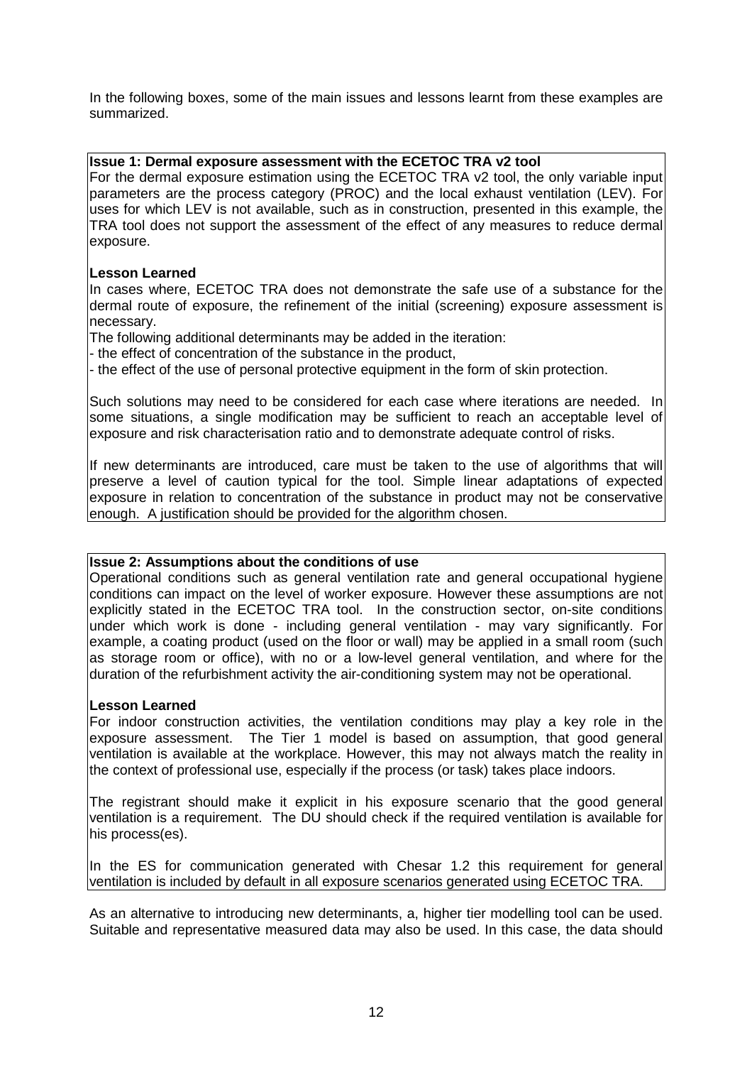In the following boxes, some of the main issues and lessons learnt from these examples are summarized.

**Issue 1: Dermal exposure assessment with the ECETOC TRA v2 tool**

For the dermal exposure estimation using the ECETOC TRA v2 tool, the only variable input parameters are the process category (PROC) and the local exhaust ventilation (LEV). For uses for which LEV is not available, such as in construction, presented in this example, the TRA tool does not support the assessment of the effect of any measures to reduce dermal exposure.

**Lesson Learned**

In cases where, ECETOC TRA does not demonstrate the safe use of a substance for the dermal route of exposure, the refinement of the initial (screening) exposure assessment is necessary.

The following additional determinants may be added in the iteration:

- the effect of concentration of the substance in the product,
- the effect of the use of personal protective equipment in the form of skin protection.

Such solutions may need to be considered for each case where iterations are needed. In some situations, a single modification may be sufficient to reach an acceptable level of exposure and risk characterisation ratio and to demonstrate adequate control of risks.

If new determinants are introduced, care must be taken to the use of algorithms that will preserve a level of caution typical for the tool. Simple linear adaptations of expected exposure in relation to concentration of the substance in product may not be conservative enough. A justification should be provided for the algorithm chosen.

**Issue 2: Assumptions about the conditions of use**

Operational conditions such as general ventilation rate and general occupational hygiene conditions can impact on the level of worker exposure. However these assumptions are not explicitly stated in the ECETOC TRA tool. In the construction sector, on-site conditions under which work is done - including general ventilation - may vary significantly. For example, a coating product (used on the floor or wall) may be applied in a small room (such as storage room or office), with no or a low-level general ventilation, and where for the duration of the refurbishment activity the air-conditioning system may not be operational.

**Lesson Learned**

For indoor construction activities, the ventilation conditions may play a key role in the exposure assessment. The Tier 1 model is based on assumption, that good general ventilation is available at the workplace. However, this may not always match the reality in the context of professional use, especially if the process (or task) takes place indoors.

The registrant should make it explicit in his exposure scenario that the good general ventilation is a requirement. The DU should check if the required ventilation is available for his process(es).

In the ES for communication generated with Chesar 1.2 this requirement for general ventilation is included by default in all exposure scenarios generated using ECETOC TRA.

As an alternative to introducing new determinants, a, higher tier modelling tool can be used. Suitable and representative measured data may also be used. In this case, the data should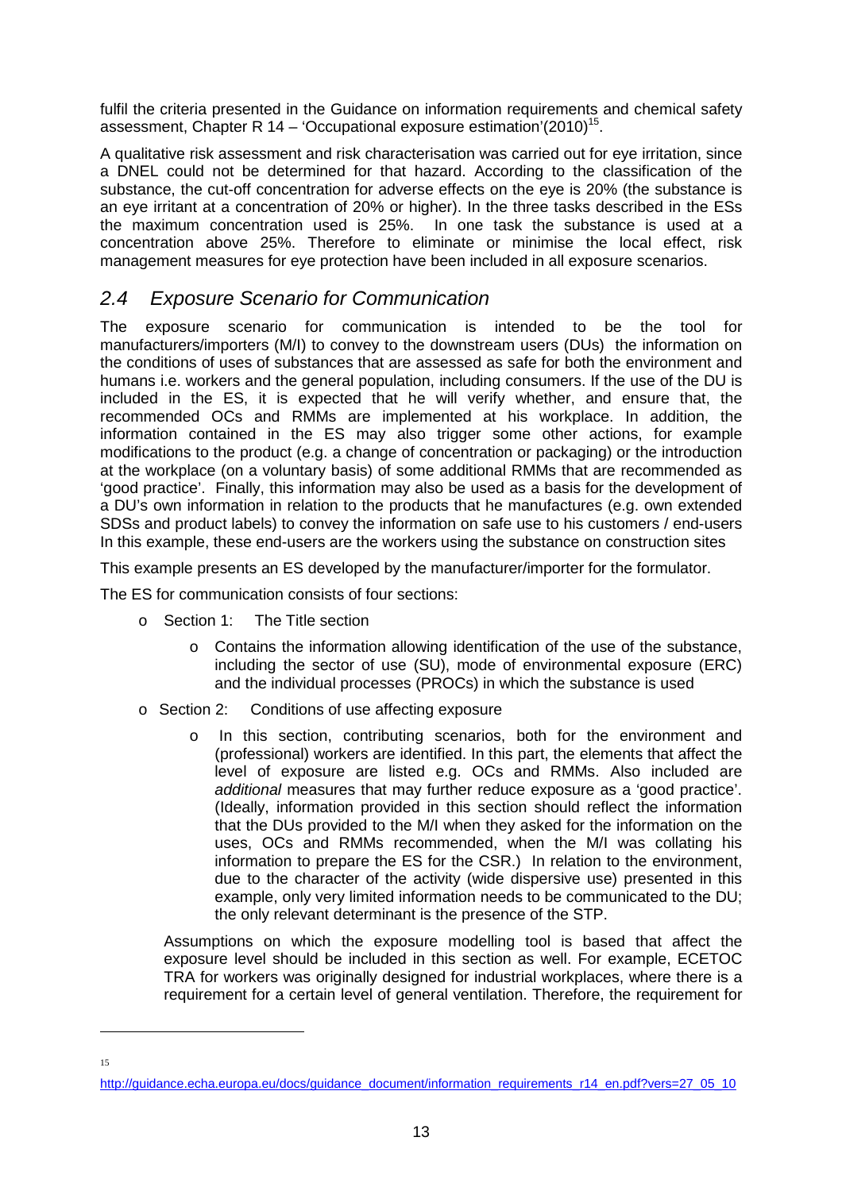fulfil the criteria presented in the Guidance on information requirements and chemical safety assessment, Chapter R 14 – 'Occupational exposure estimation'(2010)[15].

A qualitative risk assessment and risk characterisation was carried out for eye irritation, since a DNEL could not be determined for that hazard. According to the classification of the substance, the cut-off concentration for adverse effects on the eye is 20% (the substance is an eye irritant at a concentration of 20% or higher). In the three tasks described in the ESs the maximum concentration used is 25%. In one task the substance is used at a concentration above 25%. Therefore to eliminate or minimise the local effect, risk management measures for eye protection have been included in all exposure scenarios.

## *2.4 Exposure Scenario for Communication*

The exposure scenario for communication is intended to be the tool for manufacturers/importers (M/I) to convey to the downstream users (DUs) the information on the conditions of uses of substances that are assessed as safe for both the environment and humans i.e. workers and the general population, including consumers. If the use of the DU is included in the ES, it is expected that he will verify whether, and ensure that, the recommended OCs and RMMs are implemented at his workplace. In addition, the information contained in the ES may also trigger some other actions, for example modifications to the product (e.g. a change of concentration or packaging) or the introduction at the workplace (on a voluntary basis) of some additional RMMs that are recommended as 'good practice'. Finally, this information may also be used as a basis for the development of a DU's own information in relation to the products that he manufactures (e.g. own extended SDSs and product labels) to convey the information on safe use to his customers / end-users In this example, these end-users are the workers using the substance on construction sites

This example presents an ES developed by the manufacturer/importer for the formulator.

The ES for communication consists of four sections:

- Section 1: The Title section
  - Contains the information allowing identification of the use of the substance, including the sector of use (SU), mode of environmental exposure (ERC) and the individual processes (PROCs) in which the substance is used
- Section 2: Conditions of use affecting exposure
  - In this section, contributing scenarios, both for the environment and (professional) workers are identified. In this part, the elements that affect the level of exposure are listed e.g. OCs and RMMs. Also included are *additional* measures that may further reduce exposure as a 'good practice'. (Ideally, information provided in this section should reflect the information that the DUs provided to the M/I when they asked for the information on the uses, OCs and RMMs recommended, when the M/I was collating his information to prepare the ES for the CSR.) In relation to the environment, due to the character of the activity (wide dispersive use) presented in this example, only very limited information needs to be communicated to the DU; the only relevant determinant is the presence of the STP.

  Assumptions on which the exposure modelling tool is based that affect the exposure level should be included in this section as well. For example, ECETOC TRA for workers was originally designed for industrial workplaces, where there is a requirement for a certain level of general ventilation. Therefore, the requirement for

[15] http://guidance.echa.europa.eu/docs/guidance_document/information_requirements_r14_en.pdf?vers=27_05_10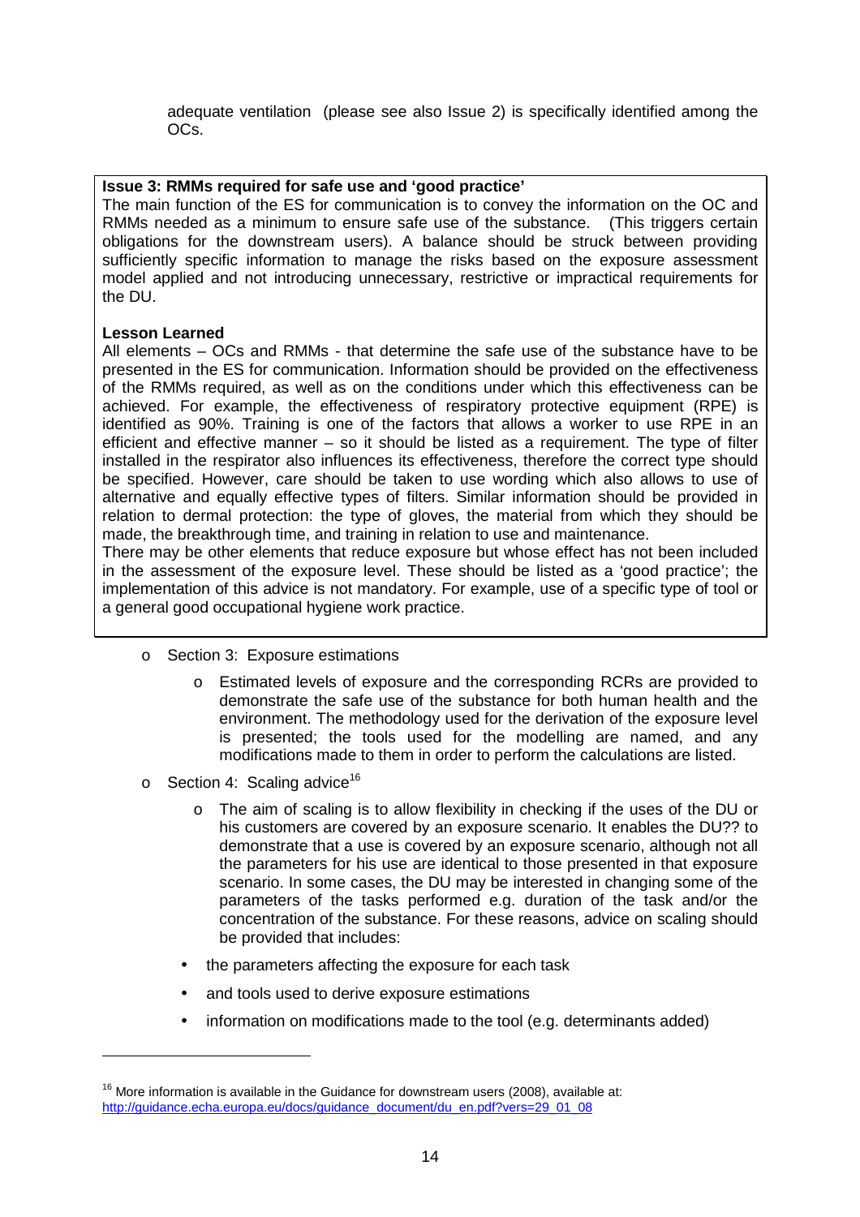adequate ventilation (please see also Issue 2) is specifically identified among the OCs.

**Issue 3: RMMs required for safe use and 'good practice'**

The main function of the ES for communication is to convey the information on the OC and RMMs needed as a minimum to ensure safe use of the substance. (This triggers certain obligations for the downstream users). A balance should be struck between providing sufficiently specific information to manage the risks based on the exposure assessment model applied and not introducing unnecessary, restrictive or impractical requirements for the DU.

**Lesson Learned**

All elements – OCs and RMMs - that determine the safe use of the substance have to be presented in the ES for communication. Information should be provided on the effectiveness of the RMMs required, as well as on the conditions under which this effectiveness can be achieved. For example, the effectiveness of respiratory protective equipment (RPE) is identified as 90%. Training is one of the factors that allows a worker to use RPE in an efficient and effective manner – so it should be listed as a requirement. The type of filter installed in the respirator also influences its effectiveness, therefore the correct type should be specified. However, care should be taken to use wording which also allows to use of alternative and equally effective types of filters. Similar information should be provided in relation to dermal protection: the type of gloves, the material from which they should be made, the breakthrough time, and training in relation to use and maintenance.

There may be other elements that reduce exposure but whose effect has not been included in the assessment of the exposure level. These should be listed as a 'good practice'; the implementation of this advice is not mandatory. For example, use of a specific type of tool or a general good occupational hygiene work practice.

- Section 3: Exposure estimations
  - Estimated levels of exposure and the corresponding RCRs are provided to demonstrate the safe use of the substance for both human health and the environment. The methodology used for the derivation of the exposure level is presented; the tools used for the modelling are named, and any modifications made to them in order to perform the calculations are listed.
- Section 4: Scaling advice[16]
  - The aim of scaling is to allow flexibility in checking if the uses of the DU or his customers are covered by an exposure scenario. It enables the DU?? to demonstrate that a use is covered by an exposure scenario, although not all the parameters for his use are identical to those presented in that exposure scenario. In some cases, the DU may be interested in changing some of the parameters of the tasks performed e.g. duration of the task and/or the concentration of the substance. For these reasons, advice on scaling should be provided that includes:
  - the parameters affecting the exposure for each task
  - and tools used to derive exposure estimations
  - information on modifications made to the tool (e.g. determinants added)

---

[16] More information is available in the Guidance for downstream users (2008), available at: http://guidance.echa.europa.eu/docs/guidance_document/du_en.pdf?vers=29_01_08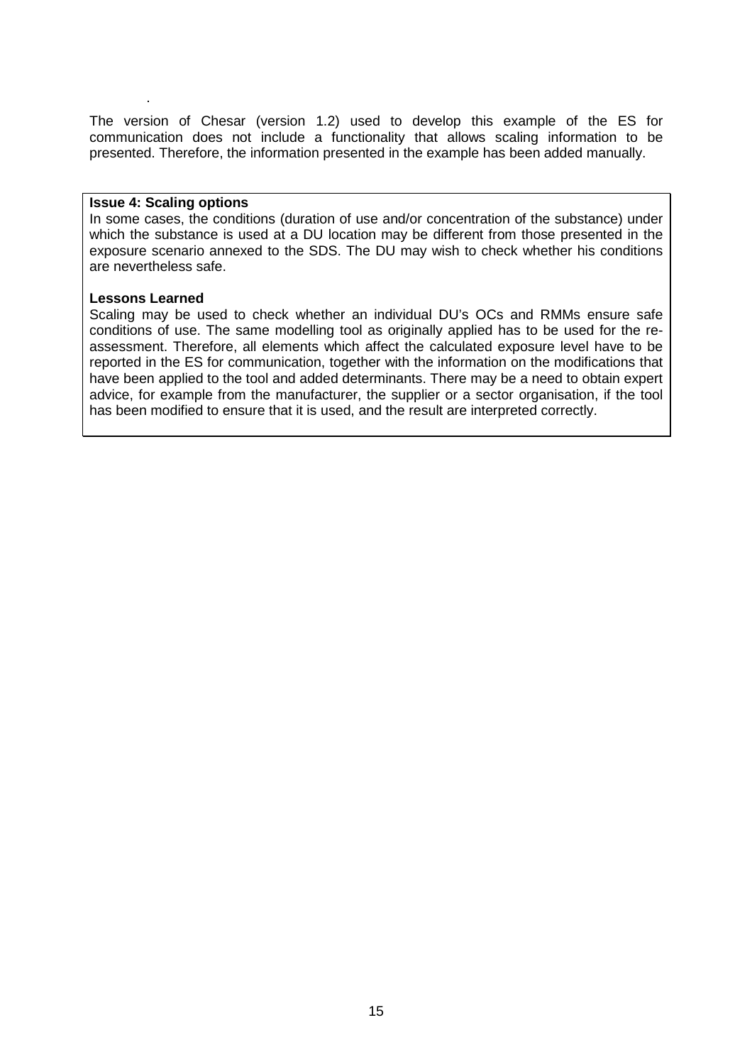The version of Chesar (version 1.2) used to develop this example of the ES for communication does not include a functionality that allows scaling information to be presented. Therefore, the information presented in the example has been added manually.

**Issue 4: Scaling options**

In some cases, the conditions (duration of use and/or concentration of the substance) under which the substance is used at a DU location may be different from those presented in the exposure scenario annexed to the SDS. The DU may wish to check whether his conditions are nevertheless safe.

**Lessons Learned**

Scaling may be used to check whether an individual DU's OCs and RMMs ensure safe conditions of use. The same modelling tool as originally applied has to be used for the re-assessment. Therefore, all elements which affect the calculated exposure level have to be reported in the ES for communication, together with the information on the modifications that have been applied to the tool and added determinants. There may be a need to obtain expert advice, for example from the manufacturer, the supplier or a sector organisation, if the tool has been modified to ensure that it is used, and the result are interpreted correctly.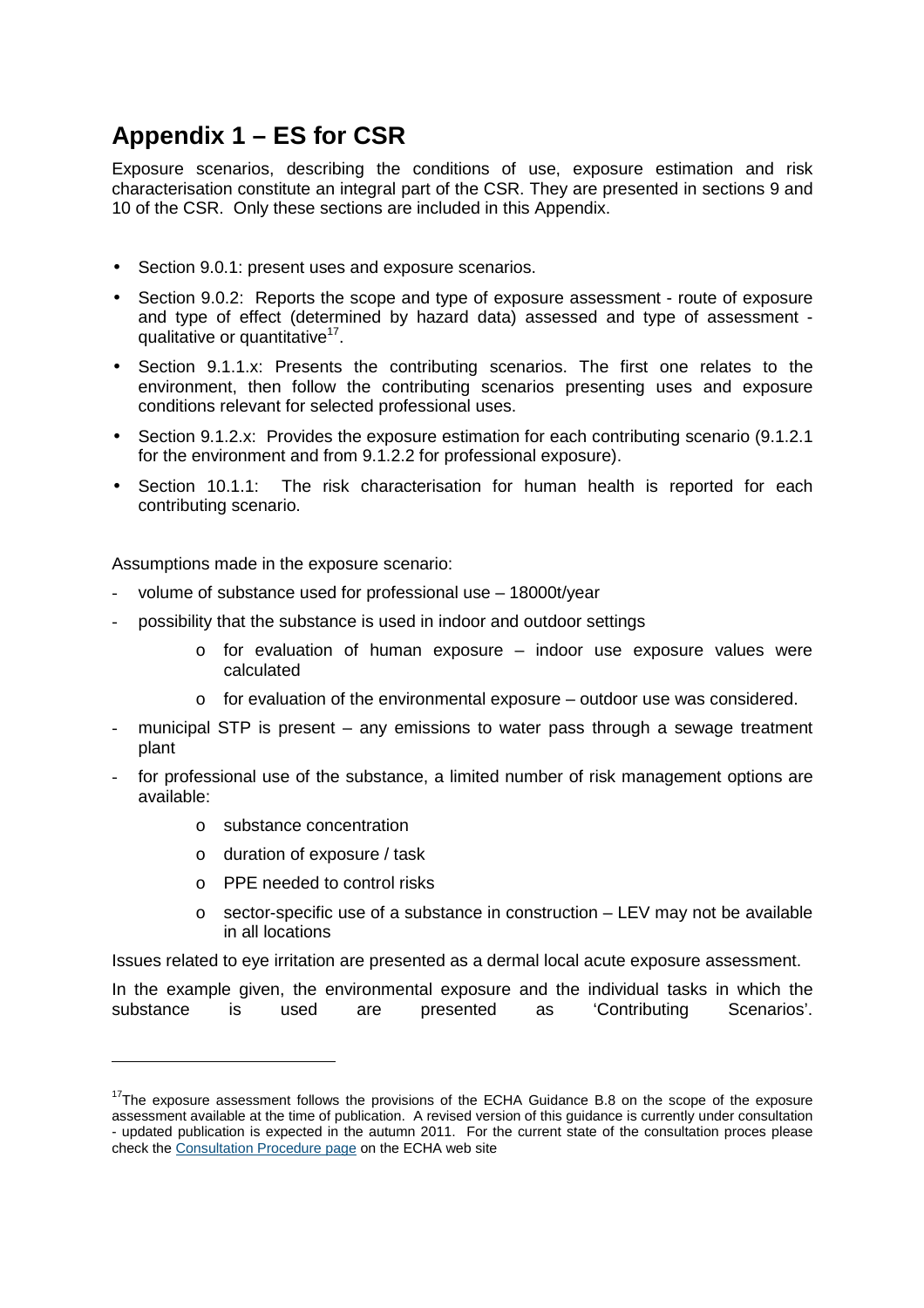# Appendix 1 – ES for CSR

Exposure scenarios, describing the conditions of use, exposure estimation and risk characterisation constitute an integral part of the CSR. They are presented in sections 9 and 10 of the CSR. Only these sections are included in this Appendix.

- Section 9.0.1: present uses and exposure scenarios.
- Section 9.0.2: Reports the scope and type of exposure assessment - route of exposure and type of effect (determined by hazard data) assessed and type of assessment - qualitative or quantitative[17].
- Section 9.1.1.x: Presents the contributing scenarios. The first one relates to the environment, then follow the contributing scenarios presenting uses and exposure conditions relevant for selected professional uses.
- Section 9.1.2.x: Provides the exposure estimation for each contributing scenario (9.1.2.1 for the environment and from 9.1.2.2 for professional exposure).
- Section 10.1.1: The risk characterisation for human health is reported for each contributing scenario.

Assumptions made in the exposure scenario:

- volume of substance used for professional use – 18000t/year
- possibility that the substance is used in indoor and outdoor settings
  - for evaluation of human exposure – indoor use exposure values were calculated
  - for evaluation of the environmental exposure – outdoor use was considered.
- municipal STP is present – any emissions to water pass through a sewage treatment plant
- for professional use of the substance, a limited number of risk management options are available:
  - substance concentration
  - duration of exposure / task
  - PPE needed to control risks
  - sector-specific use of a substance in construction – LEV may not be available in all locations

Issues related to eye irritation are presented as a dermal local acute exposure assessment.

In the example given, the environmental exposure and the individual tasks in which the substance is used are presented as 'Contributing Scenarios'.

---

[17] The exposure assessment follows the provisions of the ECHA Guidance B.8 on the scope of the exposure assessment available at the time of publication. A revised version of this guidance is currently under consultation - updated publication is expected in the autumn 2011. For the current state of the consultation proces please check the Consultation Procedure page on the ECHA web site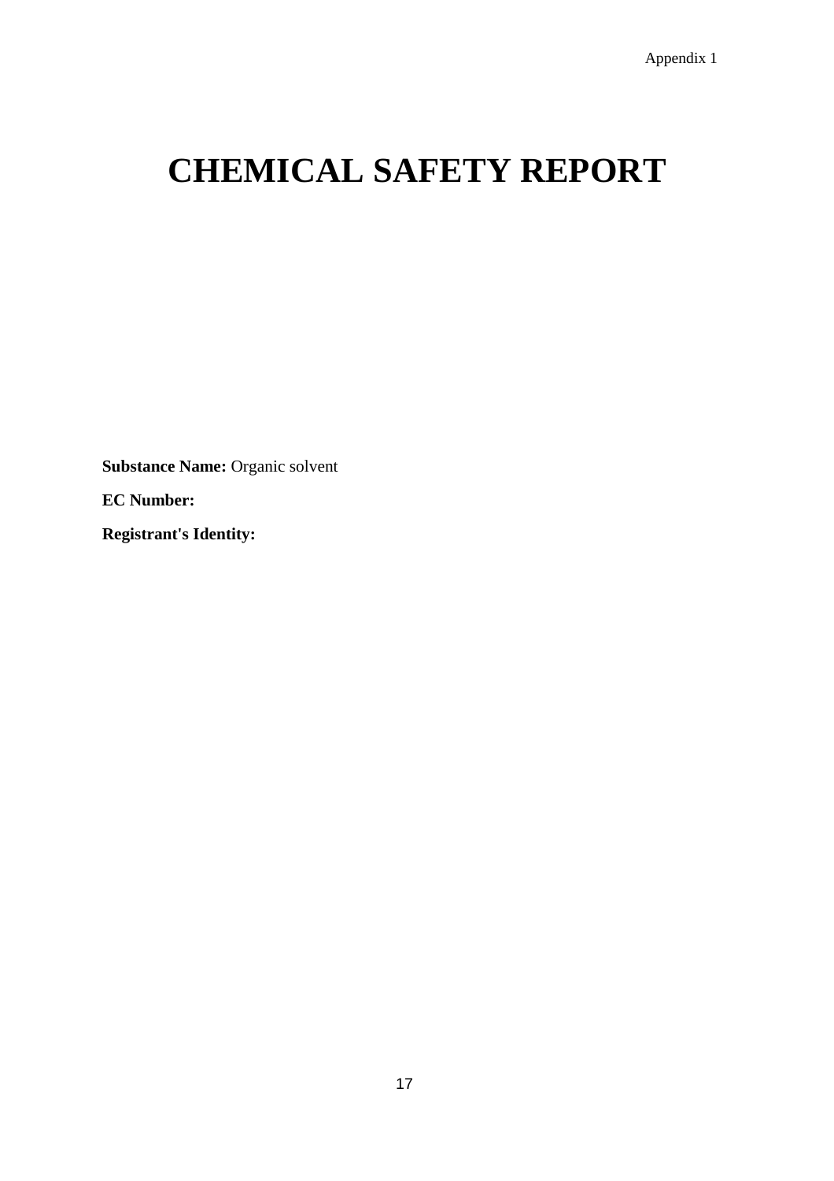Appendix 1

# CHEMICAL SAFETY REPORT

**Substance Name:** Organic solvent

**EC Number:**

**Registrant's Identity:**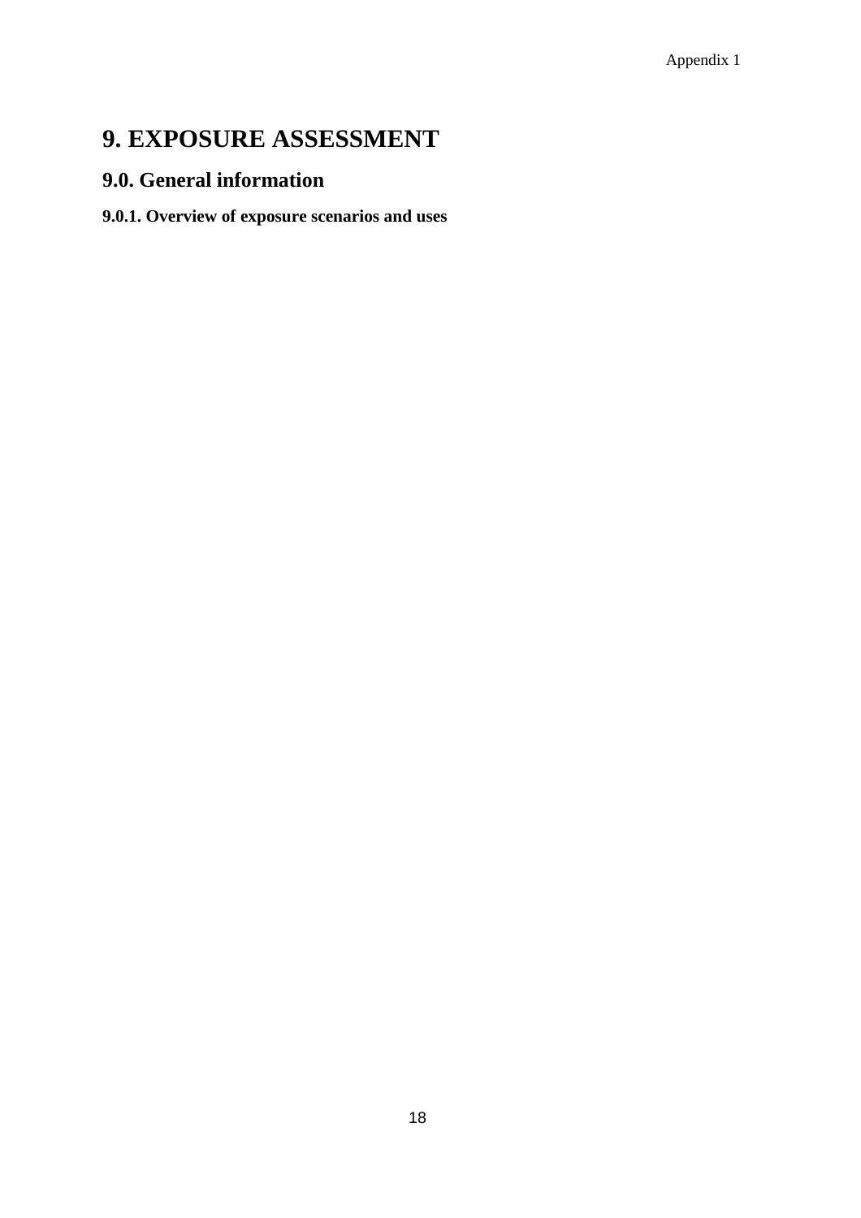# 9. EXPOSURE ASSESSMENT

## 9.0. General information

### 9.0.1. Overview of exposure scenarios and uses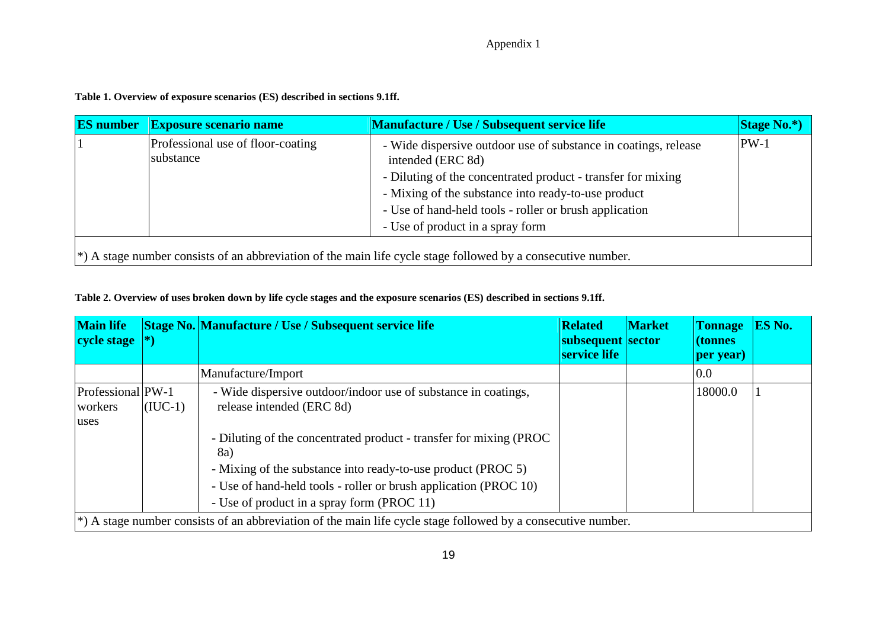Appendix 1

**Table 1. Overview of exposure scenarios (ES) described in sections 9.1ff.**

| ES number | Exposure scenario name | Manufacture / Use / Subsequent service life | Stage No.*) |
|---|---|---|---|
| 1 | Professional use of floor-coating substance | - Wide dispersive outdoor use of substance in coatings, release intended (ERC 8d)<br>- Diluting of the concentrated product - transfer for mixing<br>- Mixing of the substance into ready-to-use product<br>- Use of hand-held tools - roller or brush application<br>- Use of product in a spray form | PW-1 |

*) A stage number consists of an abbreviation of the main life cycle stage followed by a consecutive number.

**Table 2. Overview of uses broken down by life cycle stages and the exposure scenarios (ES) described in sections 9.1ff.**

| Main life cycle stage | Stage No. *) | Manufacture / Use / Subsequent service life | Related subsequent service life | Market sector | Tonnage (tonnes per year) | ES No. |
|---|---|---|---|---|---|---|
| | | Manufacture/Import | | | 0.0 | |
| Professional workers uses | PW-1 (IUC-1) | - Wide dispersive outdoor/indoor use of substance in coatings, release intended (ERC 8d)<br>- Diluting of the concentrated product - transfer for mixing (PROC 8a)<br>- Mixing of the substance into ready-to-use product (PROC 5)<br>- Use of hand-held tools - roller or brush application (PROC 10)<br>- Use of product in a spray form (PROC 11) | | | 18000.0 | 1 |

*) A stage number consists of an abbreviation of the main life cycle stage followed by a consecutive number.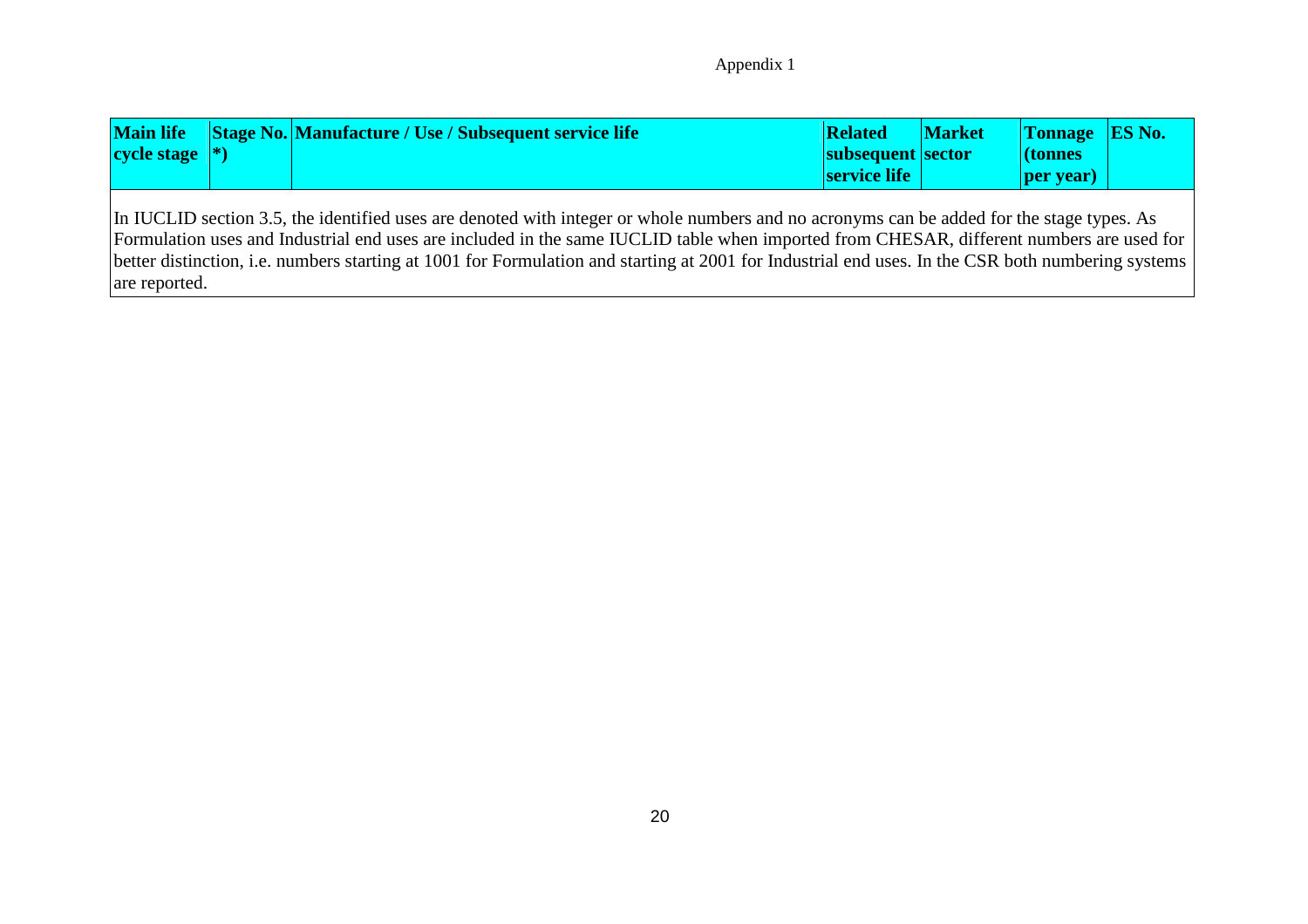| Main life cycle stage | Stage No. *) | Manufacture / Use / Subsequent service life | Related subsequent service life | Market sector | Tonnage (tonnes per year) | ES No. |
|---|---|---|---|---|---|---|

In IUCLID section 3.5, the identified uses are denoted with integer or whole numbers and no acronyms can be added for the stage types. As Formulation uses and Industrial end uses are included in the same IUCLID table when imported from CHESAR, different numbers are used for better distinction, i.e. numbers starting at 1001 for Formulation and starting at 2001 for Industrial end uses. In the CSR both numbering systems are reported.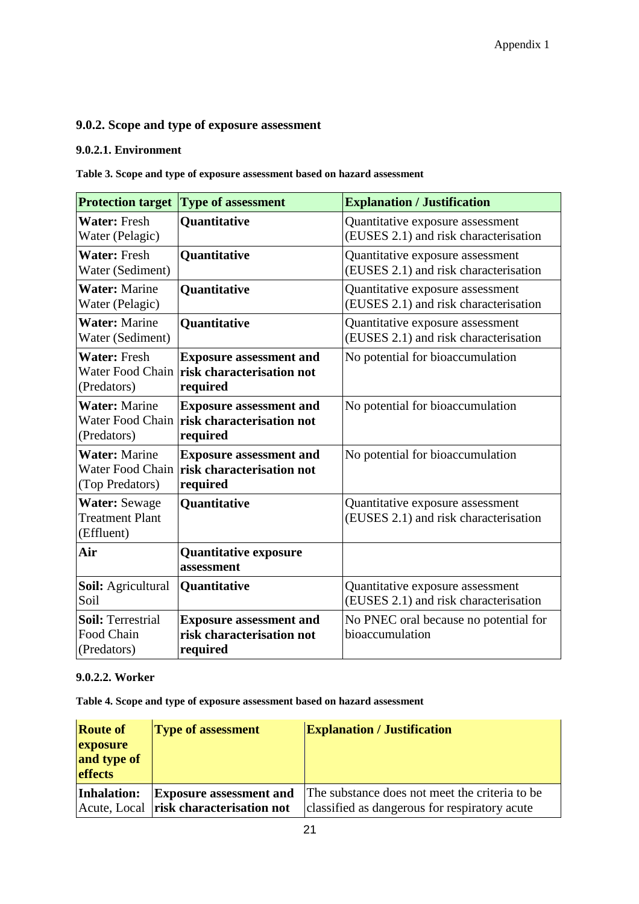### 9.0.2. Scope and type of exposure assessment

#### 9.0.2.1. Environment

**Table 3. Scope and type of exposure assessment based on hazard assessment**

| Protection target | Type of assessment | Explanation / Justification |
|---|---|---|
| **Water:** Fresh Water (Pelagic) | **Quantitative** | Quantitative exposure assessment (EUSES 2.1) and risk characterisation |
| **Water:** Fresh Water (Sediment) | **Quantitative** | Quantitative exposure assessment (EUSES 2.1) and risk characterisation |
| **Water:** Marine Water (Pelagic) | **Quantitative** | Quantitative exposure assessment (EUSES 2.1) and risk characterisation |
| **Water:** Marine Water (Sediment) | **Quantitative** | Quantitative exposure assessment (EUSES 2.1) and risk characterisation |
| **Water:** Fresh Water Food Chain (Predators) | **Exposure assessment and risk characterisation not required** | No potential for bioaccumulation |
| **Water:** Marine Water Food Chain (Predators) | **Exposure assessment and risk characterisation not required** | No potential for bioaccumulation |
| **Water:** Marine Water Food Chain (Top Predators) | **Exposure assessment and risk characterisation not required** | No potential for bioaccumulation |
| **Water:** Sewage Treatment Plant (Effluent) | **Quantitative** | Quantitative exposure assessment (EUSES 2.1) and risk characterisation |
| **Air** | **Quantitative exposure assessment** | |
| **Soil:** Agricultural Soil | **Quantitative** | Quantitative exposure assessment (EUSES 2.1) and risk characterisation |
| **Soil:** Terrestrial Food Chain (Predators) | **Exposure assessment and risk characterisation not required** | No PNEC oral because no potential for bioaccumulation |

#### 9.0.2.2. Worker

**Table 4. Scope and type of exposure assessment based on hazard assessment**

| Route of exposure and type of effects | Type of assessment | Explanation / Justification |
|---|---|---|
| **Inhalation:** Acute, Local | **Exposure assessment and risk characterisation not** | The substance does not meet the criteria to be classified as dangerous for respiratory acute |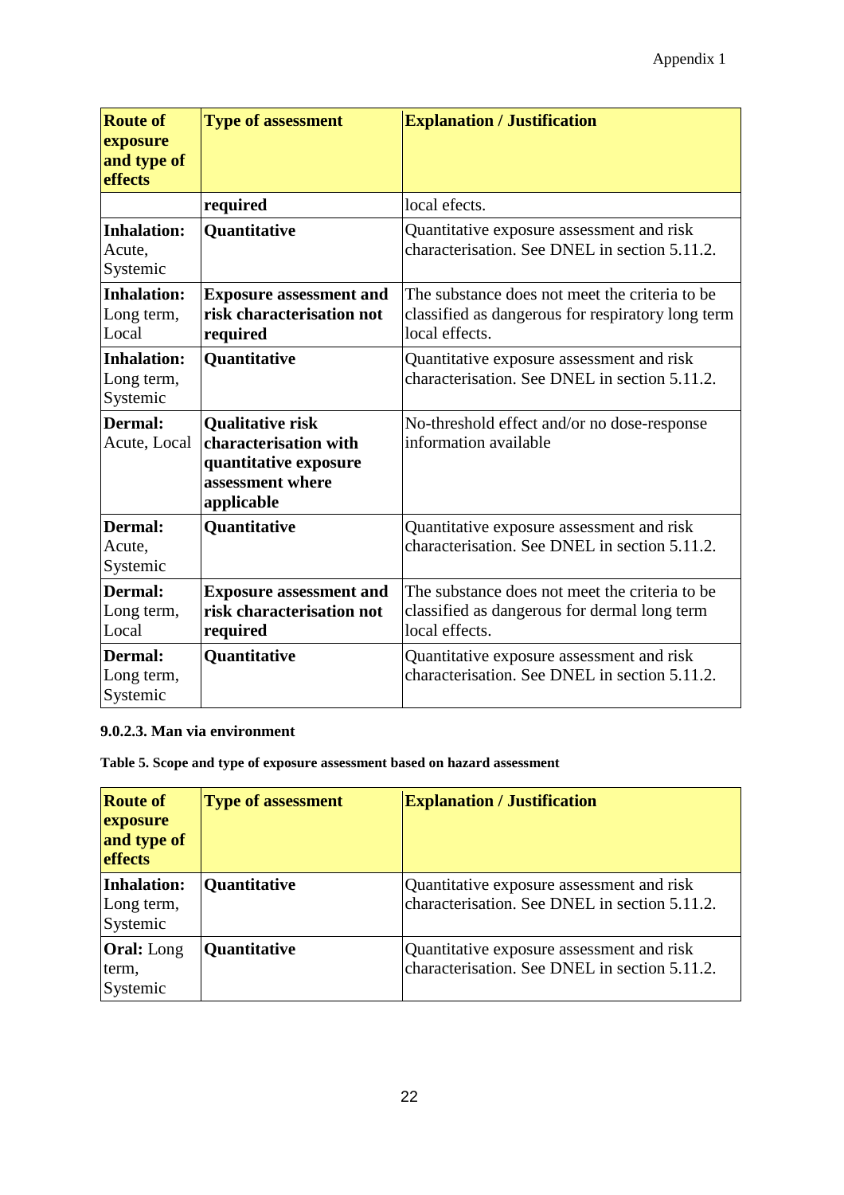| Route of exposure and type of effects | Type of assessment | Explanation / Justification |
|---|---|---|
| | **required** | local efects. |
| **Inhalation:** Acute, Systemic | **Quantitative** | Quantitative exposure assessment and risk characterisation. See DNEL in section 5.11.2. |
| **Inhalation:** Long term, Local | **Exposure assessment and risk characterisation not required** | The substance does not meet the criteria to be classified as dangerous for respiratory long term local effects. |
| **Inhalation:** Long term, Systemic | **Quantitative** | Quantitative exposure assessment and risk characterisation. See DNEL in section 5.11.2. |
| **Dermal:** Acute, Local | **Qualitative risk characterisation with quantitative exposure assessment where applicable** | No-threshold effect and/or no dose-response information available |
| **Dermal:** Acute, Systemic | **Quantitative** | Quantitative exposure assessment and risk characterisation. See DNEL in section 5.11.2. |
| **Dermal:** Long term, Local | **Exposure assessment and risk characterisation not required** | The substance does not meet the criteria to be classified as dangerous for dermal long term local effects. |
| **Dermal:** Long term, Systemic | **Quantitative** | Quantitative exposure assessment and risk characterisation. See DNEL in section 5.11.2. |

**9.0.2.3. Man via environment**

**Table 5. Scope and type of exposure assessment based on hazard assessment**

| Route of exposure and type of effects | Type of assessment | Explanation / Justification |
|---|---|---|
| **Inhalation:** Long term, Systemic | **Quantitative** | Quantitative exposure assessment and risk characterisation. See DNEL in section 5.11.2. |
| **Oral:** Long term, Systemic | **Quantitative** | Quantitative exposure assessment and risk characterisation. See DNEL in section 5.11.2. |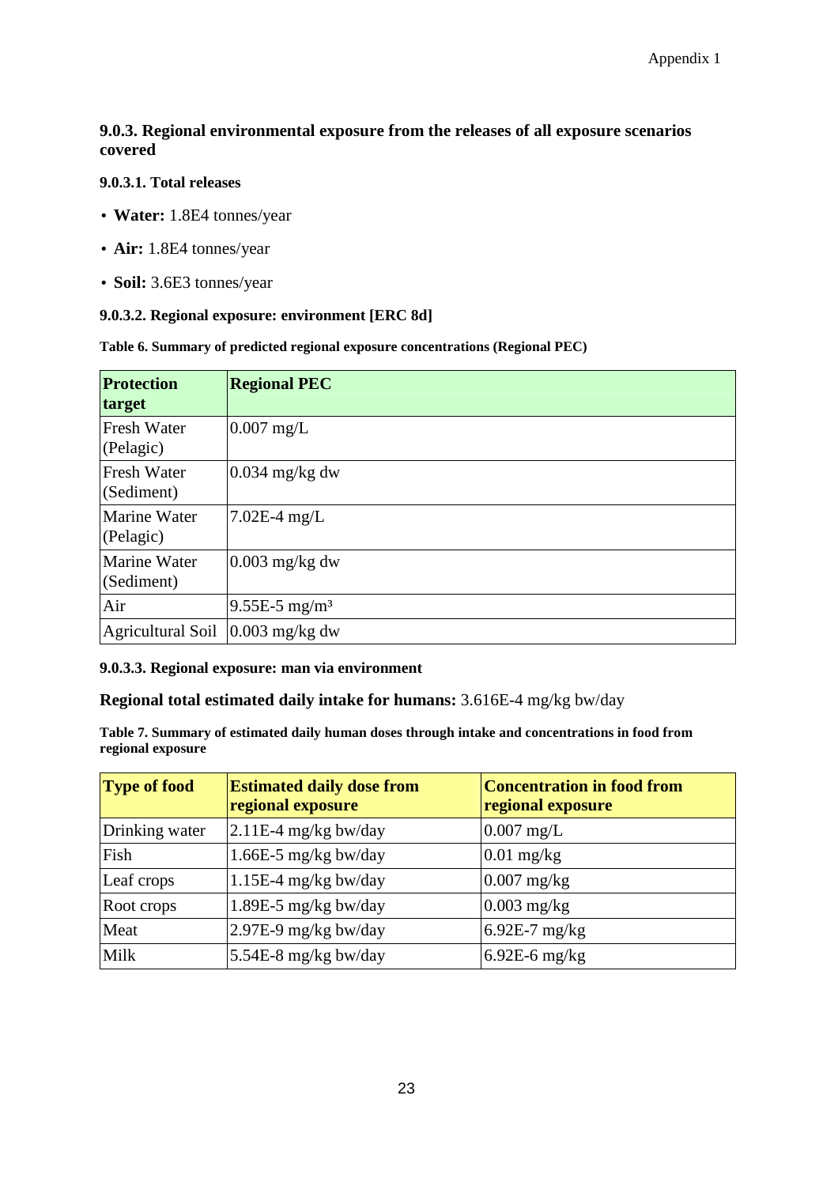### 9.0.3. Regional environmental exposure from the releases of all exposure scenarios covered

#### 9.0.3.1. Total releases

- **Water:** 1.8E4 tonnes/year
- **Air:** 1.8E4 tonnes/year
- **Soil:** 3.6E3 tonnes/year

#### 9.0.3.2. Regional exposure: environment [ERC 8d]

**Table 6. Summary of predicted regional exposure concentrations (Regional PEC)**

| Protection target | Regional PEC |
|---|---|
| Fresh Water (Pelagic) | 0.007 mg/L |
| Fresh Water (Sediment) | 0.034 mg/kg dw |
| Marine Water (Pelagic) | 7.02E-4 mg/L |
| Marine Water (Sediment) | 0.003 mg/kg dw |
| Air | 9.55E-5 mg/m³ |
| Agricultural Soil | 0.003 mg/kg dw |

#### 9.0.3.3. Regional exposure: man via environment

**Regional total estimated daily intake for humans:** 3.616E-4 mg/kg bw/day

**Table 7. Summary of estimated daily human doses through intake and concentrations in food from regional exposure**

| Type of food | Estimated daily dose from regional exposure | Concentration in food from regional exposure |
|---|---|---|
| Drinking water | 2.11E-4 mg/kg bw/day | 0.007 mg/L |
| Fish | 1.66E-5 mg/kg bw/day | 0.01 mg/kg |
| Leaf crops | 1.15E-4 mg/kg bw/day | 0.007 mg/kg |
| Root crops | 1.89E-5 mg/kg bw/day | 0.003 mg/kg |
| Meat | 2.97E-9 mg/kg bw/day | 6.92E-7 mg/kg |
| Milk | 5.54E-8 mg/kg bw/day | 6.92E-6 mg/kg |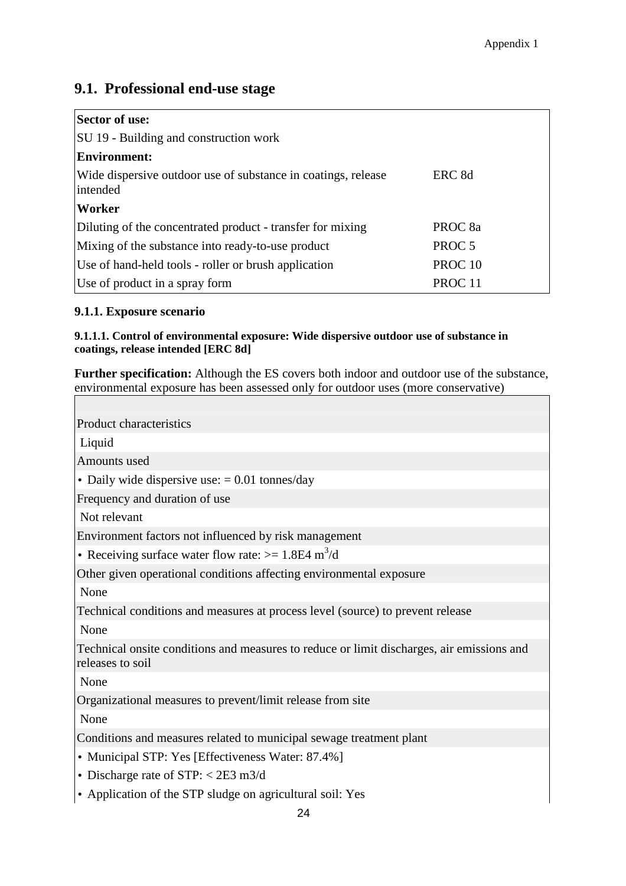## 9.1. Professional end-use stage

| **Sector of use:** | |
|---|---|
| SU 19 - Building and construction work | |
| **Environment:** | |
| Wide dispersive outdoor use of substance in coatings, release intended | ERC 8d |
| **Worker** | |
| Diluting of the concentrated product - transfer for mixing | PROC 8a |
| Mixing of the substance into ready-to-use product | PROC 5 |
| Use of hand-held tools - roller or brush application | PROC 10 |
| Use of product in a spray form | PROC 11 |

### 9.1.1. Exposure scenario

#### 9.1.1.1. Control of environmental exposure: Wide dispersive outdoor use of substance in coatings, release intended [ERC 8d]

**Further specification:** Although the ES covers both indoor and outdoor use of the substance, environmental exposure has been assessed only for outdoor uses (more conservative)

| |
|---|
| Product characteristics |
| Liquid |
| Amounts used |
| • Daily wide dispersive use: = 0.01 tonnes/day |
| Frequency and duration of use |
| Not relevant |
| Environment factors not influenced by risk management |
| • Receiving surface water flow rate: >= 1.8E4 $m^3$/d |
| Other given operational conditions affecting environmental exposure |
| None |
| Technical conditions and measures at process level (source) to prevent release |
| None |
| Technical onsite conditions and measures to reduce or limit discharges, air emissions and releases to soil |
| None |
| Organizational measures to prevent/limit release from site |
| None |
| Conditions and measures related to municipal sewage treatment plant |
| • Municipal STP: Yes [Effectiveness Water: 87.4%] |
| • Discharge rate of STP: < 2E3 m3/d |
| • Application of the STP sludge on agricultural soil: Yes |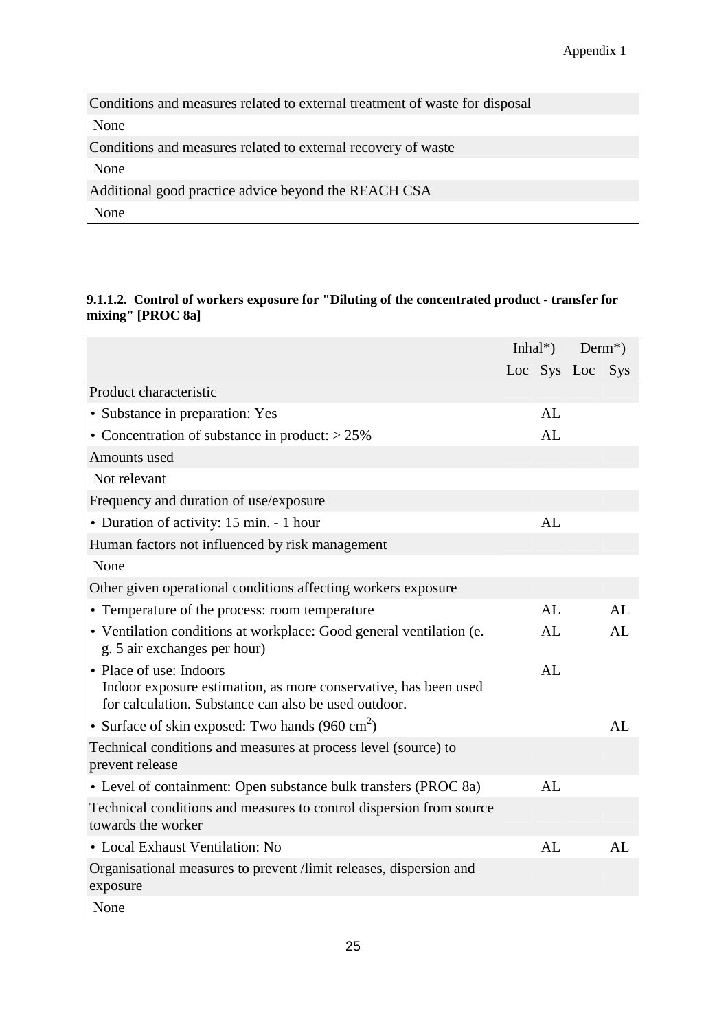| Conditions and measures related to external treatment of waste for disposal |
| --- |
| None |
| Conditions and measures related to external recovery of waste |
| None |
| Additional good practice advice beyond the REACH CSA |
| None |

**9.1.1.2. Control of workers exposure for "Diluting of the concentrated product - transfer for mixing" [PROC 8a]**

| | Inhal*) | | Derm*) | |
| --- | --- | --- | --- | --- |
| | Loc | Sys | Loc | Sys |
| Product characteristic | | | | |
| • Substance in preparation: Yes | | AL | | |
| • Concentration of substance in product: > 25% | | AL | | |
| Amounts used | | | | |
| Not relevant | | | | |
| Frequency and duration of use/exposure | | | | |
| • Duration of activity: 15 min. - 1 hour | | AL | | |
| Human factors not influenced by risk management | | | | |
| None | | | | |
| Other given operational conditions affecting workers exposure | | | | |
| • Temperature of the process: room temperature | | AL | | AL |
| • Ventilation conditions at workplace: Good general ventilation (e. g. 5 air exchanges per hour) | | AL | | AL |
| • Place of use: Indoors<br>Indoor exposure estimation, as more conservative, has been used for calculation. Substance can also be used outdoor. | | AL | | |
| • Surface of skin exposed: Two hands (960 $cm^2$) | | | | AL |
| Technical conditions and measures at process level (source) to prevent release | | | | |
| • Level of containment: Open substance bulk transfers (PROC 8a) | | AL | | |
| Technical conditions and measures to control dispersion from source towards the worker | | | | |
| • Local Exhaust Ventilation: No | | AL | | AL |
| Organisational measures to prevent /limit releases, dispersion and exposure | | | | |
| None | | | | |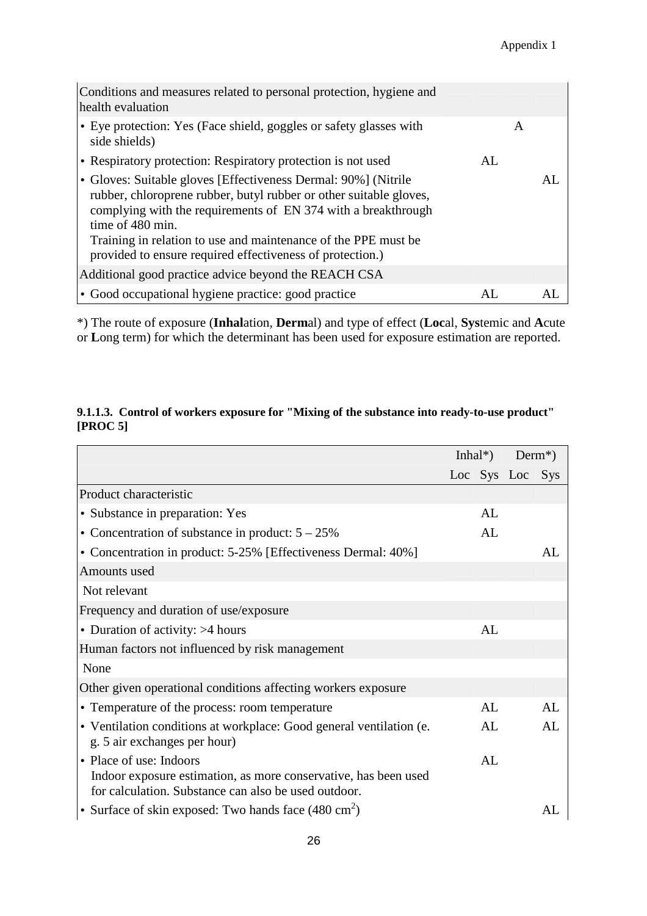| | Inhal*) Loc | Inhal*) Sys | Derm*) Loc | Derm*) Sys |
|---|---|---|---|---|
| Conditions and measures related to personal protection, hygiene and health evaluation | | | | |
| • Eye protection: Yes (Face shield, goggles or safety glasses with side shields) | | | A | |
| • Respiratory protection: Respiratory protection is not used | | AL | | |
| • Gloves: Suitable gloves [Effectiveness Dermal: 90%] (Nitrile rubber, chloroprene rubber, butyl rubber or other suitable gloves, complying with the requirements of EN 374 with a breakthrough time of 480 min. Training in relation to use and maintenance of the PPE must be provided to ensure required effectiveness of protection.) | | | | AL |
| Additional good practice advice beyond the REACH CSA | | | | |
| • Good occupational hygiene practice: good practice | | AL | | AL |

*) The route of exposure (**Inhal**ation, **Derm**al) and type of effect (**Loc**al, **Sys**temic and **A**cute or **L**ong term) for which the determinant has been used for exposure estimation are reported.

#### 9.1.1.3. Control of workers exposure for "Mixing of the substance into ready-to-use product" [PROC 5]

| | Inhal*) | | Derm*) | |
|---|---|---|---|---|
| | Loc | Sys | Loc | Sys |
| Product characteristic | | | | |
| • Substance in preparation: Yes | | AL | | |
| • Concentration of substance in product: 5 – 25% | | AL | | |
| • Concentration in product: 5-25% [Effectiveness Dermal: 40%] | | | | AL |
| Amounts used | | | | |
| Not relevant | | | | |
| Frequency and duration of use/exposure | | | | |
| • Duration of activity: >4 hours | | AL | | |
| Human factors not influenced by risk management | | | | |
| None | | | | |
| Other given operational conditions affecting workers exposure | | | | |
| • Temperature of the process: room temperature | | AL | | AL |
| • Ventilation conditions at workplace: Good general ventilation (e. g. 5 air exchanges per hour) | | AL | | AL |
| • Place of use: Indoors Indoor exposure estimation, as more conservative, has been used for calculation. Substance can also be used outdoor. | | AL | | |
| • Surface of skin exposed: Two hands face (480 $cm^2$) | | | | AL |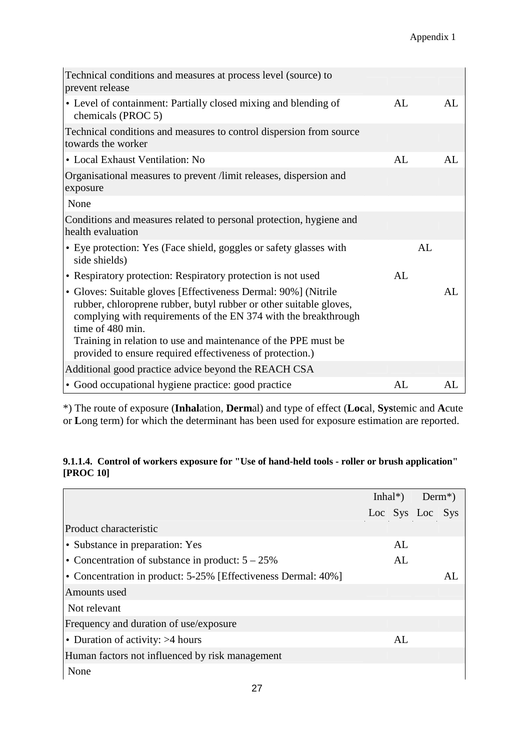| | | | | |
|---|---|---|---|---|
| Technical conditions and measures at process level (source) to prevent release | | | | |
| • Level of containment: Partially closed mixing and blending of chemicals (PROC 5) | | AL | | AL |
| Technical conditions and measures to control dispersion from source towards the worker | | | | |
| • Local Exhaust Ventilation: No | | AL | | AL |
| Organisational measures to prevent /limit releases, dispersion and exposure | | | | |
| None | | | | |
| Conditions and measures related to personal protection, hygiene and health evaluation | | | | |
| • Eye protection: Yes (Face shield, goggles or safety glasses with side shields) | | | AL | |
| • Respiratory protection: Respiratory protection is not used | | AL | | |
| • Gloves: Suitable gloves [Effectiveness Dermal: 90%] (Nitrile rubber, chloroprene rubber, butyl rubber or other suitable gloves, complying with requirements of the EN 374 with the breakthrough time of 480 min. Training in relation to use and maintenance of the PPE must be provided to ensure required effectiveness of protection.) | | | | AL |
| Additional good practice advice beyond the REACH CSA | | | | |
| • Good occupational hygiene practice: good practice | | AL | | AL |

*) The route of exposure (**Inhal**ation, **Derm**al) and type of effect (**Loc**al, **Sys**temic and **A**cute or **L**ong term) for which the determinant has been used for exposure estimation are reported.

#### 9.1.1.4. Control of workers exposure for "Use of hand-held tools - roller or brush application" [PROC 10]

| | Inhal*) | | Derm*) | |
|---|---|---|---|---|
| | Loc | Sys | Loc | Sys |
| Product characteristic | | | | |
| • Substance in preparation: Yes | | AL | | |
| • Concentration of substance in product: 5 – 25% | | AL | | |
| • Concentration in product: 5-25% [Effectiveness Dermal: 40%] | | | | AL |
| Amounts used | | | | |
| Not relevant | | | | |
| Frequency and duration of use/exposure | | | | |
| • Duration of activity: >4 hours | | AL | | |
| Human factors not influenced by risk management | | | | |
| None | | | | |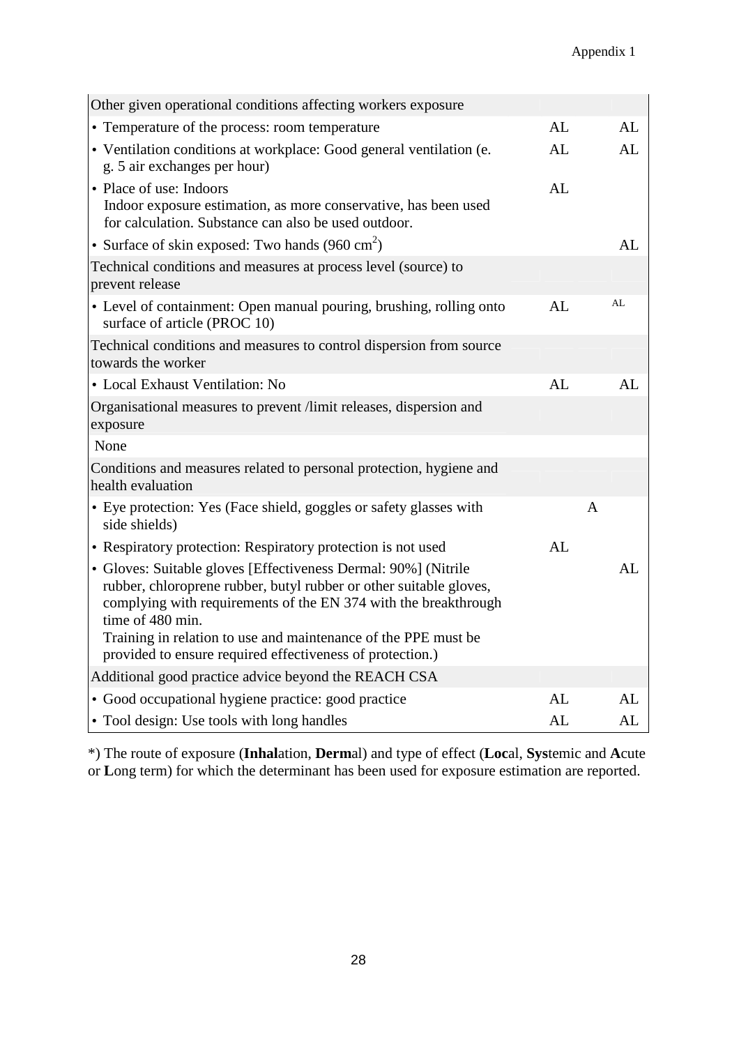| Other given operational conditions affecting workers exposure | | | |
|---|---|---|---|
| • Temperature of the process: room temperature | AL | | AL |
| • Ventilation conditions at workplace: Good general ventilation (e. g. 5 air exchanges per hour) | AL | | AL |
| • Place of use: Indoors<br>Indoor exposure estimation, as more conservative, has been used for calculation. Substance can also be used outdoor. | AL | | |
| • Surface of skin exposed: Two hands (960 $cm^2$) | | | AL |
| **Technical conditions and measures at process level (source) to prevent release** | | | |
| • Level of containment: Open manual pouring, brushing, rolling onto surface of article (PROC 10) | AL | | AL |
| **Technical conditions and measures to control dispersion from source towards the worker** | | | |
| • Local Exhaust Ventilation: No | AL | | AL |
| **Organisational measures to prevent /limit releases, dispersion and exposure** | | | |
| None | | | |
| **Conditions and measures related to personal protection, hygiene and health evaluation** | | | |
| • Eye protection: Yes (Face shield, goggles or safety glasses with side shields) | | A | |
| • Respiratory protection: Respiratory protection is not used | AL | | |
| • Gloves: Suitable gloves [Effectiveness Dermal: 90%] (Nitrile rubber, chloroprene rubber, butyl rubber or other suitable gloves, complying with requirements of the EN 374 with the breakthrough time of 480 min.<br>Training in relation to use and maintenance of the PPE must be provided to ensure required effectiveness of protection.) | | | AL |
| **Additional good practice advice beyond the REACH CSA** | | | |
| • Good occupational hygiene practice: good practice | AL | | AL |
| • Tool design: Use tools with long handles | AL | | AL |

*) The route of exposure (**Inhal**ation, **Derm**al) and type of effect (**Loc**al, **Sys**temic and **A**cute or **L**ong term) for which the determinant has been used for exposure estimation are reported.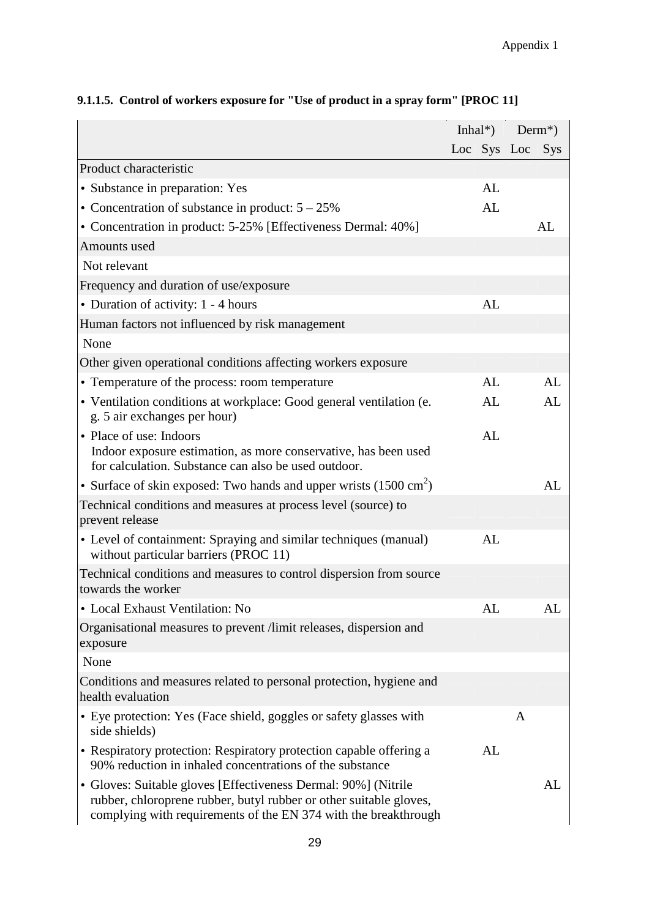### 9.1.1.5. Control of workers exposure for "Use of product in a spray form" [PROC 11]

| | Inhal*) | | Derm*) | |
|---|---|---|---|---|
| | Loc | Sys | Loc | Sys |
| Product characteristic | | | | |
| • Substance in preparation: Yes | | AL | | |
| • Concentration of substance in product: 5 – 25% | | AL | | |
| • Concentration in product: 5-25% [Effectiveness Dermal: 40%] | | | | AL |
| Amounts used | | | | |
| Not relevant | | | | |
| Frequency and duration of use/exposure | | | | |
| • Duration of activity: 1 - 4 hours | | AL | | |
| Human factors not influenced by risk management | | | | |
| None | | | | |
| Other given operational conditions affecting workers exposure | | | | |
| • Temperature of the process: room temperature | | AL | | AL |
| • Ventilation conditions at workplace: Good general ventilation (e. g. 5 air exchanges per hour) | | AL | | AL |
| • Place of use: Indoors Indoor exposure estimation, as more conservative, has been used for calculation. Substance can also be used outdoor. | | AL | | |
| • Surface of skin exposed: Two hands and upper wrists (1500 $cm^2$) | | | | AL |
| Technical conditions and measures at process level (source) to prevent release | | | | |
| • Level of containment: Spraying and similar techniques (manual) without particular barriers (PROC 11) | | AL | | |
| Technical conditions and measures to control dispersion from source towards the worker | | | | |
| • Local Exhaust Ventilation: No | | AL | | AL |
| Organisational measures to prevent /limit releases, dispersion and exposure | | | | |
| None | | | | |
| Conditions and measures related to personal protection, hygiene and health evaluation | | | | |
| • Eye protection: Yes (Face shield, goggles or safety glasses with side shields) | | | A | |
| • Respiratory protection: Respiratory protection capable offering a 90% reduction in inhaled concentrations of the substance | | AL | | |
| • Gloves: Suitable gloves [Effectiveness Dermal: 90%] (Nitrile rubber, chloroprene rubber, butyl rubber or other suitable gloves, complying with requirements of the EN 374 with the breakthrough | | | | AL |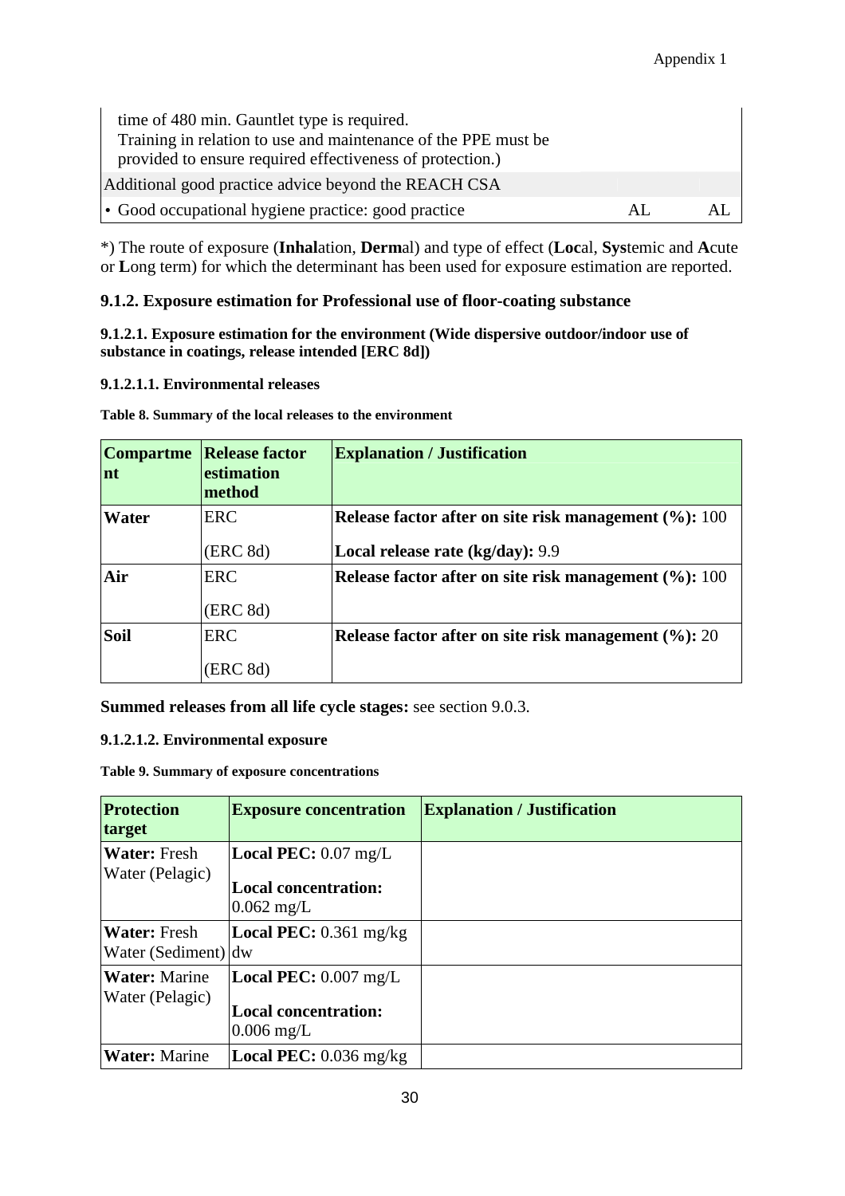| | | |
|---|---|---|
| time of 480 min. Gauntlet type is required.<br>Training in relation to use and maintenance of the PPE must be provided to ensure required effectiveness of protection.) | | |
| Additional good practice advice beyond the REACH CSA | | |
| • Good occupational hygiene practice: good practice | AL | AL |

*) The route of exposure (**Inhal**ation, **Derm**al) and type of effect (**Loc**al, **Sys**temic and **A**cute or **L**ong term) for which the determinant has been used for exposure estimation are reported.

### 9.1.2. Exposure estimation for Professional use of floor-coating substance

#### 9.1.2.1. Exposure estimation for the environment (Wide dispersive outdoor/indoor use of substance in coatings, release intended [ERC 8d])

##### 9.1.2.1.1. Environmental releases

**Table 8. Summary of the local releases to the environment**

| Compartment | Release factor estimation method | Explanation / Justification |
|---|---|---|
| **Water** | ERC<br>(ERC 8d) | **Release factor after on site risk management (%):** 100<br>**Local release rate (kg/day):** 9.9 |
| **Air** | ERC<br>(ERC 8d) | **Release factor after on site risk management (%):** 100 |
| **Soil** | ERC<br>(ERC 8d) | **Release factor after on site risk management (%):** 20 |

**Summed releases from all life cycle stages:** see section 9.0.3.

##### 9.1.2.1.2. Environmental exposure

**Table 9. Summary of exposure concentrations**

| Protection target | Exposure concentration | Explanation / Justification |
|---|---|---|
| **Water:** Fresh Water (Pelagic) | **Local PEC:** 0.07 mg/L<br>**Local concentration:** 0.062 mg/L | |
| **Water:** Fresh Water (Sediment) | **Local PEC:** 0.361 mg/kg dw | |
| **Water:** Marine Water (Pelagic) | **Local PEC:** 0.007 mg/L<br>**Local concentration:** 0.006 mg/L | |
| **Water:** Marine | **Local PEC:** 0.036 mg/kg | |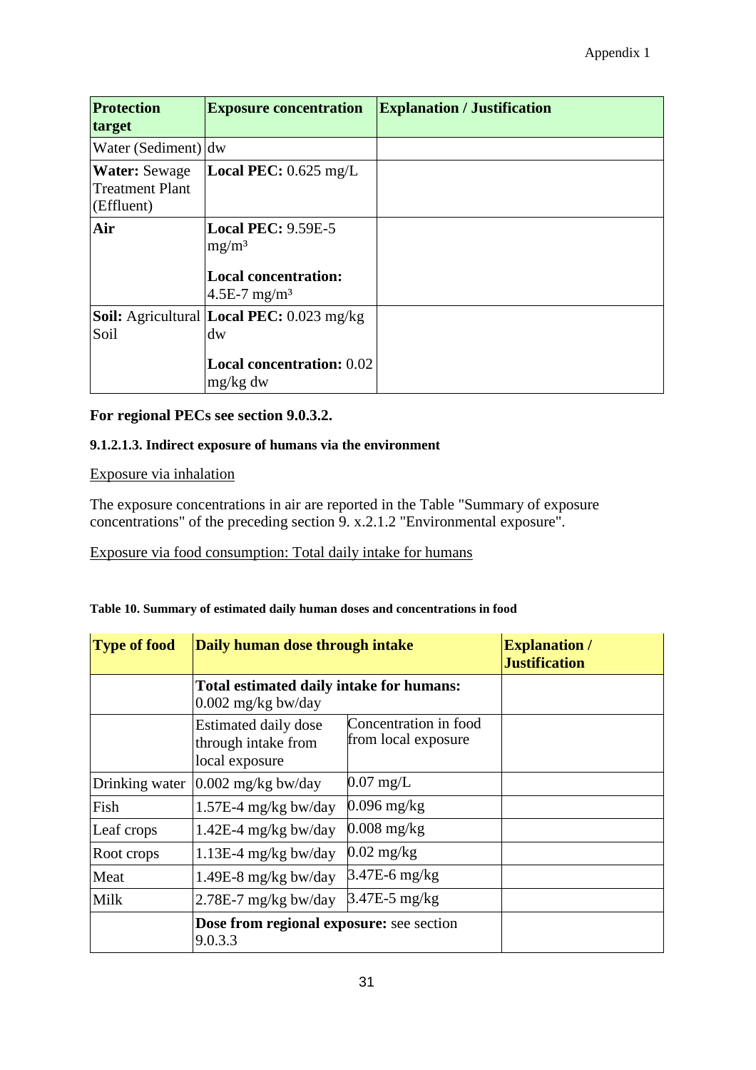| **Protection target** | **Exposure concentration** | **Explanation / Justification** |
|---|---|---|
| Water (Sediment) | dw | |
| **Water:** Sewage Treatment Plant (Effluent) | **Local PEC:** 0.625 mg/L | |
| **Air** | **Local PEC:** 9.59E-5 mg/m³<br><br>**Local concentration:** 4.5E-7 mg/m³ | |
| **Soil:** Agricultural Soil | **Local PEC:** 0.023 mg/kg dw<br><br>**Local concentration:** 0.02 mg/kg dw | |

**For regional PECs see section 9.0.3.2.**

#### 9.1.2.1.3. Indirect exposure of humans via the environment

Exposure via inhalation

The exposure concentrations in air are reported in the Table "Summary of exposure concentrations" of the preceding section 9. x.2.1.2 "Environmental exposure".

Exposure via food consumption: Total daily intake for humans

**Table 10. Summary of estimated daily human doses and concentrations in food**

| **Type of food** | **Daily human dose through intake** | | **Explanation / Justification** |
|---|---|---|---|
| | **Total estimated daily intake for humans:** 0.002 mg/kg bw/day | | |
| | Estimated daily dose through intake from local exposure | Concentration in food from local exposure | |
| Drinking water | 0.002 mg/kg bw/day | 0.07 mg/L | |
| Fish | 1.57E-4 mg/kg bw/day | 0.096 mg/kg | |
| Leaf crops | 1.42E-4 mg/kg bw/day | 0.008 mg/kg | |
| Root crops | 1.13E-4 mg/kg bw/day | 0.02 mg/kg | |
| Meat | 1.49E-8 mg/kg bw/day | 3.47E-6 mg/kg | |
| Milk | 2.78E-7 mg/kg bw/day | 3.47E-5 mg/kg | |
| | **Dose from regional exposure:** see section 9.0.3.3 | | |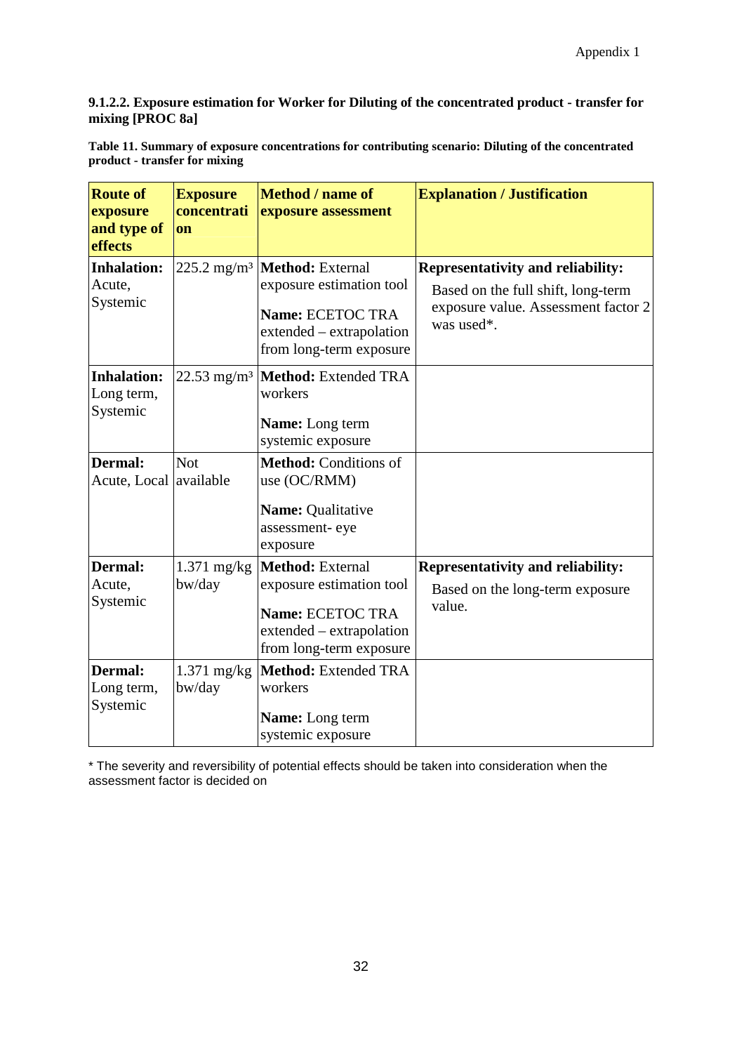### 9.1.2.2. Exposure estimation for Worker for Diluting of the concentrated product - transfer for mixing [PROC 8a]

**Table 11. Summary of exposure concentrations for contributing scenario: Diluting of the concentrated product - transfer for mixing**

| Route of exposure and type of effects | Exposure concentration | Method / name of exposure assessment | Explanation / Justification |
|---|---|---|---|
| **Inhalation:** Acute, Systemic | 225.2 mg/m³ | **Method:** External exposure estimation tool<br>**Name:** ECETOC TRA extended – extrapolation from long-term exposure | **Representativity and reliability:**<br>Based on the full shift, long-term exposure value. Assessment factor 2 was used*. |
| **Inhalation:** Long term, Systemic | 22.53 mg/m³ | **Method:** Extended TRA workers<br>**Name:** Long term systemic exposure | |
| **Dermal:** Acute, Local | Not available | **Method:** Conditions of use (OC/RMM)<br>**Name:** Qualitative assessment- eye exposure | |
| **Dermal:** Acute, Systemic | 1.371 mg/kg bw/day | **Method:** External exposure estimation tool<br>**Name:** ECETOC TRA extended – extrapolation from long-term exposure | **Representativity and reliability:**<br>Based on the long-term exposure value. |
| **Dermal:** Long term, Systemic | 1.371 mg/kg bw/day | **Method:** Extended TRA workers<br>**Name:** Long term systemic exposure | |

* The severity and reversibility of potential effects should be taken into consideration when the assessment factor is decided on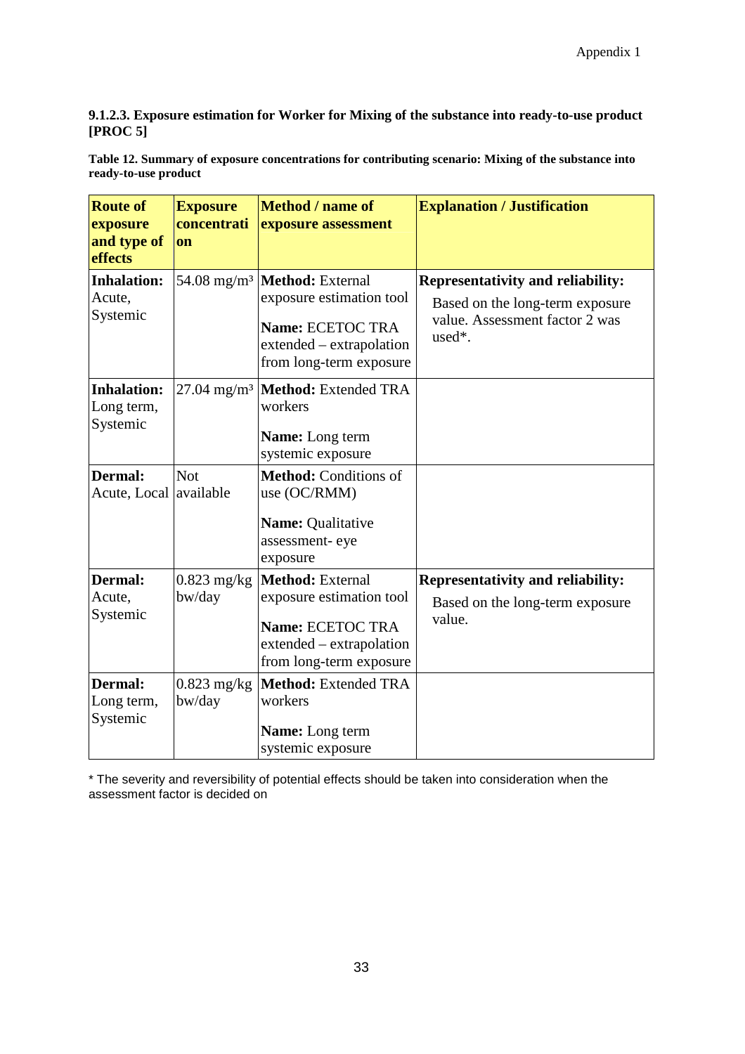### 9.1.2.3. Exposure estimation for Worker for Mixing of the substance into ready-to-use product [PROC 5]

**Table 12. Summary of exposure concentrations for contributing scenario: Mixing of the substance into ready-to-use product**

| Route of exposure and type of effects | Exposure concentration | Method / name of exposure assessment | Explanation / Justification |
|---|---|---|---|
| **Inhalation:** Acute, Systemic | 54.08 mg/m³ | **Method:** External exposure estimation tool<br><br>**Name:** ECETOC TRA extended – extrapolation from long-term exposure | **Representativity and reliability:**<br><br>Based on the long-term exposure value. Assessment factor 2 was used*. |
| **Inhalation:** Long term, Systemic | 27.04 mg/m³ | **Method:** Extended TRA workers<br><br>**Name:** Long term systemic exposure | |
| **Dermal:** Acute, Local | Not available | **Method:** Conditions of use (OC/RMM)<br><br>**Name:** Qualitative assessment- eye exposure | |
| **Dermal:** Acute, Systemic | 0.823 mg/kg bw/day | **Method:** External exposure estimation tool<br><br>**Name:** ECETOC TRA extended – extrapolation from long-term exposure | **Representativity and reliability:**<br><br>Based on the long-term exposure value. |
| **Dermal:** Long term, Systemic | 0.823 mg/kg bw/day | **Method:** Extended TRA workers<br><br>**Name:** Long term systemic exposure | |

* The severity and reversibility of potential effects should be taken into consideration when the assessment factor is decided on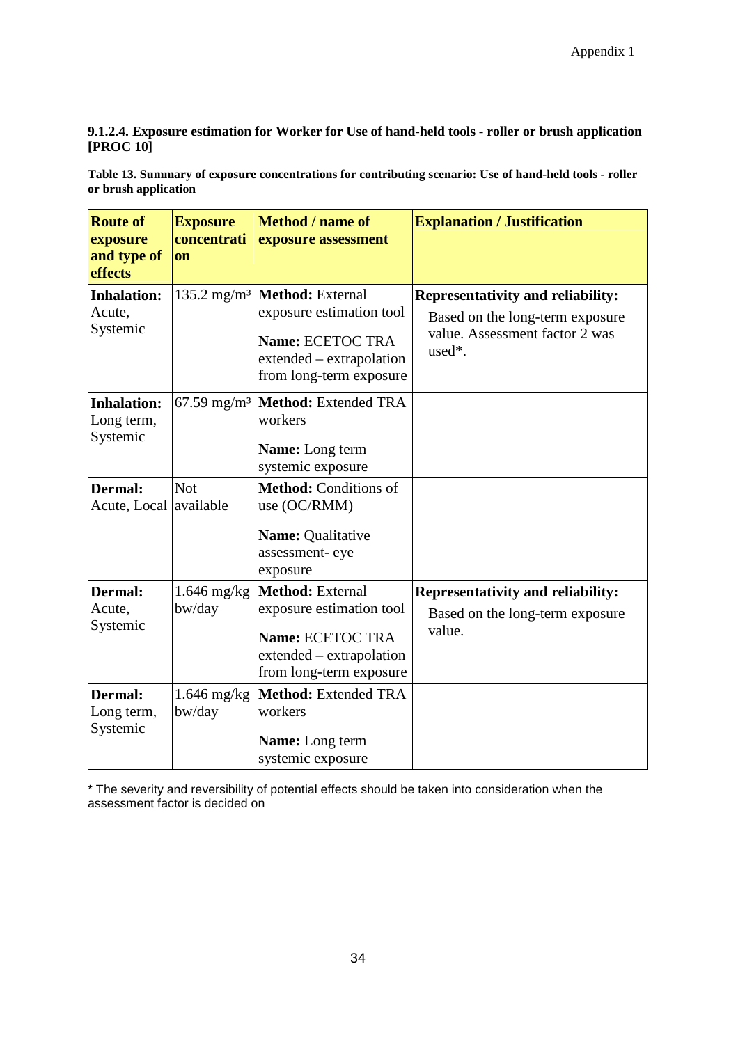**9.1.2.4. Exposure estimation for Worker for Use of hand-held tools - roller or brush application [PROC 10]**

**Table 13. Summary of exposure concentrations for contributing scenario: Use of hand-held tools - roller or brush application**

| Route of exposure and type of effects | Exposure concentration | Method / name of exposure assessment | Explanation / Justification |
|---|---|---|---|
| **Inhalation:** Acute, Systemic | 135.2 mg/m³ | **Method:** External exposure estimation tool<br>**Name:** ECETOC TRA extended – extrapolation from long-term exposure | **Representativity and reliability:**<br>Based on the long-term exposure value. Assessment factor 2 was used*. |
| **Inhalation:** Long term, Systemic | 67.59 mg/m³ | **Method:** Extended TRA workers<br>**Name:** Long term systemic exposure | |
| **Dermal:** Acute, Local | Not available | **Method:** Conditions of use (OC/RMM)<br>**Name:** Qualitative assessment- eye exposure | |
| **Dermal:** Acute, Systemic | 1.646 mg/kg bw/day | **Method:** External exposure estimation tool<br>**Name:** ECETOC TRA extended – extrapolation from long-term exposure | **Representativity and reliability:**<br>Based on the long-term exposure value. |
| **Dermal:** Long term, Systemic | 1.646 mg/kg bw/day | **Method:** Extended TRA workers<br>**Name:** Long term systemic exposure | |

* The severity and reversibility of potential effects should be taken into consideration when the assessment factor is decided on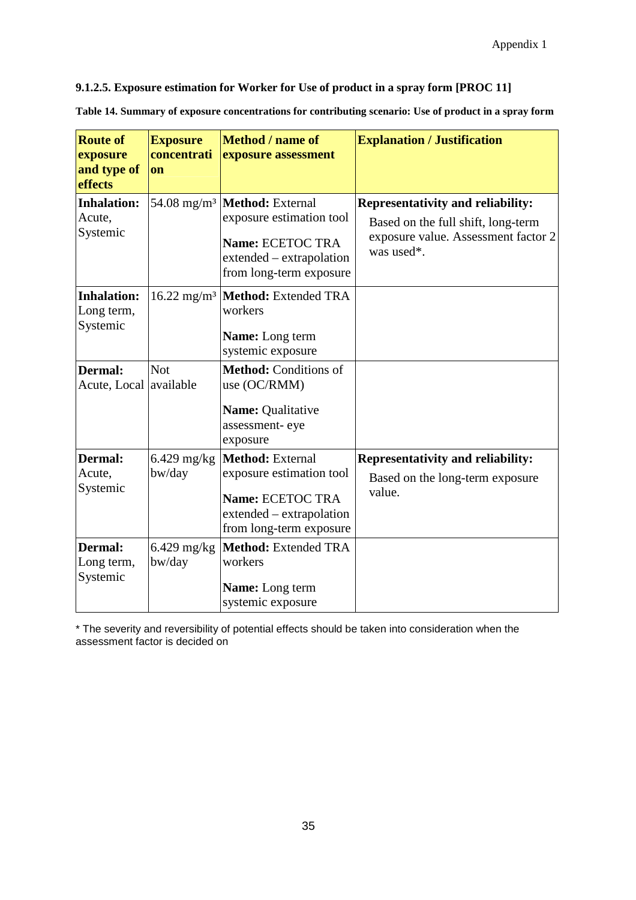### 9.1.2.5. Exposure estimation for Worker for Use of product in a spray form [PROC 11]

**Table 14. Summary of exposure concentrations for contributing scenario: Use of product in a spray form**

| Route of exposure and type of effects | Exposure concentration | Method / name of exposure assessment | Explanation / Justification |
|---|---|---|---|
| **Inhalation:** Acute, Systemic | 54.08 mg/m³ | **Method:** External exposure estimation tool<br>**Name:** ECETOC TRA extended – extrapolation from long-term exposure | **Representativity and reliability:**<br>Based on the full shift, long-term exposure value. Assessment factor 2 was used*. |
| **Inhalation:** Long term, Systemic | 16.22 mg/m³ | **Method:** Extended TRA workers<br>**Name:** Long term systemic exposure | |
| **Dermal:** Acute, Local | Not available | **Method:** Conditions of use (OC/RMM)<br>**Name:** Qualitative assessment- eye exposure | |
| **Dermal:** Acute, Systemic | 6.429 mg/kg bw/day | **Method:** External exposure estimation tool<br>**Name:** ECETOC TRA extended – extrapolation from long-term exposure | **Representativity and reliability:**<br>Based on the long-term exposure value. |
| **Dermal:** Long term, Systemic | 6.429 mg/kg bw/day | **Method:** Extended TRA workers<br>**Name:** Long term systemic exposure | |

* The severity and reversibility of potential effects should be taken into consideration when the assessment factor is decided on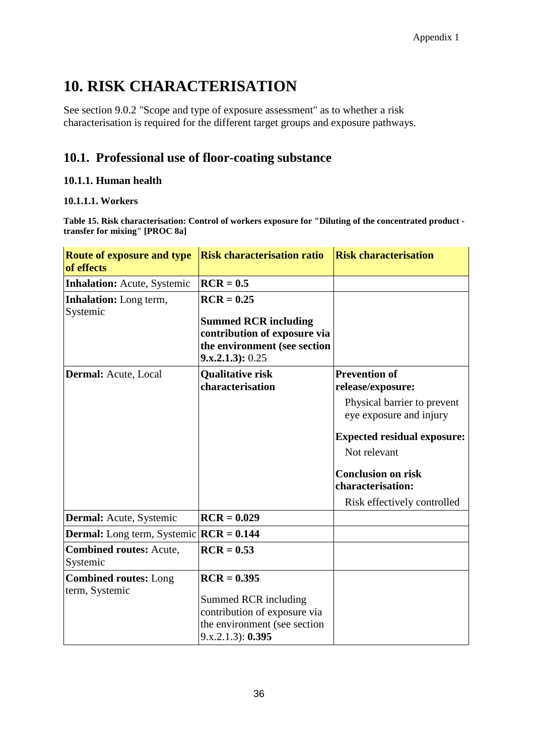# 10. RISK CHARACTERISATION

See section 9.0.2 "Scope and type of exposure assessment" as to whether a risk characterisation is required for the different target groups and exposure pathways.

## 10.1. Professional use of floor-coating substance

### 10.1.1. Human health

#### 10.1.1.1. Workers

**Table 15. Risk characterisation: Control of workers exposure for "Diluting of the concentrated product - transfer for mixing" [PROC 8a]**

| Route of exposure and type of effects | Risk characterisation ratio | Risk characterisation |
|---|---|---|
| **Inhalation:** Acute, Systemic | **RCR = 0.5** | |
| **Inhalation:** Long term, Systemic | **RCR = 0.25**<br><br>**Summed RCR including contribution of exposure via the environment (see section 9.x.2.1.3):** 0.25 | |
| **Dermal:** Acute, Local | **Qualitative risk characterisation** | **Prevention of release/exposure:**<br>Physical barrier to prevent eye exposure and injury<br><br>**Expected residual exposure:**<br>Not relevant<br><br>**Conclusion on risk characterisation:**<br>Risk effectively controlled |
| **Dermal:** Acute, Systemic | **RCR = 0.029** | |
| **Dermal:** Long term, Systemic | **RCR = 0.144** | |
| **Combined routes:** Acute, Systemic | **RCR = 0.53** | |
| **Combined routes:** Long term, Systemic | **RCR = 0.395**<br><br>Summed RCR including contribution of exposure via the environment (see section 9.x.2.1.3): **0.395** | |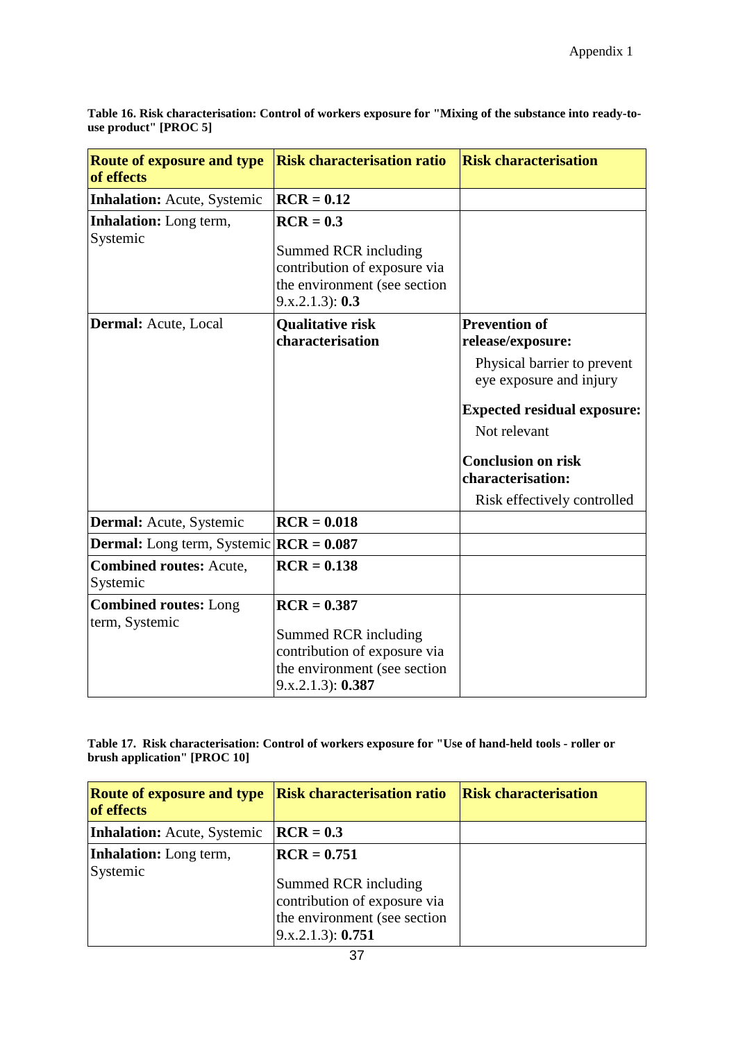**Table 16. Risk characterisation: Control of workers exposure for "Mixing of the substance into ready-to-use product" [PROC 5]**

| Route of exposure and type of effects | Risk characterisation ratio | Risk characterisation |
|---|---|---|
| **Inhalation:** Acute, Systemic | **RCR = 0.12** | |
| **Inhalation:** Long term, Systemic | **RCR = 0.3**<br><br>Summed RCR including contribution of exposure via the environment (see section 9.x.2.1.3): **0.3** | |
| **Dermal:** Acute, Local | **Qualitative risk characterisation** | **Prevention of release/exposure:**<br>Physical barrier to prevent eye exposure and injury<br>**Expected residual exposure:**<br>Not relevant<br>**Conclusion on risk characterisation:**<br>Risk effectively controlled |
| **Dermal:** Acute, Systemic | **RCR = 0.018** | |
| **Dermal:** Long term, Systemic | **RCR = 0.087** | |
| **Combined routes:** Acute, Systemic | **RCR = 0.138** | |
| **Combined routes:** Long term, Systemic | **RCR = 0.387**<br><br>Summed RCR including contribution of exposure via the environment (see section 9.x.2.1.3): **0.387** | |

**Table 17. Risk characterisation: Control of workers exposure for "Use of hand-held tools - roller or brush application" [PROC 10]**

| Route of exposure and type of effects | Risk characterisation ratio | Risk characterisation |
|---|---|---|
| **Inhalation:** Acute, Systemic | **RCR = 0.3** | |
| **Inhalation:** Long term, Systemic | **RCR = 0.751**<br><br>Summed RCR including contribution of exposure via the environment (see section 9.x.2.1.3): **0.751** | |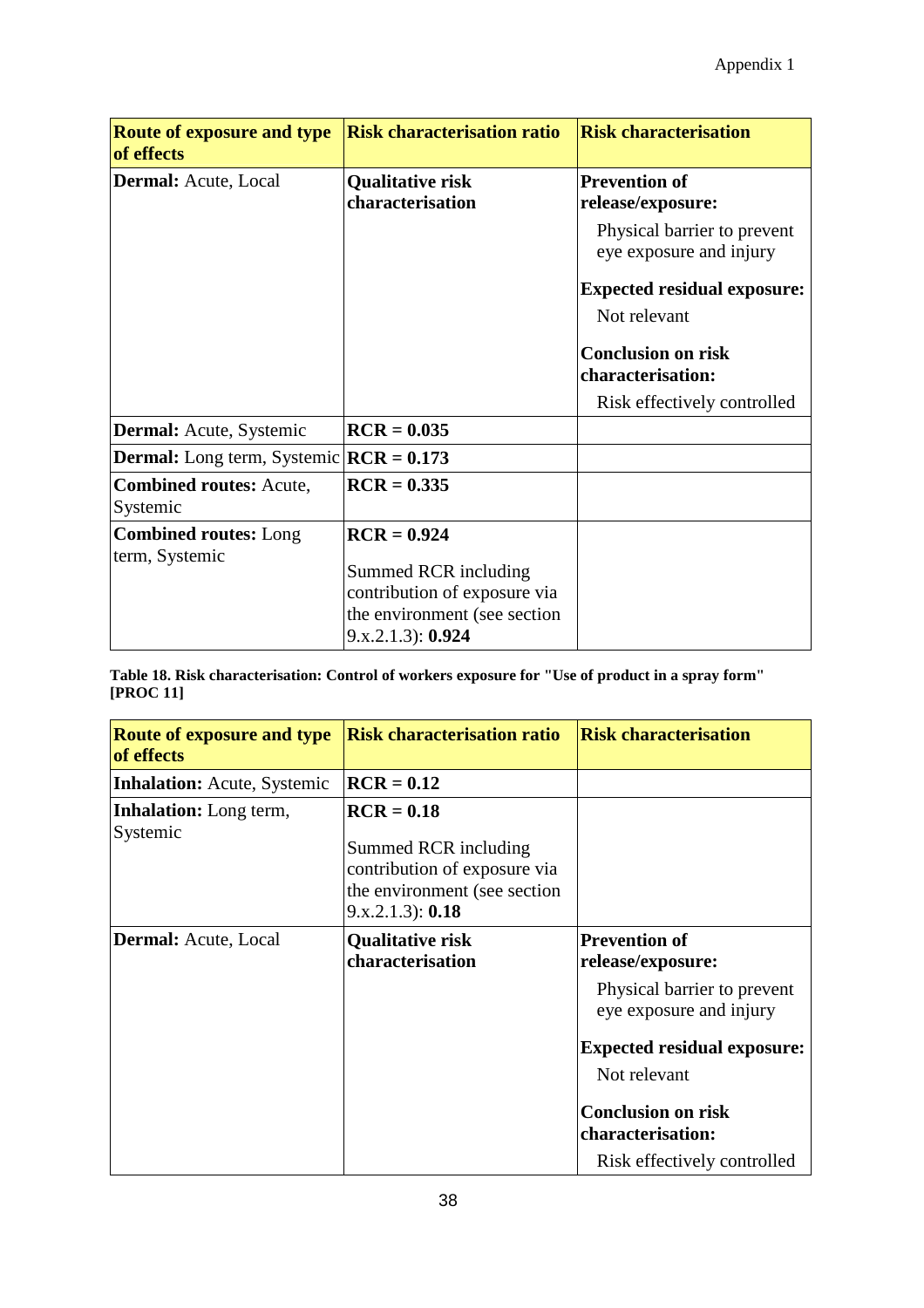| Route of exposure and type of effects | Risk characterisation ratio | Risk characterisation |
|---|---|---|
| **Dermal:** Acute, Local | **Qualitative risk characterisation** | **Prevention of release/exposure:** Physical barrier to prevent eye exposure and injury **Expected residual exposure:** Not relevant **Conclusion on risk characterisation:** Risk effectively controlled |
| **Dermal:** Acute, Systemic | **RCR = 0.035** | |
| **Dermal:** Long term, Systemic | **RCR = 0.173** | |
| **Combined routes:** Acute, Systemic | **RCR = 0.335** | |
| **Combined routes:** Long term, Systemic | **RCR = 0.924** Summed RCR including contribution of exposure via the environment (see section 9.x.2.1.3): **0.924** | |

**Table 18. Risk characterisation: Control of workers exposure for "Use of product in a spray form" [PROC 11]**

| Route of exposure and type of effects | Risk characterisation ratio | Risk characterisation |
|---|---|---|
| **Inhalation:** Acute, Systemic | **RCR = 0.12** | |
| **Inhalation:** Long term, Systemic | **RCR = 0.18** Summed RCR including contribution of exposure via the environment (see section 9.x.2.1.3): **0.18** | |
| **Dermal:** Acute, Local | **Qualitative risk characterisation** | **Prevention of release/exposure:** Physical barrier to prevent eye exposure and injury **Expected residual exposure:** Not relevant **Conclusion on risk characterisation:** Risk effectively controlled |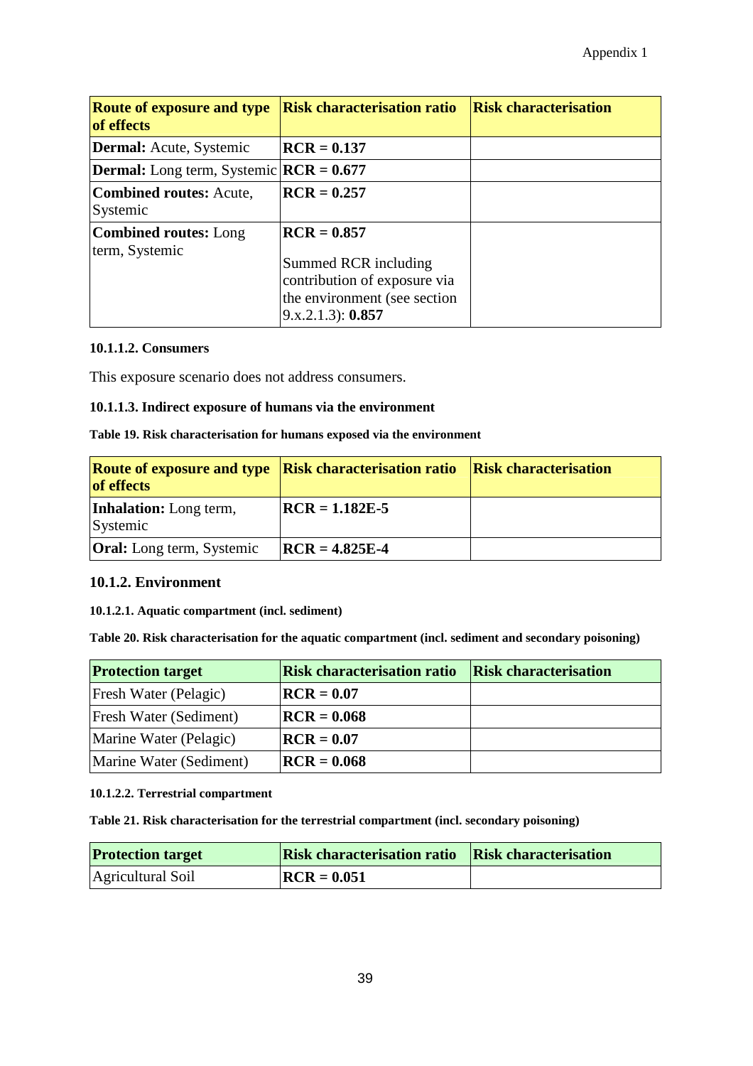| **Route of exposure and type of effects** | **Risk characterisation ratio** | **Risk characterisation** |
|---|---|---|
| **Dermal:** Acute, Systemic | **RCR = 0.137** | |
| **Dermal:** Long term, Systemic | **RCR = 0.677** | |
| **Combined routes:** Acute, Systemic | **RCR = 0.257** | |
| **Combined routes:** Long term, Systemic | **RCR = 0.857**<br><br>Summed RCR including contribution of exposure via the environment (see section 9.x.2.1.3): **0.857** | |

#### 10.1.1.2. Consumers

This exposure scenario does not address consumers.

#### 10.1.1.3. Indirect exposure of humans via the environment

**Table 19. Risk characterisation for humans exposed via the environment**

| **Route of exposure and type of effects** | **Risk characterisation ratio** | **Risk characterisation** |
|---|---|---|
| **Inhalation:** Long term, Systemic | **RCR = 1.182E-5** | |
| **Oral:** Long term, Systemic | **RCR = 4.825E-4** | |

### 10.1.2. Environment

#### 10.1.2.1. Aquatic compartment (incl. sediment)

**Table 20. Risk characterisation for the aquatic compartment (incl. sediment and secondary poisoning)**

| **Protection target** | **Risk characterisation ratio** | **Risk characterisation** |
|---|---|---|
| Fresh Water (Pelagic) | **RCR = 0.07** | |
| Fresh Water (Sediment) | **RCR = 0.068** | |
| Marine Water (Pelagic) | **RCR = 0.07** | |
| Marine Water (Sediment) | **RCR = 0.068** | |

#### 10.1.2.2. Terrestrial compartment

**Table 21. Risk characterisation for the terrestrial compartment (incl. secondary poisoning)**

| **Protection target** | **Risk characterisation ratio** | **Risk characterisation** |
|---|---|---|
| Agricultural Soil | **RCR = 0.051** | |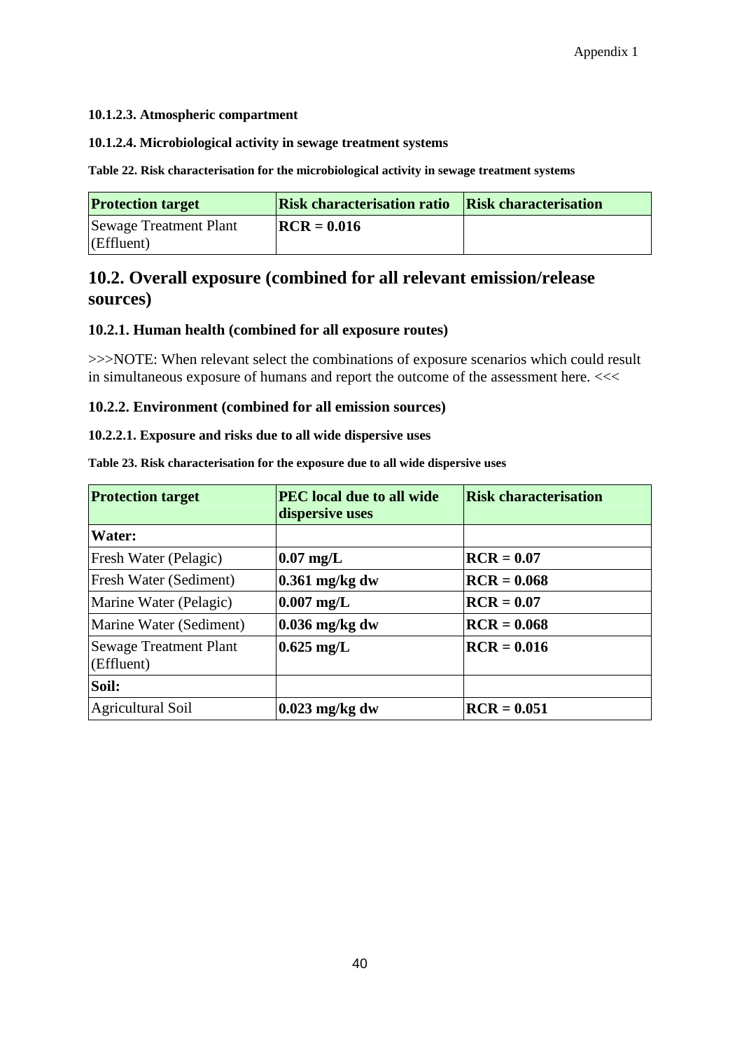#### 10.1.2.3. Atmospheric compartment

#### 10.1.2.4. Microbiological activity in sewage treatment systems

**Table 22. Risk characterisation for the microbiological activity in sewage treatment systems**

| Protection target | Risk characterisation ratio | Risk characterisation |
|---|---|---|
| Sewage Treatment Plant (Effluent) | **RCR = 0.016** | |

## 10.2. Overall exposure (combined for all relevant emission/release sources)

### 10.2.1. Human health (combined for all exposure routes)

>>>NOTE: When relevant select the combinations of exposure scenarios which could result in simultaneous exposure of humans and report the outcome of the assessment here. <<<

### 10.2.2. Environment (combined for all emission sources)

#### 10.2.2.1. Exposure and risks due to all wide dispersive uses

**Table 23. Risk characterisation for the exposure due to all wide dispersive uses**

| Protection target | PEC local due to all wide dispersive uses | Risk characterisation |
|---|---|---|
| **Water:** | | |
| Fresh Water (Pelagic) | **0.07 mg/L** | **RCR = 0.07** |
| Fresh Water (Sediment) | **0.361 mg/kg dw** | **RCR = 0.068** |
| Marine Water (Pelagic) | **0.007 mg/L** | **RCR = 0.07** |
| Marine Water (Sediment) | **0.036 mg/kg dw** | **RCR = 0.068** |
| Sewage Treatment Plant (Effluent) | **0.625 mg/L** | **RCR = 0.016** |
| **Soil:** | | |
| Agricultural Soil | **0.023 mg/kg dw** | **RCR = 0.051** |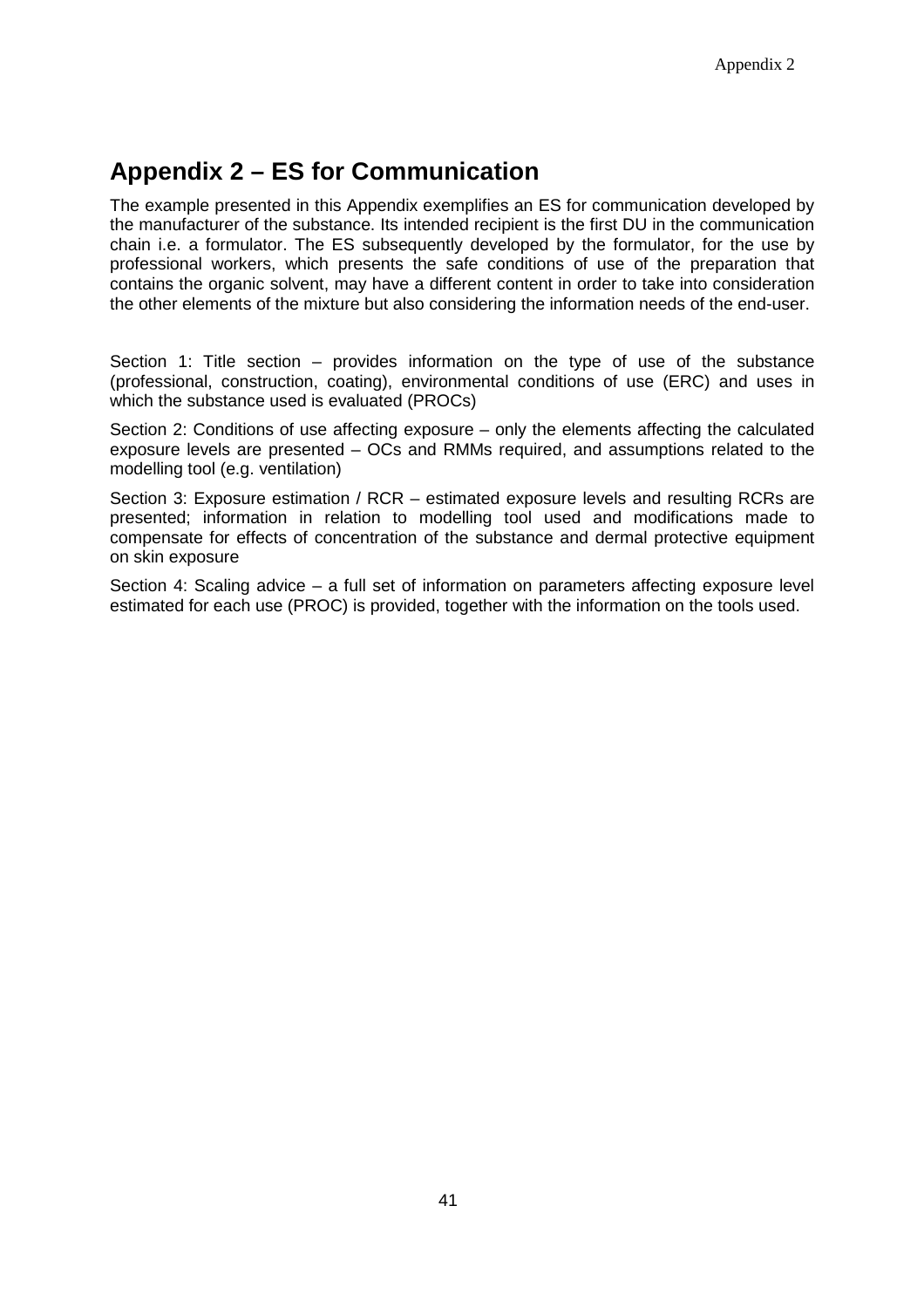# Appendix 2 – ES for Communication

The example presented in this Appendix exemplifies an ES for communication developed by the manufacturer of the substance. Its intended recipient is the first DU in the communication chain i.e. a formulator. The ES subsequently developed by the formulator, for the use by professional workers, which presents the safe conditions of use of the preparation that contains the organic solvent, may have a different content in order to take into consideration the other elements of the mixture but also considering the information needs of the end-user.

Section 1: Title section – provides information on the type of use of the substance (professional, construction, coating), environmental conditions of use (ERC) and uses in which the substance used is evaluated (PROCs)

Section 2: Conditions of use affecting exposure – only the elements affecting the calculated exposure levels are presented – OCs and RMMs required, and assumptions related to the modelling tool (e.g. ventilation)

Section 3: Exposure estimation / RCR – estimated exposure levels and resulting RCRs are presented; information in relation to modelling tool used and modifications made to compensate for effects of concentration of the substance and dermal protective equipment on skin exposure

Section 4: Scaling advice – a full set of information on parameters affecting exposure level estimated for each use (PROC) is provided, together with the information on the tools used.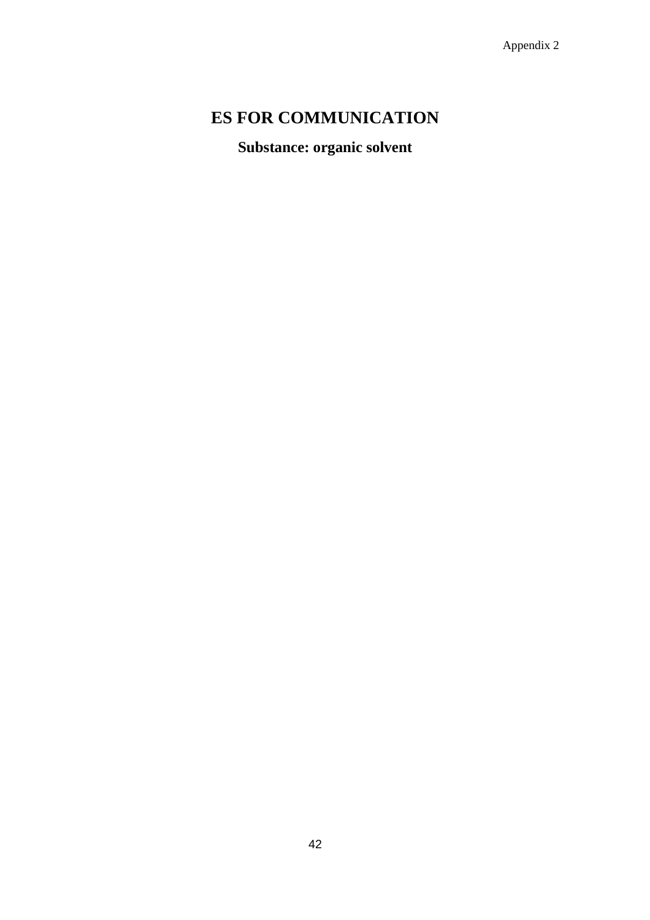# ES FOR COMMUNICATION

**Substance: organic solvent**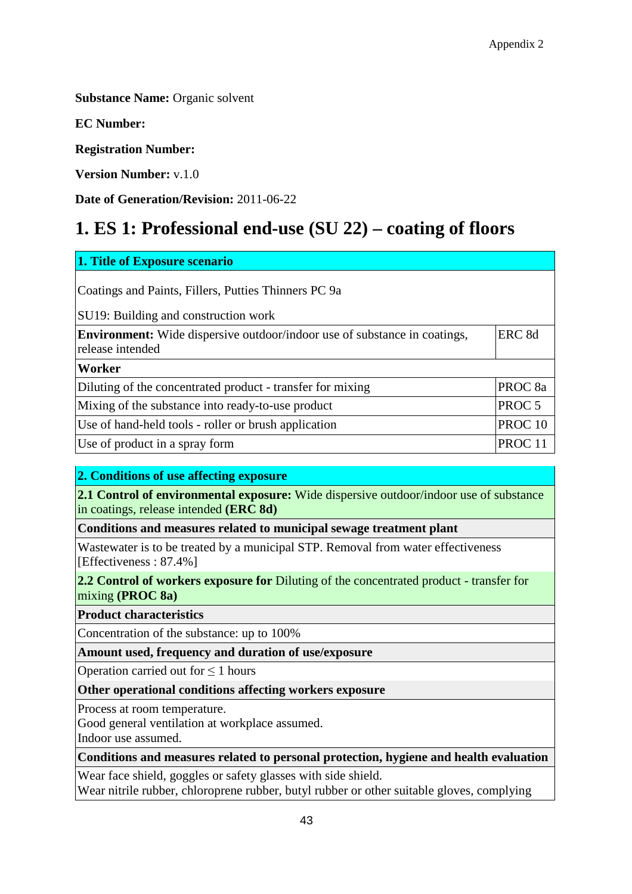Appendix 2

**Substance Name:** Organic solvent

**EC Number:**

**Registration Number:**

**Version Number:** v.1.0

**Date of Generation/Revision:** 2011-06-22

# 1. ES 1: Professional end-use (SU 22) – coating of floors

| **1. Title of Exposure scenario** | |
|---|---|
| Coatings and Paints, Fillers, Putties Thinners PC 9a<br><br>SU19: Building and construction work | |
| **Environment:** Wide dispersive outdoor/indoor use of substance in coatings, release intended | ERC 8d |
| **Worker** | |
| Diluting of the concentrated product - transfer for mixing | PROC 8a |
| Mixing of the substance into ready-to-use product | PROC 5 |
| Use of hand-held tools - roller or brush application | PROC 10 |
| Use of product in a spray form | PROC 11 |

| **2. Conditions of use affecting exposure** |
|---|
| **2.1 Control of environmental exposure:** Wide dispersive outdoor/indoor use of substance in coatings, release intended **(ERC 8d)** |
| **Conditions and measures related to municipal sewage treatment plant** |
| Wastewater is to be treated by a municipal STP. Removal from water effectiveness [Effectiveness : 87.4%] |
| **2.2 Control of workers exposure for** Diluting of the concentrated product - transfer for mixing **(PROC 8a)** |
| **Product characteristics** |
| Concentration of the substance: up to 100% |
| **Amount used, frequency and duration of use/exposure** |
| Operation carried out for ≤ 1 hours |
| **Other operational conditions affecting workers exposure** |
| Process at room temperature.<br>Good general ventilation at workplace assumed.<br>Indoor use assumed. |
| **Conditions and measures related to personal protection, hygiene and health evaluation** |
| Wear face shield, goggles or safety glasses with side shield.<br>Wear nitrile rubber, chloroprene rubber, butyl rubber or other suitable gloves, complying |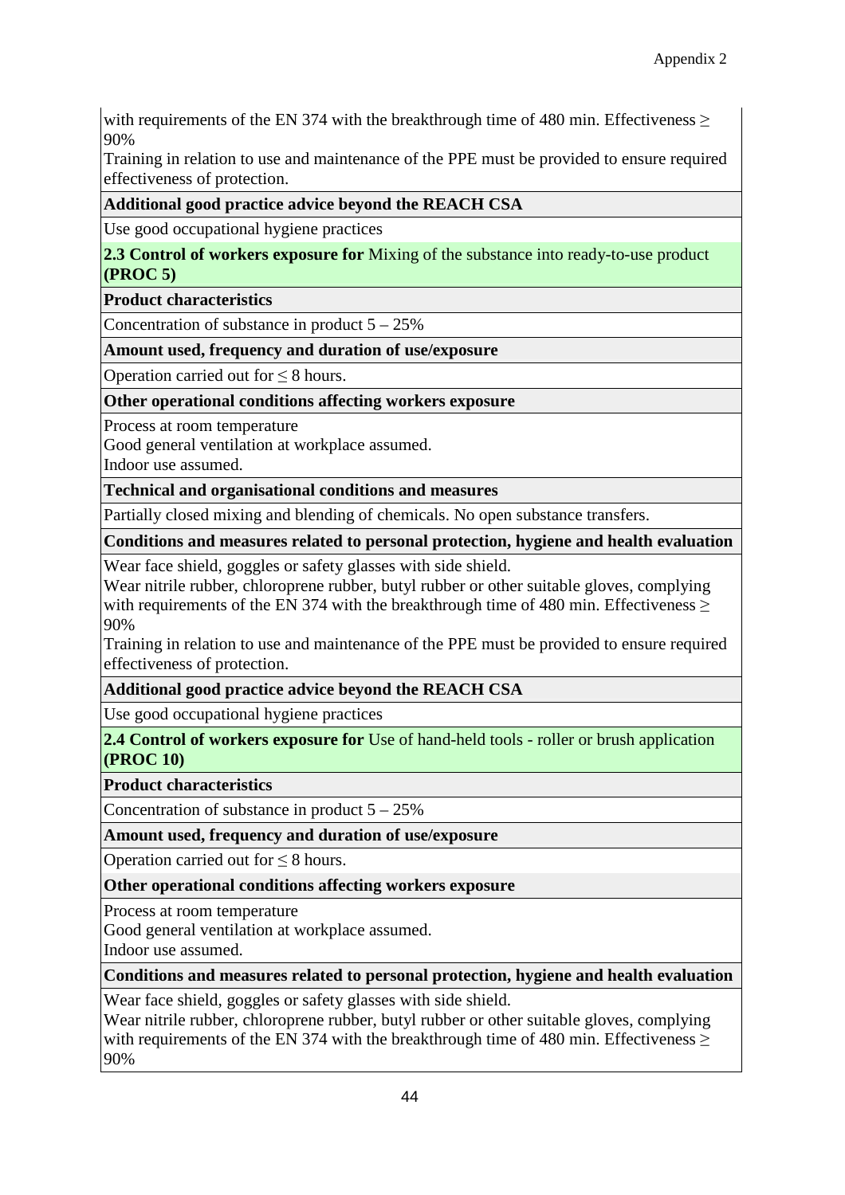with requirements of the EN 374 with the breakthrough time of 480 min. Effectiveness ≥ 90%
Training in relation to use and maintenance of the PPE must be provided to ensure required effectiveness of protection.

**Additional good practice advice beyond the REACH CSA**

Use good occupational hygiene practices

**2.3 Control of workers exposure for** Mixing of the substance into ready-to-use product **(PROC 5)**

**Product characteristics**

Concentration of substance in product 5 – 25%

**Amount used, frequency and duration of use/exposure**

Operation carried out for ≤ 8 hours.

**Other operational conditions affecting workers exposure**

Process at room temperature
Good general ventilation at workplace assumed.
Indoor use assumed.

**Technical and organisational conditions and measures**

Partially closed mixing and blending of chemicals. No open substance transfers.

**Conditions and measures related to personal protection, hygiene and health evaluation**

Wear face shield, goggles or safety glasses with side shield.
Wear nitrile rubber, chloroprene rubber, butyl rubber or other suitable gloves, complying with requirements of the EN 374 with the breakthrough time of 480 min. Effectiveness ≥ 90%
Training in relation to use and maintenance of the PPE must be provided to ensure required effectiveness of protection.

**Additional good practice advice beyond the REACH CSA**

Use good occupational hygiene practices

**2.4 Control of workers exposure for** Use of hand-held tools - roller or brush application **(PROC 10)**

**Product characteristics**

Concentration of substance in product 5 – 25%

**Amount used, frequency and duration of use/exposure**

Operation carried out for ≤ 8 hours.

**Other operational conditions affecting workers exposure**

Process at room temperature
Good general ventilation at workplace assumed.
Indoor use assumed.

**Conditions and measures related to personal protection, hygiene and health evaluation**

Wear face shield, goggles or safety glasses with side shield.
Wear nitrile rubber, chloroprene rubber, butyl rubber or other suitable gloves, complying with requirements of the EN 374 with the breakthrough time of 480 min. Effectiveness ≥ 90%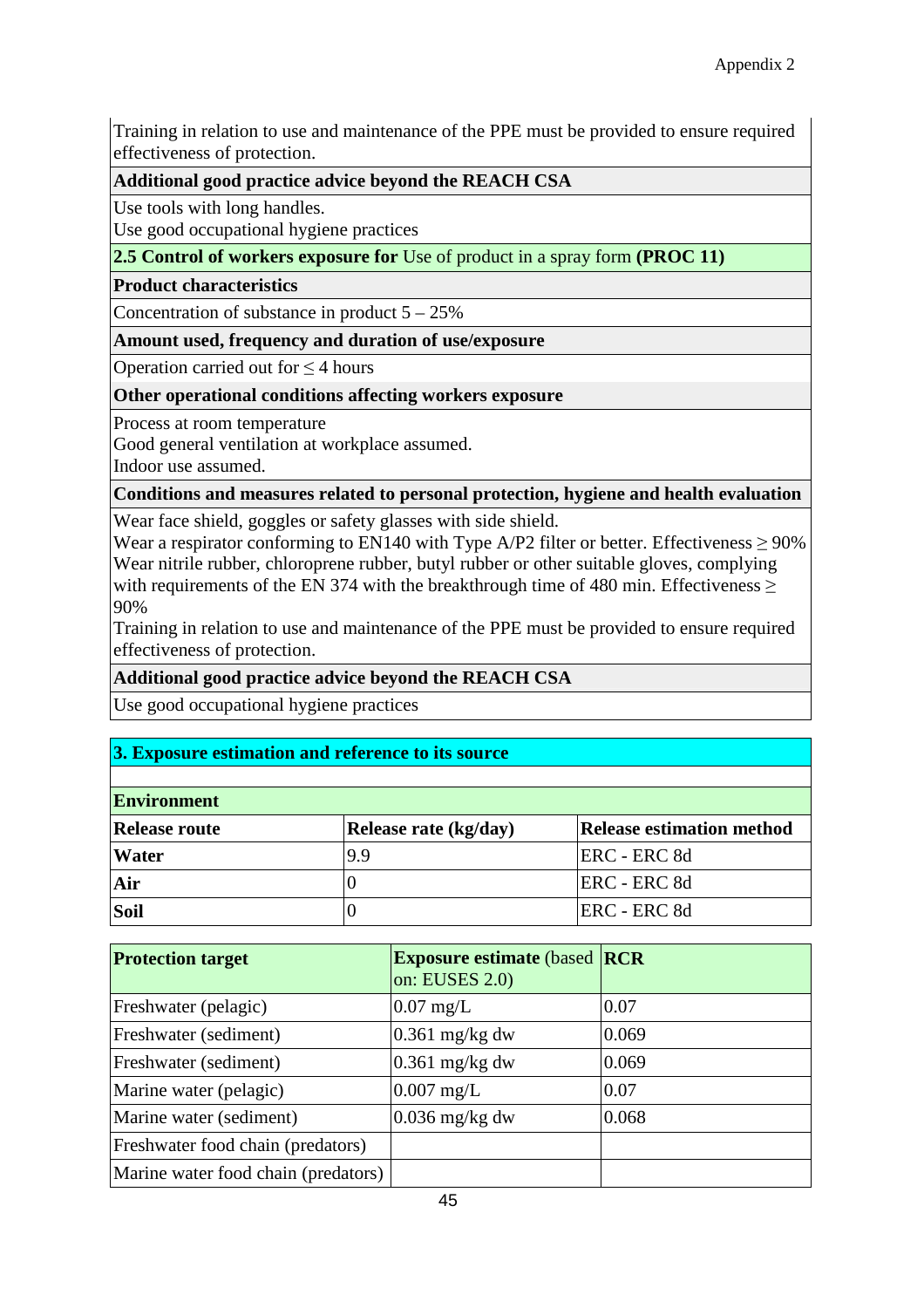Training in relation to use and maintenance of the PPE must be provided to ensure required effectiveness of protection.

**Additional good practice advice beyond the REACH CSA**

Use tools with long handles.
Use good occupational hygiene practices

**2.5 Control of workers exposure for** Use of product in a spray form **(PROC 11)**

**Product characteristics**

Concentration of substance in product 5 – 25%

**Amount used, frequency and duration of use/exposure**

Operation carried out for ≤ 4 hours

**Other operational conditions affecting workers exposure**

Process at room temperature
Good general ventilation at workplace assumed.
Indoor use assumed.

**Conditions and measures related to personal protection, hygiene and health evaluation**

Wear face shield, goggles or safety glasses with side shield.
Wear a respirator conforming to EN140 with Type A/P2 filter or better. Effectiveness ≥ 90%
Wear nitrile rubber, chloroprene rubber, butyl rubber or other suitable gloves, complying with requirements of the EN 374 with the breakthrough time of 480 min. Effectiveness ≥ 90%
Training in relation to use and maintenance of the PPE must be provided to ensure required effectiveness of protection.

**Additional good practice advice beyond the REACH CSA**

Use good occupational hygiene practices

## 3. Exposure estimation and reference to its source

**Environment**

| **Release route** | **Release rate (kg/day)** | **Release estimation method** |
|---|---|---|
| **Water** | 9.9 | ERC - ERC 8d |
| **Air** | 0 | ERC - ERC 8d |
| **Soil** | 0 | ERC - ERC 8d |

| **Protection target** | **Exposure estimate** (based on: EUSES 2.0) | **RCR** |
|---|---|---|
| Freshwater (pelagic) | 0.07 mg/L | 0.07 |
| Freshwater (sediment) | 0.361 mg/kg dw | 0.069 |
| Freshwater (sediment) | 0.361 mg/kg dw | 0.069 |
| Marine water (pelagic) | 0.007 mg/L | 0.07 |
| Marine water (sediment) | 0.036 mg/kg dw | 0.068 |
| Freshwater food chain (predators) | | |
| Marine water food chain (predators) | | |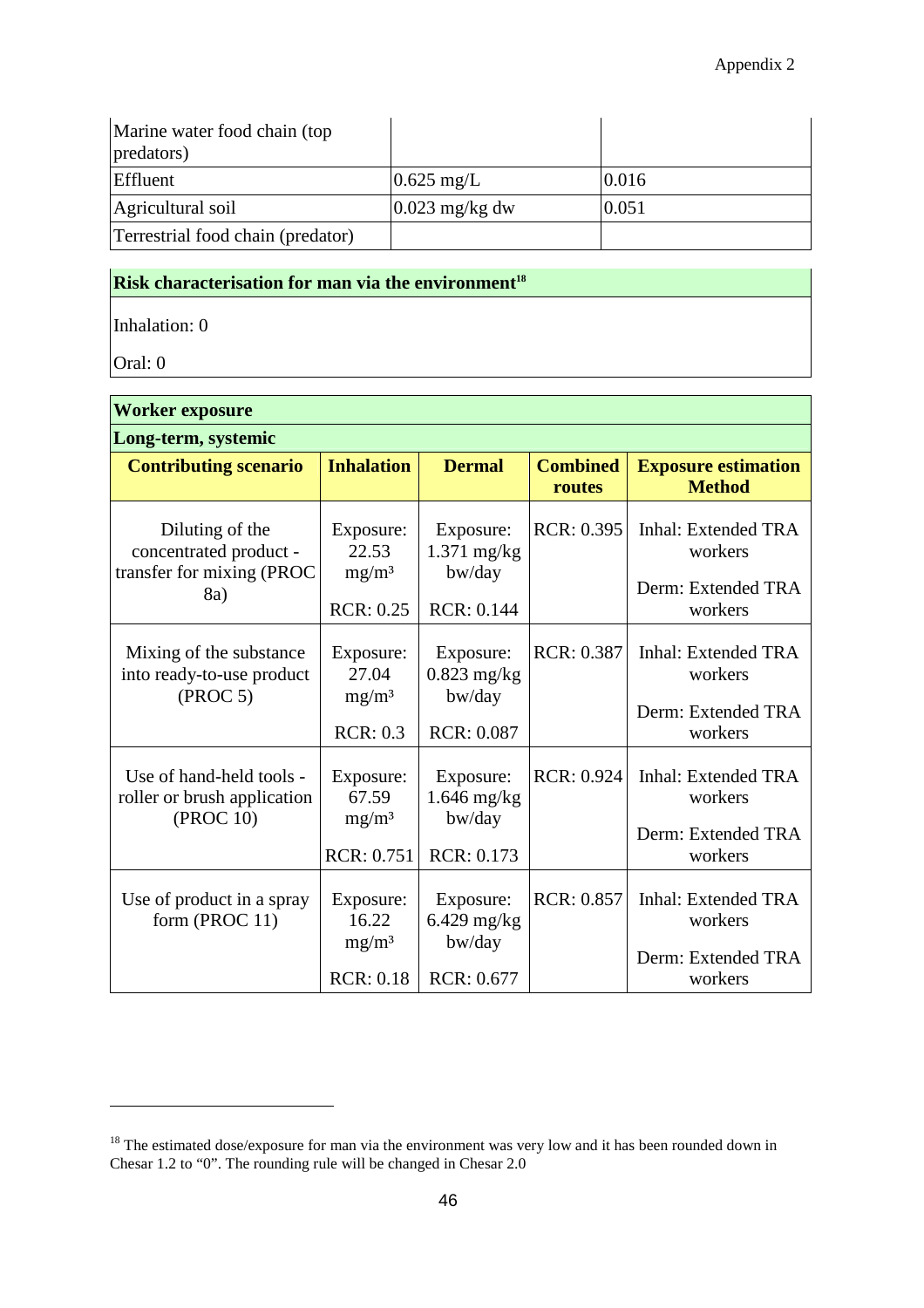| Marine water food chain (top predators) | | |
|---|---|---|
| Effluent | 0.625 mg/L | 0.016 |
| Agricultural soil | 0.023 mg/kg dw | 0.051 |
| Terrestrial food chain (predator) | | |

| **Risk characterisation for man via the environment**[18] |
|---|
| Inhalation: 0<br><br>Oral: 0 |

| **Worker exposure** | | | | |
|---|---|---|---|---|
| **Long-term, systemic** | | | | |
| **Contributing scenario** | **Inhalation** | **Dermal** | **Combined routes** | **Exposure estimation Method** |
| Diluting of the concentrated product - transfer for mixing (PROC 8a) | Exposure: 22.53 mg/m³<br><br>RCR: 0.25 | Exposure: 1.371 mg/kg bw/day<br><br>RCR: 0.144 | RCR: 0.395 | Inhal: Extended TRA workers<br><br>Derm: Extended TRA workers |
| Mixing of the substance into ready-to-use product (PROC 5) | Exposure: 27.04 mg/m³<br><br>RCR: 0.3 | Exposure: 0.823 mg/kg bw/day<br><br>RCR: 0.087 | RCR: 0.387 | Inhal: Extended TRA workers<br><br>Derm: Extended TRA workers |
| Use of hand-held tools - roller or brush application (PROC 10) | Exposure: 67.59 mg/m³<br><br>RCR: 0.751 | Exposure: 1.646 mg/kg bw/day<br><br>RCR: 0.173 | RCR: 0.924 | Inhal: Extended TRA workers<br><br>Derm: Extended TRA workers |
| Use of product in a spray form (PROC 11) | Exposure: 16.22 mg/m³<br><br>RCR: 0.18 | Exposure: 6.429 mg/kg bw/day<br><br>RCR: 0.677 | RCR: 0.857 | Inhal: Extended TRA workers<br><br>Derm: Extended TRA workers |

[18] The estimated dose/exposure for man via the environment was very low and it has been rounded down in Chesar 1.2 to "0". The rounding rule will be changed in Chesar 2.0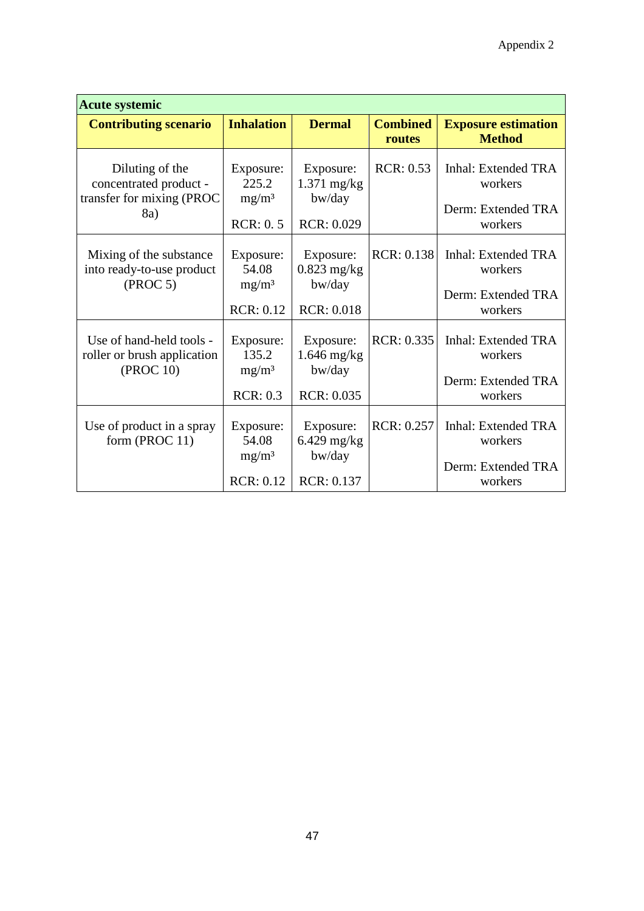| Acute systemic | | | | |
|---|---|---|---|---|
| **Contributing scenario** | **Inhalation** | **Dermal** | **Combined routes** | **Exposure estimation Method** |
| Diluting of the concentrated product - transfer for mixing (PROC 8a) | Exposure: 225.2 mg/m³<br><br>RCR: 0. 5 | Exposure: 1.371 mg/kg bw/day<br><br>RCR: 0.029 | RCR: 0.53 | Inhal: Extended TRA workers<br><br>Derm: Extended TRA workers |
| Mixing of the substance into ready-to-use product (PROC 5) | Exposure: 54.08 mg/m³<br><br>RCR: 0.12 | Exposure: 0.823 mg/kg bw/day<br><br>RCR: 0.018 | RCR: 0.138 | Inhal: Extended TRA workers<br><br>Derm: Extended TRA workers |
| Use of hand-held tools - roller or brush application (PROC 10) | Exposure: 135.2 mg/m³<br><br>RCR: 0.3 | Exposure: 1.646 mg/kg bw/day<br><br>RCR: 0.035 | RCR: 0.335 | Inhal: Extended TRA workers<br><br>Derm: Extended TRA workers |
| Use of product in a spray form (PROC 11) | Exposure: 54.08 mg/m³<br><br>RCR: 0.12 | Exposure: 6.429 mg/kg bw/day<br><br>RCR: 0.137 | RCR: 0.257 | Inhal: Extended TRA workers<br><br>Derm: Extended TRA workers |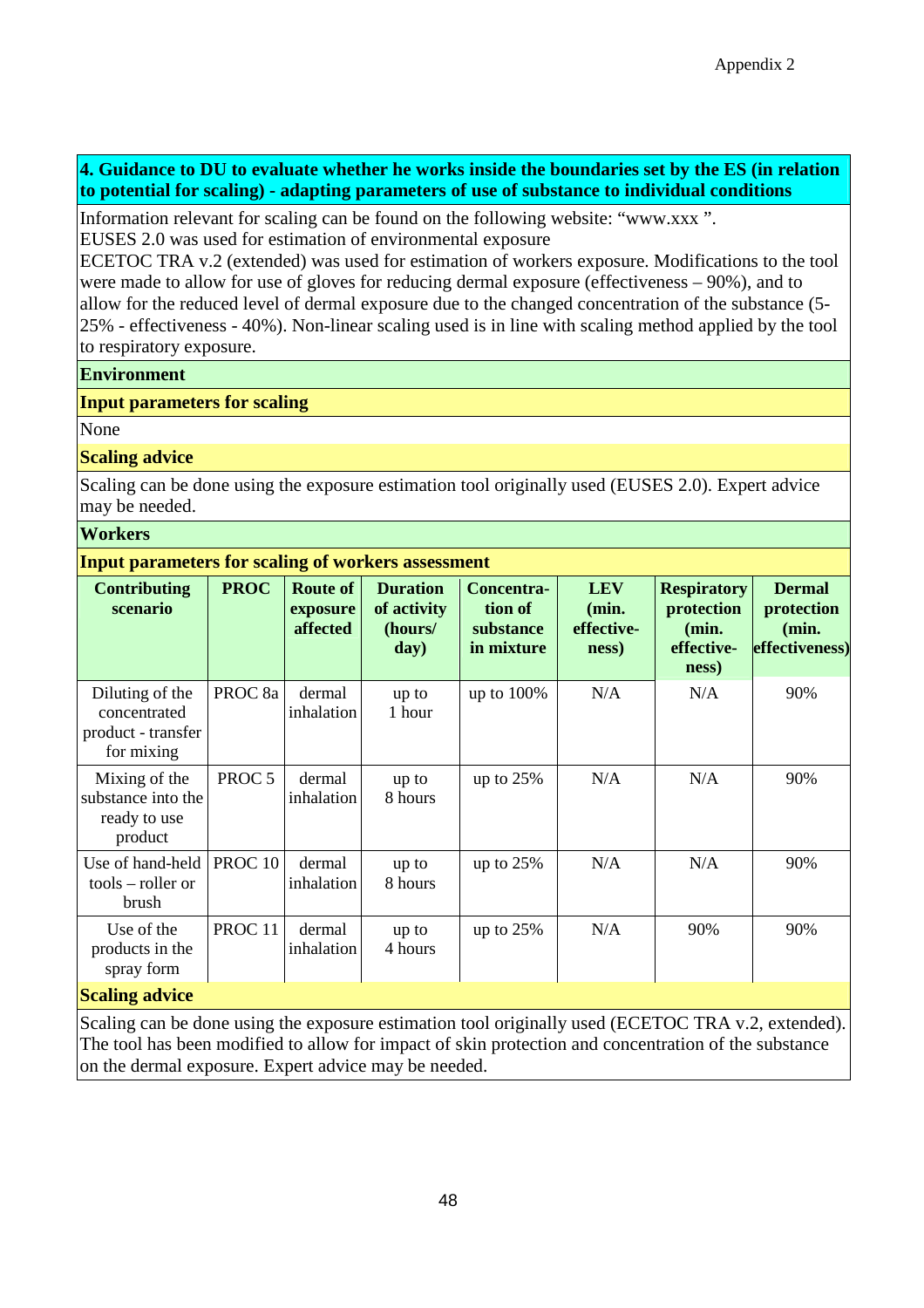## 4. Guidance to DU to evaluate whether he works inside the boundaries set by the ES (in relation to potential for scaling) - adapting parameters of use of substance to individual conditions

Information relevant for scaling can be found on the following website: “www.xxx ”.
EUSES 2.0 was used for estimation of environmental exposure
ECETOC TRA v.2 (extended) was used for estimation of workers exposure. Modifications to the tool were made to allow for use of gloves for reducing dermal exposure (effectiveness – 90%), and to allow for the reduced level of dermal exposure due to the changed concentration of the substance (5-25% - effectiveness - 40%). Non-linear scaling used is in line with scaling method applied by the tool to respiratory exposure.

### Environment

**Input parameters for scaling**

None

**Scaling advice**

Scaling can be done using the exposure estimation tool originally used (EUSES 2.0). Expert advice may be needed.

### Workers

**Input parameters for scaling of workers assessment**

| Contributing scenario | PROC | Route of exposure affected | Duration of activity (hours/ day) | Concentration of substance in mixture | LEV (min. effectiveness) | Respiratory protection (min. effectiveness) | Dermal protection (min. effectiveness) |
|---|---|---|---|---|---|---|---|
| Diluting of the concentrated product - transfer for mixing | PROC 8a | dermal inhalation | up to 1 hour | up to 100% | N/A | N/A | 90% |
| Mixing of the substance into the ready to use product | PROC 5 | dermal inhalation | up to 8 hours | up to 25% | N/A | N/A | 90% |
| Use of hand-held tools – roller or brush | PROC 10 | dermal inhalation | up to 8 hours | up to 25% | N/A | N/A | 90% |
| Use of the products in the spray form | PROC 11 | dermal inhalation | up to 4 hours | up to 25% | N/A | 90% | 90% |

**Scaling advice**

Scaling can be done using the exposure estimation tool originally used (ECETOC TRA v.2, extended). The tool has been modified to allow for impact of skin protection and concentration of the substance on the dermal exposure. Expert advice may be needed.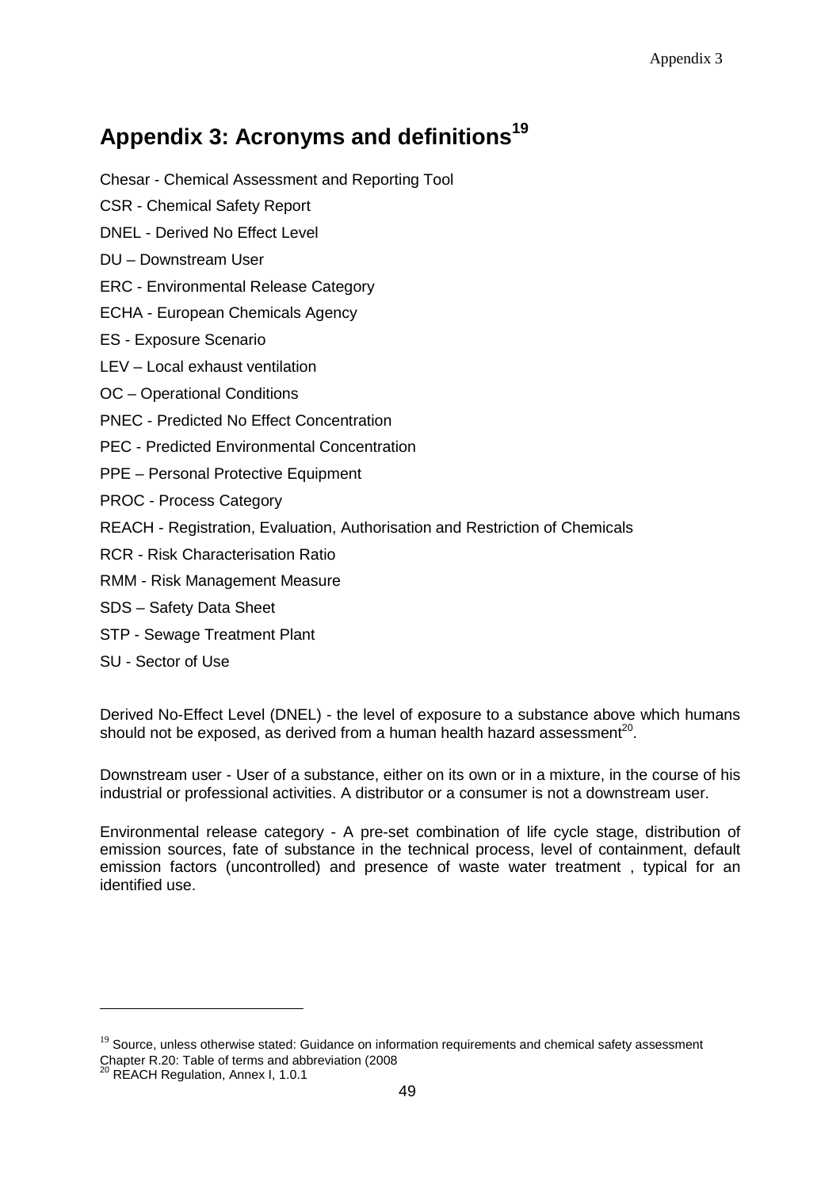# Appendix 3: Acronyms and definitions[19]

Chesar - Chemical Assessment and Reporting Tool

CSR - Chemical Safety Report

DNEL - Derived No Effect Level

DU – Downstream User

ERC - Environmental Release Category

ECHA - European Chemicals Agency

ES - Exposure Scenario

LEV – Local exhaust ventilation

OC – Operational Conditions

PNEC - Predicted No Effect Concentration

PEC - Predicted Environmental Concentration

PPE – Personal Protective Equipment

PROC - Process Category

REACH - Registration, Evaluation, Authorisation and Restriction of Chemicals

RCR - Risk Characterisation Ratio

RMM - Risk Management Measure

SDS – Safety Data Sheet

STP - Sewage Treatment Plant

SU - Sector of Use

Derived No-Effect Level (DNEL) - the level of exposure to a substance above which humans should not be exposed, as derived from a human health hazard assessment[20].

Downstream user - User of a substance, either on its own or in a mixture, in the course of his industrial or professional activities. A distributor or a consumer is not a downstream user.

Environmental release category - A pre-set combination of life cycle stage, distribution of emission sources, fate of substance in the technical process, level of containment, default emission factors (uncontrolled) and presence of waste water treatment , typical for an identified use.

---

[19] Source, unless otherwise stated: Guidance on information requirements and chemical safety assessment Chapter R.20: Table of terms and abbreviation (2008

[20] REACH Regulation, Annex I, 1.0.1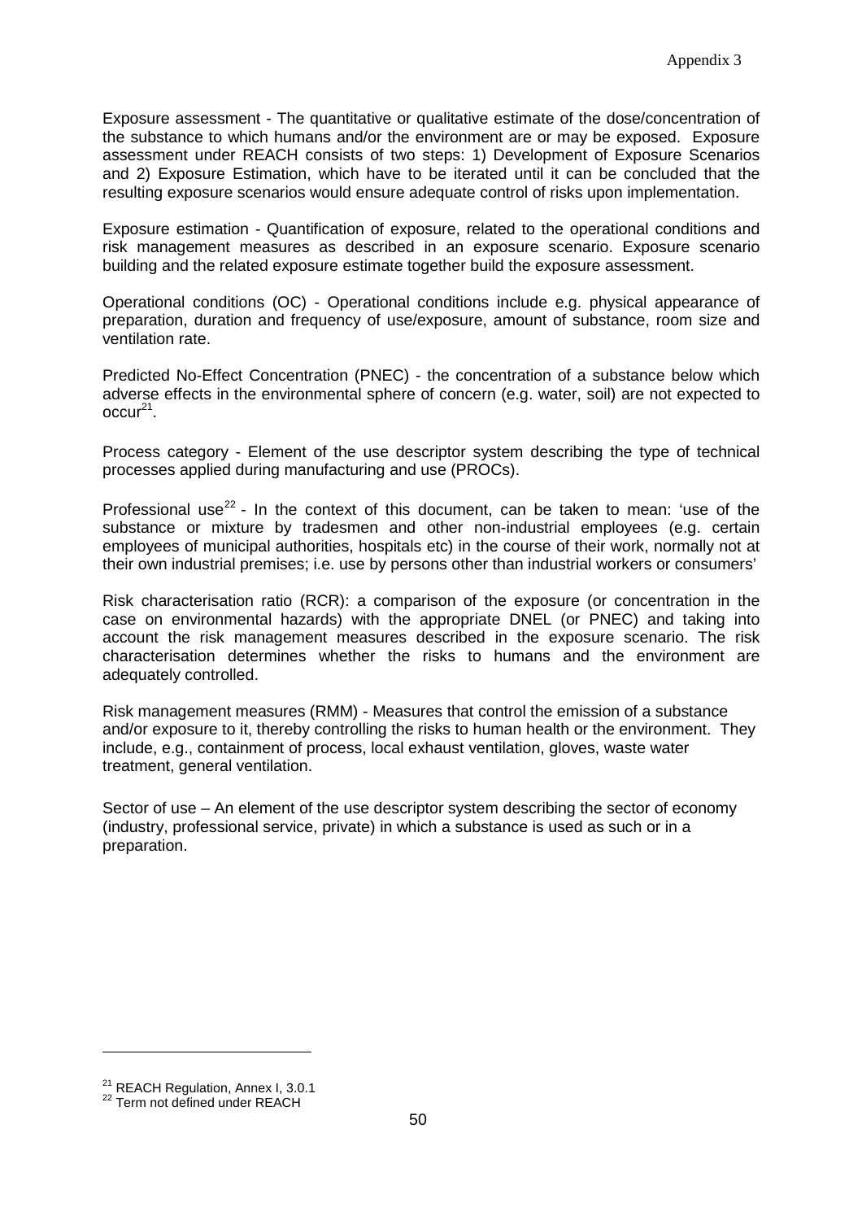Exposure assessment - The quantitative or qualitative estimate of the dose/concentration of the substance to which humans and/or the environment are or may be exposed. Exposure assessment under REACH consists of two steps: 1) Development of Exposure Scenarios and 2) Exposure Estimation, which have to be iterated until it can be concluded that the resulting exposure scenarios would ensure adequate control of risks upon implementation.

Exposure estimation - Quantification of exposure, related to the operational conditions and risk management measures as described in an exposure scenario. Exposure scenario building and the related exposure estimate together build the exposure assessment.

Operational conditions (OC) - Operational conditions include e.g. physical appearance of preparation, duration and frequency of use/exposure, amount of substance, room size and ventilation rate.

Predicted No-Effect Concentration (PNEC) - the concentration of a substance below which adverse effects in the environmental sphere of concern (e.g. water, soil) are not expected to occur[21].

Process category - Element of the use descriptor system describing the type of technical processes applied during manufacturing and use (PROCs).

Professional use[22] - In the context of this document, can be taken to mean: 'use of the substance or mixture by tradesmen and other non-industrial employees (e.g. certain employees of municipal authorities, hospitals etc) in the course of their work, normally not at their own industrial premises; i.e. use by persons other than industrial workers or consumers'

Risk characterisation ratio (RCR): a comparison of the exposure (or concentration in the case on environmental hazards) with the appropriate DNEL (or PNEC) and taking into account the risk management measures described in the exposure scenario. The risk characterisation determines whether the risks to humans and the environment are adequately controlled.

Risk management measures (RMM) - Measures that control the emission of a substance and/or exposure to it, thereby controlling the risks to human health or the environment. They include, e.g., containment of process, local exhaust ventilation, gloves, waste water treatment, general ventilation.

Sector of use – An element of the use descriptor system describing the sector of economy (industry, professional service, private) in which a substance is used as such or in a preparation.

---

[21] REACH Regulation, Annex I, 3.0.1

[22] Term not defined under REACH